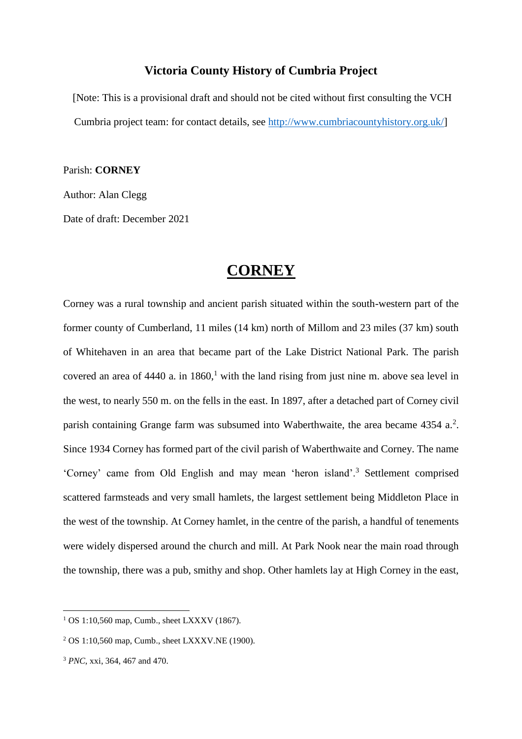**Victoria County History of Cumbria Project**

[Note: This is a provisional draft and should not be cited without first consulting the VCH Cumbria project team: for contact details, see http://www.cumbriacountyhistory.org.uk/]

Parish: **CORNEY**

Author: Alan Clegg

Date of draft: December 2021

# CORNEY

Corney was a rural township and ancient parish situated within the south-western part of the former county of Cumberland, 11 miles (14 km) north of Millom and 23 miles (37 km) south of Whitehaven in an area that became part of the Lake District National Park. The parish covered an area of 4440 a. in 1860,[1] with the land rising from just nine m. above sea level in the west, to nearly 550 m. on the fells in the east. In 1897, after a detached part of Corney civil parish containing Grange farm was subsumed into Waberthwaite, the area became 4354 a.[2]. Since 1934 Corney has formed part of the civil parish of Waberthwaite and Corney. The name 'Corney' came from Old English and may mean 'heron island'.[3] Settlement comprised scattered farmsteads and very small hamlets, the largest settlement being Middleton Place in the west of the township. At Corney hamlet, in the centre of the parish, a handful of tenements were widely dispersed around the church and mill. At Park Nook near the main road through the township, there was a pub, smithy and shop. Other hamlets lay at High Corney in the east,

---

[1] OS 1:10,560 map, Cumb., sheet LXXXV (1867).

[2] OS 1:10,560 map, Cumb., sheet LXXXV.NE (1900).

[3] *PNC*, xxi, 364, 467 and 470.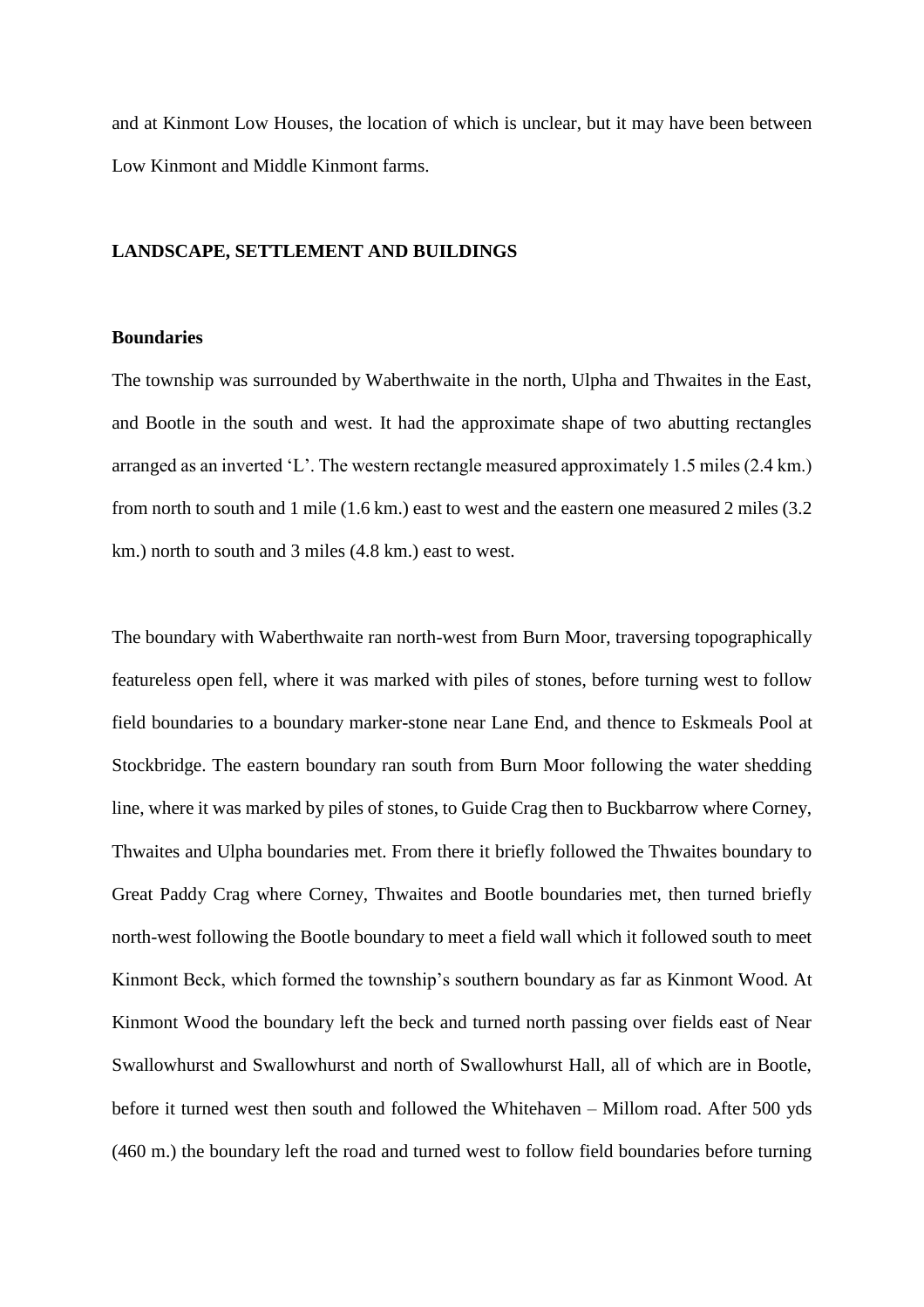and at Kinmont Low Houses, the location of which is unclear, but it may have been between Low Kinmont and Middle Kinmont farms.

## LANDSCAPE, SETTLEMENT AND BUILDINGS

### Boundaries

The township was surrounded by Waberthwaite in the north, Ulpha and Thwaites in the East, and Bootle in the south and west. It had the approximate shape of two abutting rectangles arranged as an inverted 'L'. The western rectangle measured approximately 1.5 miles (2.4 km.) from north to south and 1 mile (1.6 km.) east to west and the eastern one measured 2 miles (3.2 km.) north to south and 3 miles (4.8 km.) east to west.

The boundary with Waberthwaite ran north-west from Burn Moor, traversing topographically featureless open fell, where it was marked with piles of stones, before turning west to follow field boundaries to a boundary marker-stone near Lane End, and thence to Eskmeals Pool at Stockbridge. The eastern boundary ran south from Burn Moor following the water shedding line, where it was marked by piles of stones, to Guide Crag then to Buckbarrow where Corney, Thwaites and Ulpha boundaries met. From there it briefly followed the Thwaites boundary to Great Paddy Crag where Corney, Thwaites and Bootle boundaries met, then turned briefly north-west following the Bootle boundary to meet a field wall which it followed south to meet Kinmont Beck, which formed the township's southern boundary as far as Kinmont Wood. At Kinmont Wood the boundary left the beck and turned north passing over fields east of Near Swallowhurst and Swallowhurst and north of Swallowhurst Hall, all of which are in Bootle, before it turned west then south and followed the Whitehaven – Millom road. After 500 yds (460 m.) the boundary left the road and turned west to follow field boundaries before turning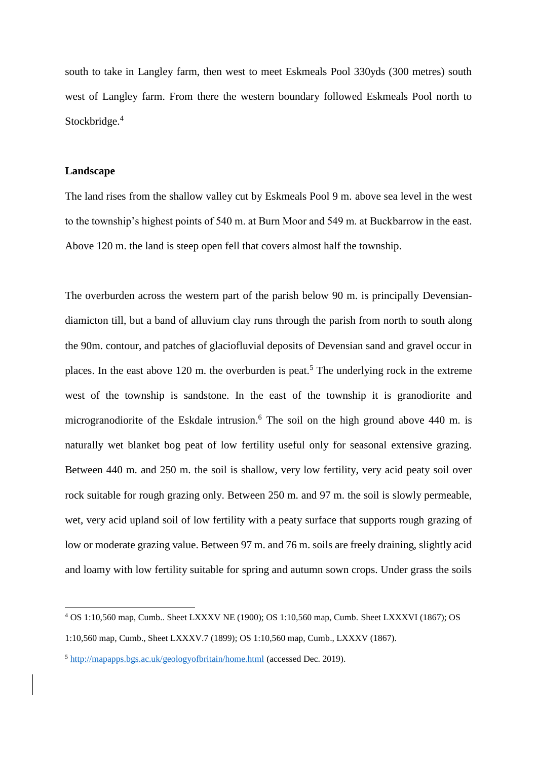south to take in Langley farm, then west to meet Eskmeals Pool 330yds (300 metres) south west of Langley farm. From there the western boundary followed Eskmeals Pool north to Stockbridge.[4]

**Landscape**

The land rises from the shallow valley cut by Eskmeals Pool 9 m. above sea level in the west to the township's highest points of 540 m. at Burn Moor and 549 m. at Buckbarrow in the east. Above 120 m. the land is steep open fell that covers almost half the township.

The overburden across the western part of the parish below 90 m. is principally Devensian-diamicton till, but a band of alluvium clay runs through the parish from north to south along the 90m. contour, and patches of glaciofluvial deposits of Devensian sand and gravel occur in places. In the east above 120 m. the overburden is peat.[5] The underlying rock in the extreme west of the township is sandstone. In the east of the township it is granodiorite and microgranodiorite of the Eskdale intrusion.[6] The soil on the high ground above 440 m. is naturally wet blanket bog peat of low fertility useful only for seasonal extensive grazing. Between 440 m. and 250 m. the soil is shallow, very low fertility, very acid peaty soil over rock suitable for rough grazing only. Between 250 m. and 97 m. the soil is slowly permeable, wet, very acid upland soil of low fertility with a peaty surface that supports rough grazing of low or moderate grazing value. Between 97 m. and 76 m. soils are freely draining, slightly acid and loamy with low fertility suitable for spring and autumn sown crops. Under grass the soils

---

[4] OS 1:10,560 map, Cumb.. Sheet LXXXV NE (1900); OS 1:10,560 map, Cumb. Sheet LXXXVI (1867); OS 1:10,560 map, Cumb., Sheet LXXXV.7 (1899); OS 1:10,560 map, Cumb., LXXXV (1867).

[5] http://mapapps.bgs.ac.uk/geologyofbritain/home.html (accessed Dec. 2019).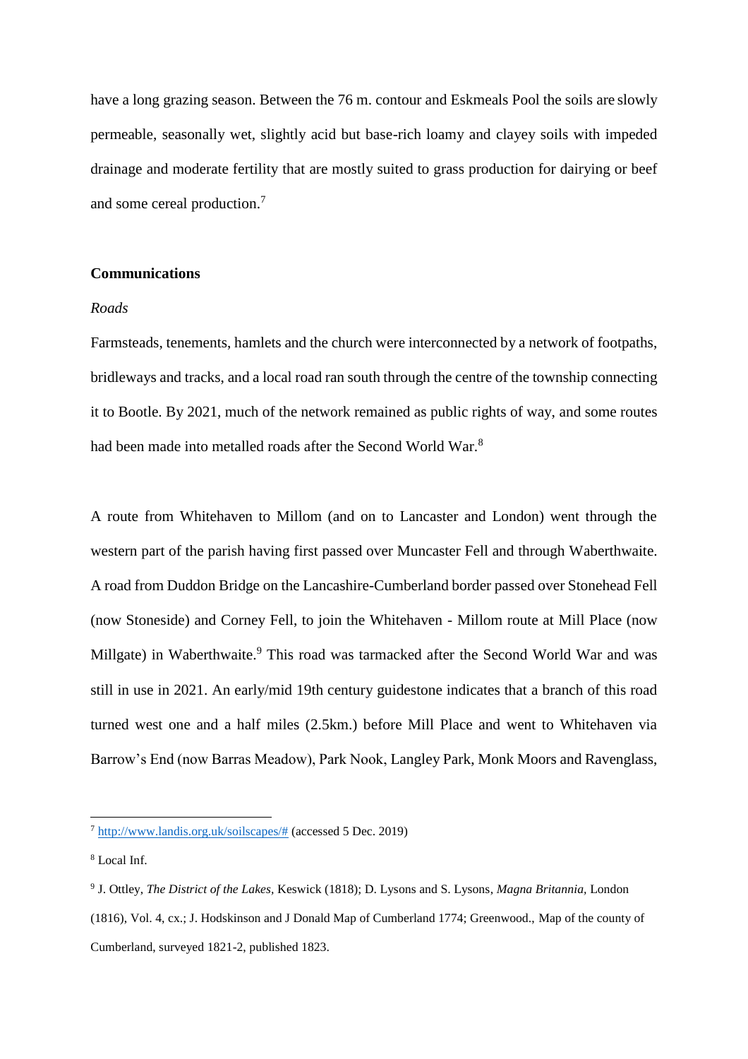have a long grazing season. Between the 76 m. contour and Eskmeals Pool the soils are slowly permeable, seasonally wet, slightly acid but base-rich loamy and clayey soils with impeded drainage and moderate fertility that are mostly suited to grass production for dairying or beef and some cereal production.[7]

## Communications

### *Roads*

Farmsteads, tenements, hamlets and the church were interconnected by a network of footpaths, bridleways and tracks, and a local road ran south through the centre of the township connecting it to Bootle. By 2021, much of the network remained as public rights of way, and some routes had been made into metalled roads after the Second World War.[8]

A route from Whitehaven to Millom (and on to Lancaster and London) went through the western part of the parish having first passed over Muncaster Fell and through Waberthwaite. A road from Duddon Bridge on the Lancashire-Cumberland border passed over Stonehead Fell (now Stoneside) and Corney Fell, to join the Whitehaven - Millom route at Mill Place (now Millgate) in Waberthwaite.[9] This road was tarmacked after the Second World War and was still in use in 2021. An early/mid 19th century guidestone indicates that a branch of this road turned west one and a half miles (2.5km.) before Mill Place and went to Whitehaven via Barrow's End (now Barras Meadow), Park Nook, Langley Park, Monk Moors and Ravenglass,

---

[7] http://www.landis.org.uk/soilscapes/# (accessed 5 Dec. 2019)

[8] Local Inf.

[9] J. Ottley, *The District of the Lakes*, Keswick (1818); D. Lysons and S. Lysons, *Magna Britannia*, London (1816), Vol. 4, cx.; J. Hodskinson and J Donald Map of Cumberland 1774; Greenwood., Map of the county of Cumberland, surveyed 1821-2, published 1823.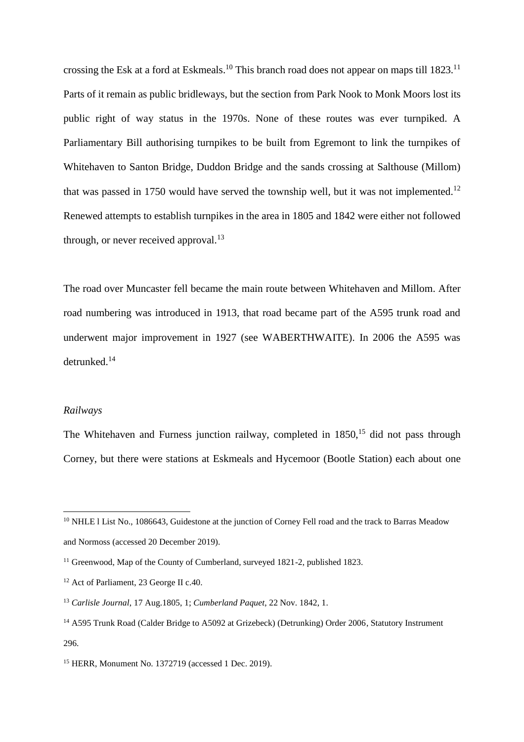crossing the Esk at a ford at Eskmeals.[10] This branch road does not appear on maps till 1823.[11] Parts of it remain as public bridleways, but the section from Park Nook to Monk Moors lost its public right of way status in the 1970s. None of these routes was ever turnpiked. A Parliamentary Bill authorising turnpikes to be built from Egremont to link the turnpikes of Whitehaven to Santon Bridge, Duddon Bridge and the sands crossing at Salthouse (Millom) that was passed in 1750 would have served the township well, but it was not implemented.[12] Renewed attempts to establish turnpikes in the area in 1805 and 1842 were either not followed through, or never received approval.[13]

The road over Muncaster fell became the main route between Whitehaven and Millom. After road numbering was introduced in 1913, that road became part of the A595 trunk road and underwent major improvement in 1927 (see WABERTHWAITE). In 2006 the A595 was detrunked.[14]

*Railways*

The Whitehaven and Furness junction railway, completed in 1850,[15] did not pass through Corney, but there were stations at Eskmeals and Hycemoor (Bootle Station) each about one

---

[10] NHLE l List No., 1086643, Guidestone at the junction of Corney Fell road and the track to Barras Meadow and Normoss (accessed 20 December 2019).

[11] Greenwood, Map of the County of Cumberland, surveyed 1821-2, published 1823.

[12] Act of Parliament, 23 George II c.40.

[13] *Carlisle Journal*, 17 Aug.1805, 1; *Cumberland Paquet*, 22 Nov. 1842, 1.

[14] A595 Trunk Road (Calder Bridge to A5092 at Grizebeck) (Detrunking) Order 2006, Statutory Instrument 296.

[15] HERR, Monument No. 1372719 (accessed 1 Dec. 2019).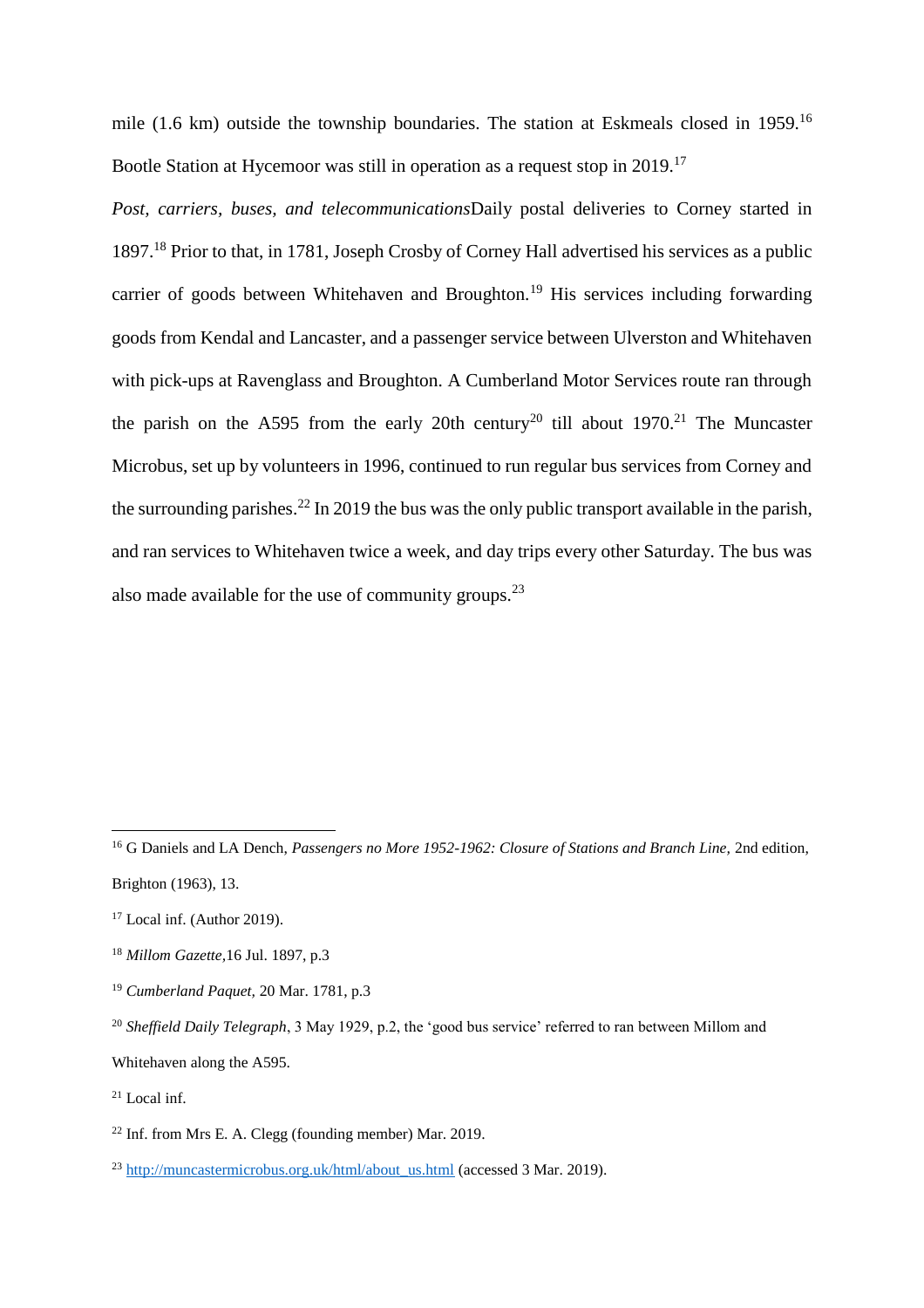mile (1.6 km) outside the township boundaries. The station at Eskmeals closed in 1959.[16] Bootle Station at Hycemoor was still in operation as a request stop in 2019.[17]

*Post, carriers, buses, and telecommunications*Daily postal deliveries to Corney started in 1897.[18] Prior to that, in 1781, Joseph Crosby of Corney Hall advertised his services as a public carrier of goods between Whitehaven and Broughton.[19] His services including forwarding goods from Kendal and Lancaster, and a passenger service between Ulverston and Whitehaven with pick-ups at Ravenglass and Broughton. A Cumberland Motor Services route ran through the parish on the A595 from the early 20th century[20] till about 1970.[21] The Muncaster Microbus, set up by volunteers in 1996, continued to run regular bus services from Corney and the surrounding parishes.[22] In 2019 the bus was the only public transport available in the parish, and ran services to Whitehaven twice a week, and day trips every other Saturday. The bus was also made available for the use of community groups.[23]

---

[16] G Daniels and LA Dench, *Passengers no More 1952-1962: Closure of Stations and Branch Line,* 2nd edition, Brighton (1963), 13.

[17] Local inf. (Author 2019).

[18] *Millom Gazette,*16 Jul. 1897, p.3

[19] *Cumberland Paquet,* 20 Mar. 1781, p.3

[20] *Sheffield Daily Telegraph*, 3 May 1929, p.2, the 'good bus service' referred to ran between Millom and Whitehaven along the A595.

[21] Local inf.

[22] Inf. from Mrs E. A. Clegg (founding member) Mar. 2019.

[23] http://muncastermicrobus.org.uk/html/about_us.html (accessed 3 Mar. 2019).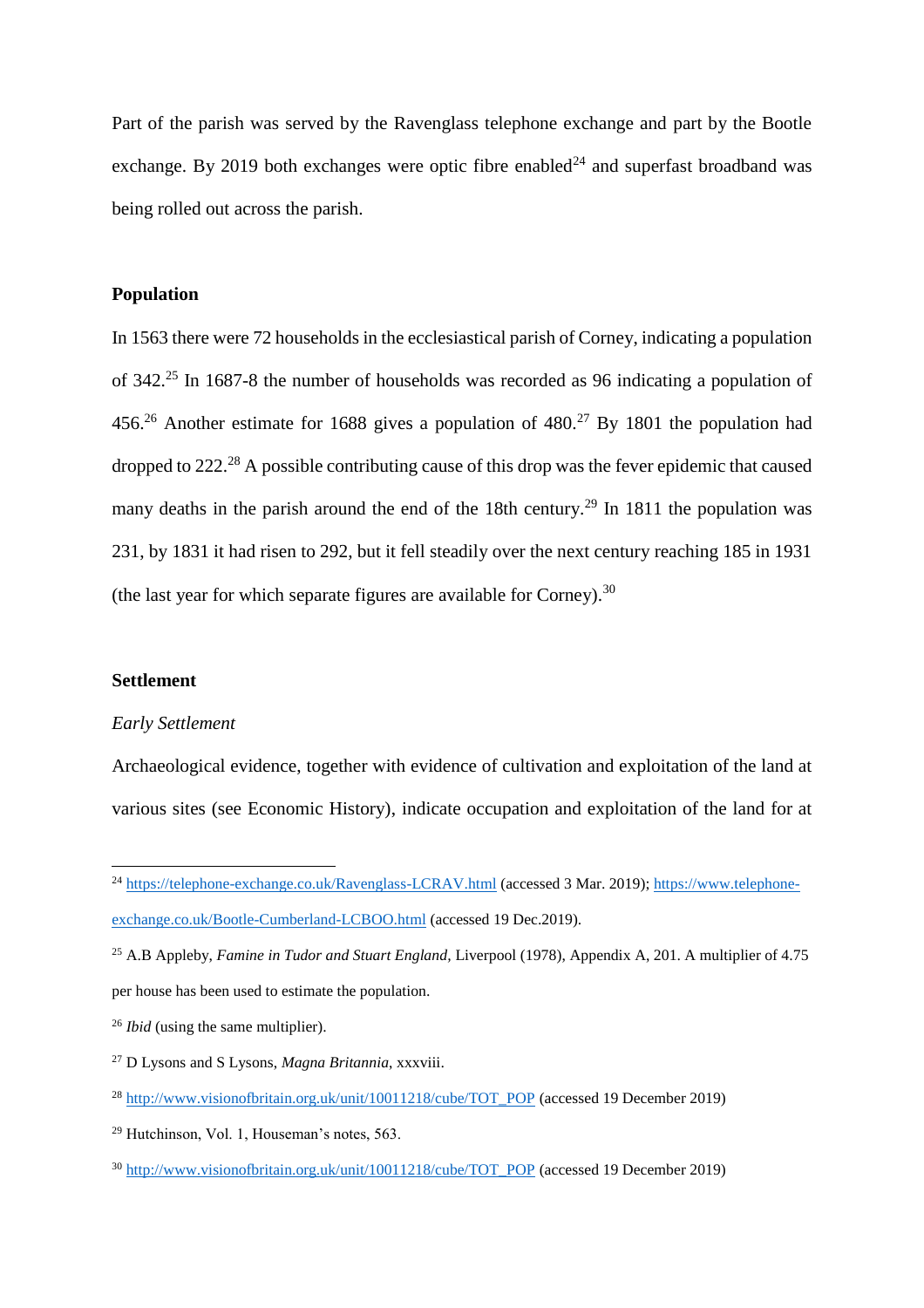Part of the parish was served by the Ravenglass telephone exchange and part by the Bootle exchange. By 2019 both exchanges were optic fibre enabled[24] and superfast broadband was being rolled out across the parish.

**Population**

In 1563 there were 72 households in the ecclesiastical parish of Corney, indicating a population of 342.[25] In 1687-8 the number of households was recorded as 96 indicating a population of 456.[26] Another estimate for 1688 gives a population of 480.[27] By 1801 the population had dropped to 222.[28] A possible contributing cause of this drop was the fever epidemic that caused many deaths in the parish around the end of the 18th century.[29] In 1811 the population was 231, by 1831 it had risen to 292, but it fell steadily over the next century reaching 185 in 1931 (the last year for which separate figures are available for Corney).[30]

**Settlement**

*Early Settlement*

Archaeological evidence, together with evidence of cultivation and exploitation of the land at various sites (see Economic History), indicate occupation and exploitation of the land for at

---

[24] https://telephone-exchange.co.uk/Ravenglass-LCRAV.html (accessed 3 Mar. 2019); https://www.telephone-exchange.co.uk/Bootle-Cumberland-LCBOO.html (accessed 19 Dec.2019).

[25] A.B Appleby, *Famine in Tudor and Stuart England*, Liverpool (1978), Appendix A, 201. A multiplier of 4.75 per house has been used to estimate the population.

[26] *Ibid* (using the same multiplier).

[27] D Lysons and S Lysons, *Magna Britannia*, xxxviii.

[28] http://www.visionofbritain.org.uk/unit/10011218/cube/TOT_POP (accessed 19 December 2019)

[29] Hutchinson, Vol. 1, Houseman's notes, 563.

[30] http://www.visionofbritain.org.uk/unit/10011218/cube/TOT_POP (accessed 19 December 2019)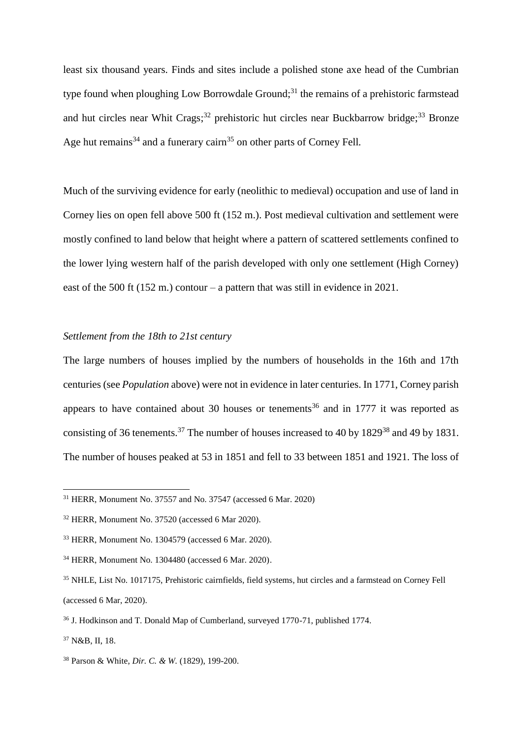least six thousand years. Finds and sites include a polished stone axe head of the Cumbrian type found when ploughing Low Borrowdale Ground;[31] the remains of a prehistoric farmstead and hut circles near Whit Crags;[32] prehistoric hut circles near Buckbarrow bridge;[33] Bronze Age hut remains[34] and a funerary cairn[35] on other parts of Corney Fell.

Much of the surviving evidence for early (neolithic to medieval) occupation and use of land in Corney lies on open fell above 500 ft (152 m.). Post medieval cultivation and settlement were mostly confined to land below that height where a pattern of scattered settlements confined to the lower lying western half of the parish developed with only one settlement (High Corney) east of the 500 ft (152 m.) contour – a pattern that was still in evidence in 2021.

*Settlement from the 18th to 21st century*

The large numbers of houses implied by the numbers of households in the 16th and 17th centuries (see *Population* above) were not in evidence in later centuries. In 1771, Corney parish appears to have contained about 30 houses or tenements[36] and in 1777 it was reported as consisting of 36 tenements.[37] The number of houses increased to 40 by 1829[38] and 49 by 1831. The number of houses peaked at 53 in 1851 and fell to 33 between 1851 and 1921. The loss of

---

[31] HERR, Monument No. 37557 and No. 37547 (accessed 6 Mar. 2020)

[32] HERR, Monument No. 37520 (accessed 6 Mar 2020).

[33] HERR, Monument No. 1304579 (accessed 6 Mar. 2020).

[34] HERR, Monument No. 1304480 (accessed 6 Mar. 2020).

[35] NHLE, List No. 1017175, Prehistoric cairnfields, field systems, hut circles and a farmstead on Corney Fell (accessed 6 Mar, 2020).

[36] J. Hodkinson and T. Donald Map of Cumberland, surveyed 1770-71, published 1774.

[37] N&B, II, 18.

[38] Parson & White, *Dir. C. & W.* (1829), 199-200.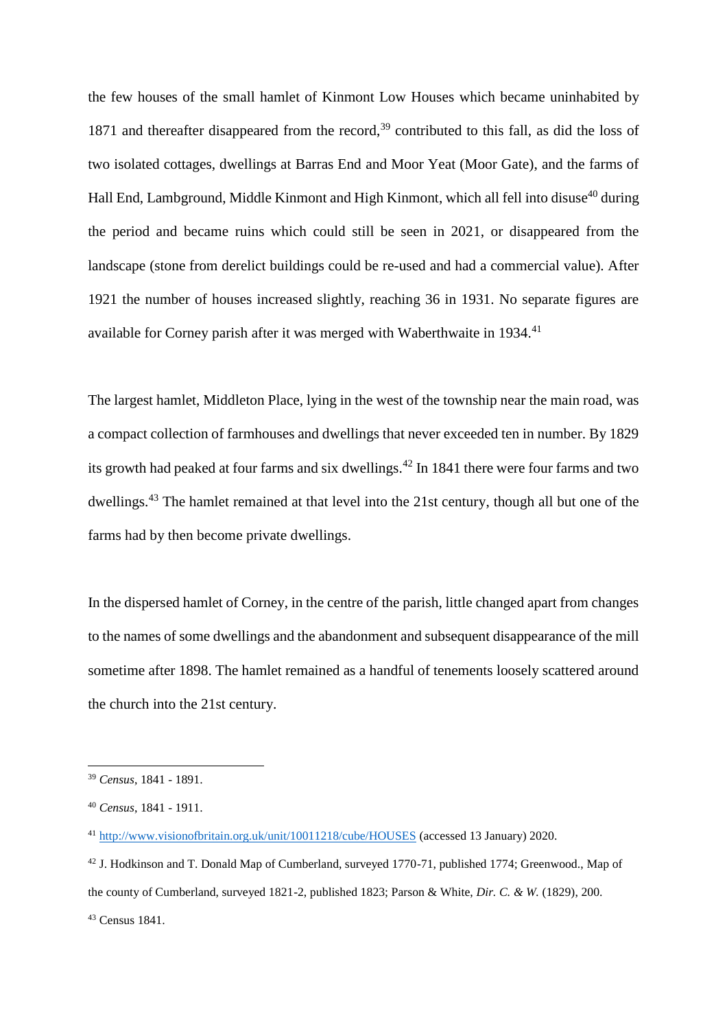the few houses of the small hamlet of Kinmont Low Houses which became uninhabited by 1871 and thereafter disappeared from the record,[39] contributed to this fall, as did the loss of two isolated cottages, dwellings at Barras End and Moor Yeat (Moor Gate), and the farms of Hall End, Lambground, Middle Kinmont and High Kinmont, which all fell into disuse[40] during the period and became ruins which could still be seen in 2021, or disappeared from the landscape (stone from derelict buildings could be re-used and had a commercial value). After 1921 the number of houses increased slightly, reaching 36 in 1931. No separate figures are available for Corney parish after it was merged with Waberthwaite in 1934.[41]

The largest hamlet, Middleton Place, lying in the west of the township near the main road, was a compact collection of farmhouses and dwellings that never exceeded ten in number. By 1829 its growth had peaked at four farms and six dwellings.[42] In 1841 there were four farms and two dwellings.[43] The hamlet remained at that level into the 21st century, though all but one of the farms had by then become private dwellings.

In the dispersed hamlet of Corney, in the centre of the parish, little changed apart from changes to the names of some dwellings and the abandonment and subsequent disappearance of the mill sometime after 1898. The hamlet remained as a handful of tenements loosely scattered around the church into the 21st century.

---

[39] *Census*, 1841 - 1891.

[40] *Census*, 1841 - 1911.

[41] http://www.visionofbritain.org.uk/unit/10011218/cube/HOUSES (accessed 13 January) 2020.

[42] J. Hodkinson and T. Donald Map of Cumberland, surveyed 1770-71, published 1774; Greenwood., Map of the county of Cumberland, surveyed 1821-2, published 1823; Parson & White, *Dir. C. & W.* (1829), 200.

[43] Census 1841.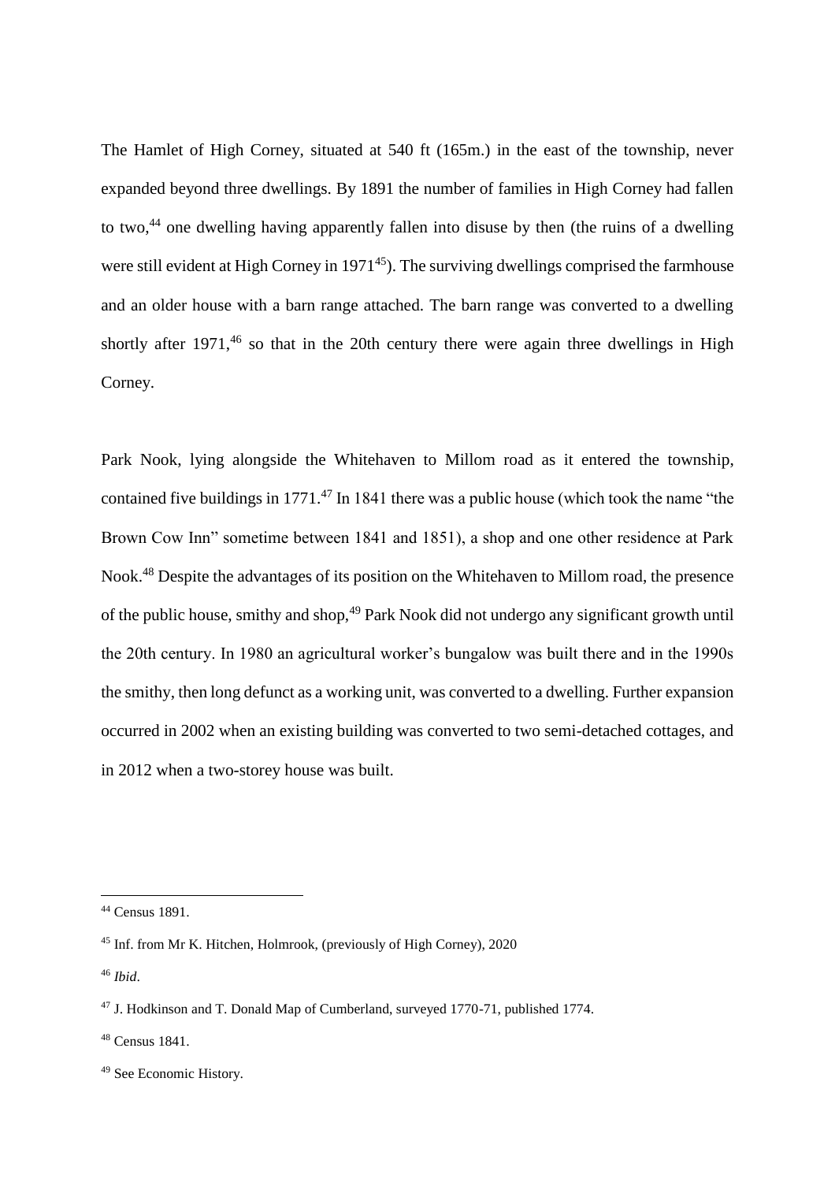The Hamlet of High Corney, situated at 540 ft (165m.) in the east of the township, never expanded beyond three dwellings. By 1891 the number of families in High Corney had fallen to two,[44] one dwelling having apparently fallen into disuse by then (the ruins of a dwelling were still evident at High Corney in 1971[45]). The surviving dwellings comprised the farmhouse and an older house with a barn range attached. The barn range was converted to a dwelling shortly after 1971,[46] so that in the 20th century there were again three dwellings in High Corney.

Park Nook, lying alongside the Whitehaven to Millom road as it entered the township, contained five buildings in 1771.[47] In 1841 there was a public house (which took the name "the Brown Cow Inn" sometime between 1841 and 1851), a shop and one other residence at Park Nook.[48] Despite the advantages of its position on the Whitehaven to Millom road, the presence of the public house, smithy and shop,[49] Park Nook did not undergo any significant growth until the 20th century. In 1980 an agricultural worker's bungalow was built there and in the 1990s the smithy, then long defunct as a working unit, was converted to a dwelling. Further expansion occurred in 2002 when an existing building was converted to two semi-detached cottages, and in 2012 when a two-storey house was built.

---

[44] Census 1891.

[45] Inf. from Mr K. Hitchen, Holmrook, (previously of High Corney), 2020

[46] *Ibid*.

[47] J. Hodkinson and T. Donald Map of Cumberland, surveyed 1770-71, published 1774.

[48] Census 1841.

[49] See Economic History.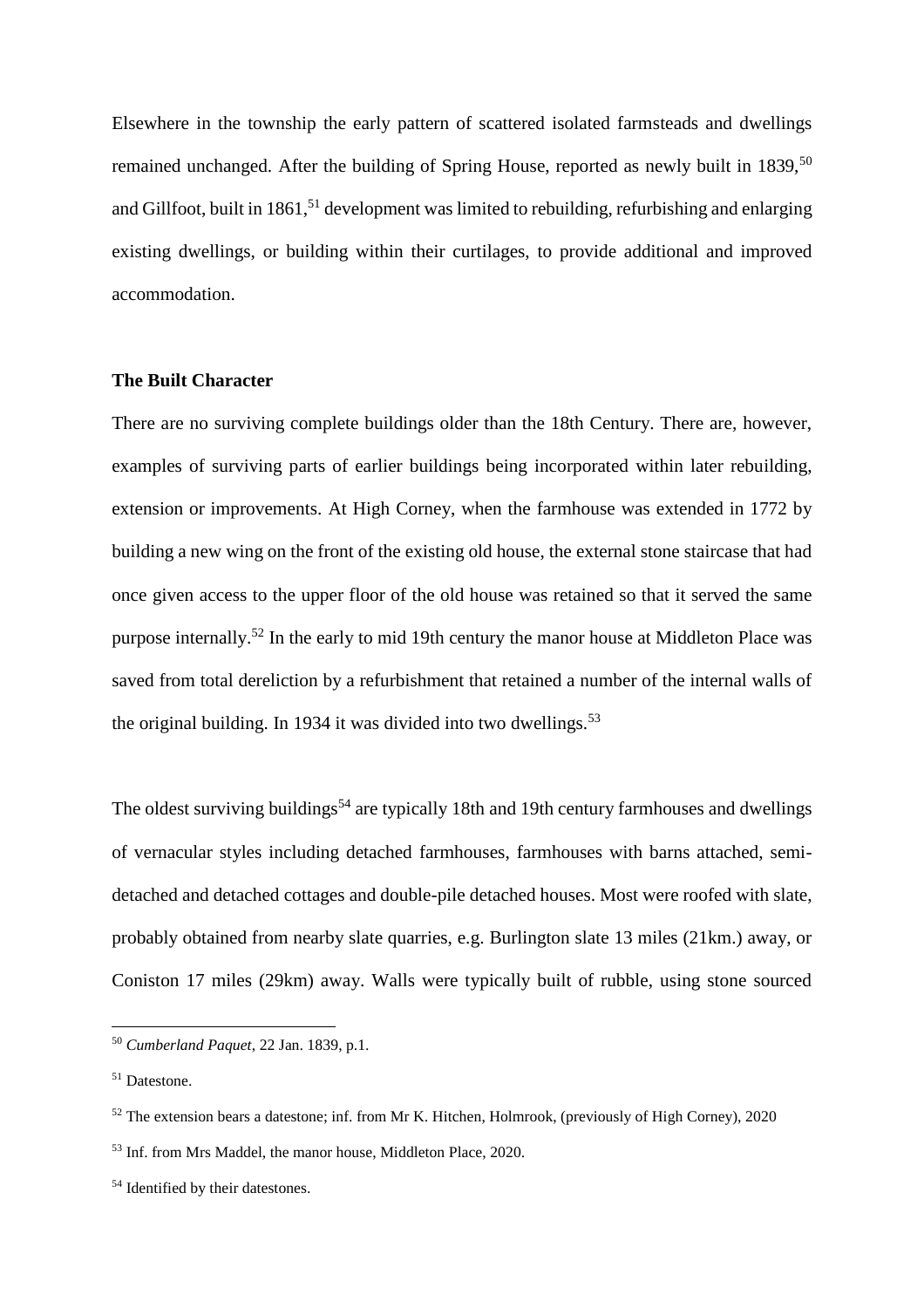Elsewhere in the township the early pattern of scattered isolated farmsteads and dwellings remained unchanged. After the building of Spring House, reported as newly built in 1839,[50] and Gillfoot, built in 1861,[51] development was limited to rebuilding, refurbishing and enlarging existing dwellings, or building within their curtilages, to provide additional and improved accommodation.

**The Built Character**

There are no surviving complete buildings older than the 18th Century. There are, however, examples of surviving parts of earlier buildings being incorporated within later rebuilding, extension or improvements. At High Corney, when the farmhouse was extended in 1772 by building a new wing on the front of the existing old house, the external stone staircase that had once given access to the upper floor of the old house was retained so that it served the same purpose internally.[52] In the early to mid 19th century the manor house at Middleton Place was saved from total dereliction by a refurbishment that retained a number of the internal walls of the original building. In 1934 it was divided into two dwellings.[53]

The oldest surviving buildings[54] are typically 18th and 19th century farmhouses and dwellings of vernacular styles including detached farmhouses, farmhouses with barns attached, semi-detached and detached cottages and double-pile detached houses. Most were roofed with slate, probably obtained from nearby slate quarries, e.g. Burlington slate 13 miles (21km.) away, or Coniston 17 miles (29km) away. Walls were typically built of rubble, using stone sourced

---

[50] *Cumberland Paquet*, 22 Jan. 1839, p.1.

[51] Datestone.

[52] The extension bears a datestone; inf. from Mr K. Hitchen, Holmrook, (previously of High Corney), 2020

[53] Inf. from Mrs Maddel, the manor house, Middleton Place, 2020.

[54] Identified by their datestones.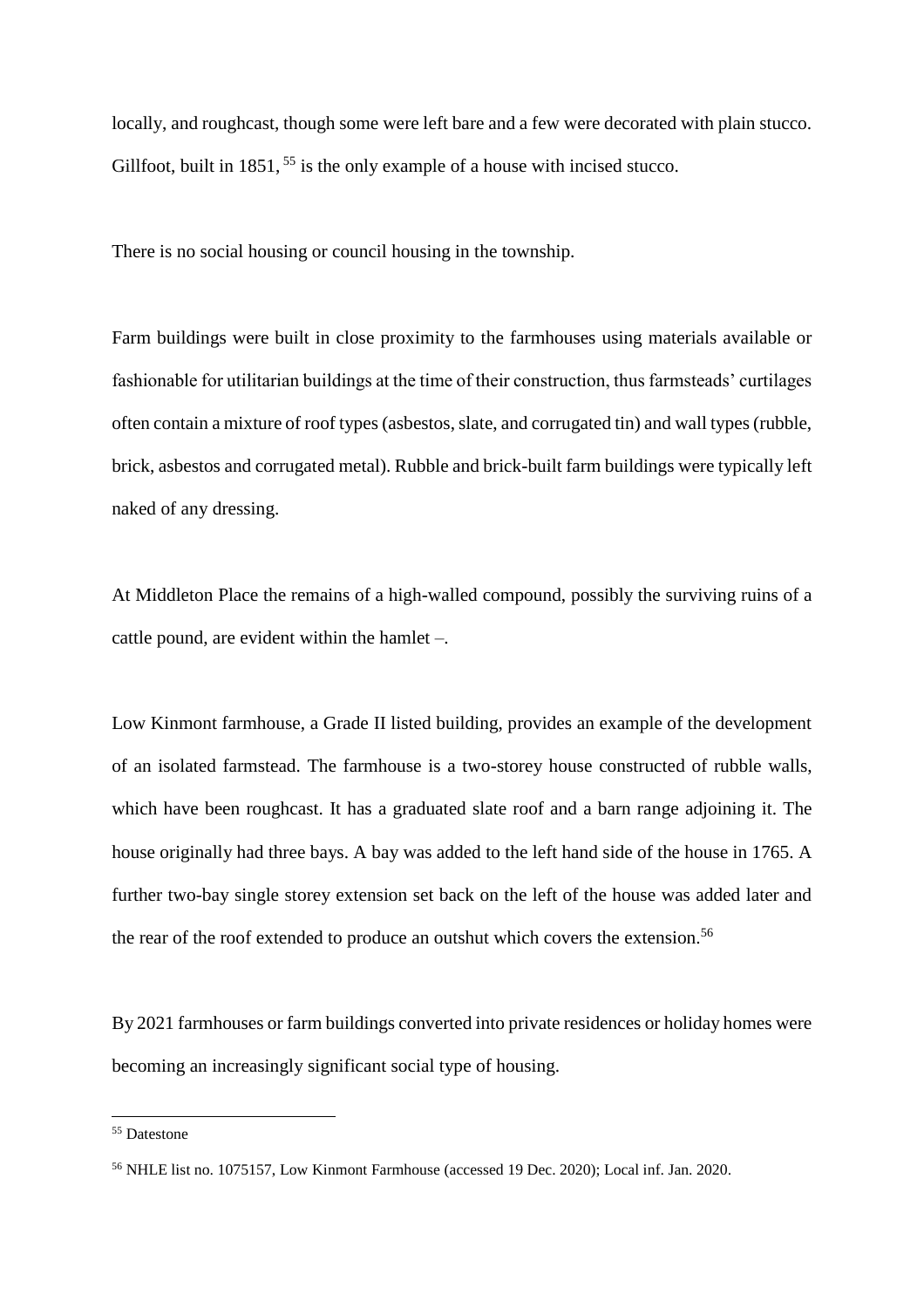locally, and roughcast, though some were left bare and a few were decorated with plain stucco. Gillfoot, built in 1851, [55] is the only example of a house with incised stucco.

There is no social housing or council housing in the township.

Farm buildings were built in close proximity to the farmhouses using materials available or fashionable for utilitarian buildings at the time of their construction, thus farmsteads' curtilages often contain a mixture of roof types (asbestos, slate, and corrugated tin) and wall types (rubble, brick, asbestos and corrugated metal). Rubble and brick-built farm buildings were typically left naked of any dressing.

At Middleton Place the remains of a high-walled compound, possibly the surviving ruins of a cattle pound, are evident within the hamlet –.

Low Kinmont farmhouse, a Grade II listed building, provides an example of the development of an isolated farmstead. The farmhouse is a two-storey house constructed of rubble walls, which have been roughcast. It has a graduated slate roof and a barn range adjoining it. The house originally had three bays. A bay was added to the left hand side of the house in 1765. A further two-bay single storey extension set back on the left of the house was added later and the rear of the roof extended to produce an outshut which covers the extension.[56]

By 2021 farmhouses or farm buildings converted into private residences or holiday homes were becoming an increasingly significant social type of housing.

---

[55] Datestone

[56] NHLE list no. 1075157, Low Kinmont Farmhouse (accessed 19 Dec. 2020); Local inf. Jan. 2020.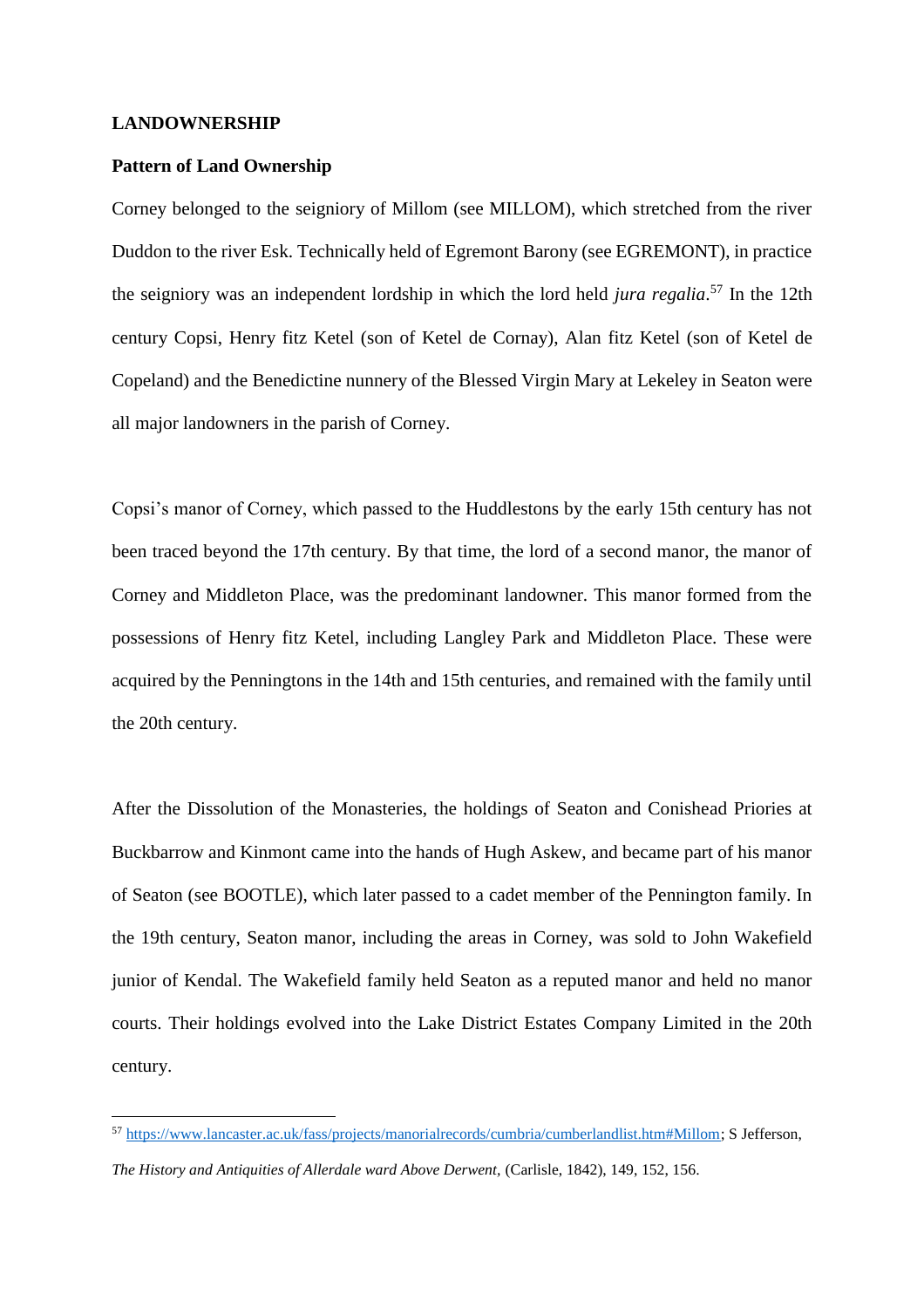## LANDOWNERSHIP

### Pattern of Land Ownership

Corney belonged to the seigniory of Millom (see MILLOM), which stretched from the river Duddon to the river Esk. Technically held of Egremont Barony (see EGREMONT), in practice the seigniory was an independent lordship in which the lord held *jura regalia*.[57] In the 12th century Copsi, Henry fitz Ketel (son of Ketel de Cornay), Alan fitz Ketel (son of Ketel de Copeland) and the Benedictine nunnery of the Blessed Virgin Mary at Lekeley in Seaton were all major landowners in the parish of Corney.

Copsi's manor of Corney, which passed to the Huddlestons by the early 15th century has not been traced beyond the 17th century. By that time, the lord of a second manor, the manor of Corney and Middleton Place, was the predominant landowner. This manor formed from the possessions of Henry fitz Ketel, including Langley Park and Middleton Place. These were acquired by the Penningtons in the 14th and 15th centuries, and remained with the family until the 20th century.

After the Dissolution of the Monasteries, the holdings of Seaton and Conishead Priories at Buckbarrow and Kinmont came into the hands of Hugh Askew, and became part of his manor of Seaton (see BOOTLE), which later passed to a cadet member of the Pennington family. In the 19th century, Seaton manor, including the areas in Corney, was sold to John Wakefield junior of Kendal. The Wakefield family held Seaton as a reputed manor and held no manor courts. Their holdings evolved into the Lake District Estates Company Limited in the 20th century.

---

[57] https://www.lancaster.ac.uk/fass/projects/manorialrecords/cumbria/cumberlandlist.htm#Millom; S Jefferson, *The History and Antiquities of Allerdale ward Above Derwent*, (Carlisle, 1842), 149, 152, 156.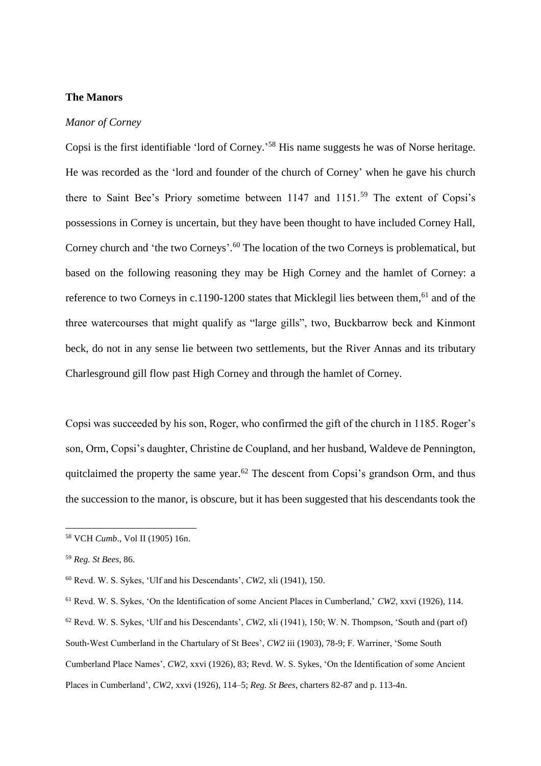**The Manors**

*Manor of Corney*

Copsi is the first identifiable 'lord of Corney.'[58] His name suggests he was of Norse heritage. He was recorded as the 'lord and founder of the church of Corney' when he gave his church there to Saint Bee's Priory sometime between 1147 and 1151.[59] The extent of Copsi's possessions in Corney is uncertain, but they have been thought to have included Corney Hall, Corney church and 'the two Corneys'.[60] The location of the two Corneys is problematical, but based on the following reasoning they may be High Corney and the hamlet of Corney: a reference to two Corneys in c.1190-1200 states that Micklegil lies between them,[61] and of the three watercourses that might qualify as "large gills", two, Buckbarrow beck and Kinmont beck, do not in any sense lie between two settlements, but the River Annas and its tributary Charlesground gill flow past High Corney and through the hamlet of Corney.

Copsi was succeeded by his son, Roger, who confirmed the gift of the church in 1185. Roger's son, Orm, Copsi's daughter, Christine de Coupland, and her husband, Waldeve de Pennington, quitclaimed the property the same year.[62] The descent from Copsi's grandson Orm, and thus the succession to the manor, is obscure, but it has been suggested that his descendants took the

---

[58] VCH *Cumb*., Vol II (1905) 16n.

[59] *Reg. St Bees*, 86.

[60] Revd. W. S. Sykes, 'Ulf and his Descendants', *CW2*, xli (1941), 150.

[61] Revd. W. S. Sykes, 'On the Identification of some Ancient Places in Cumberland,' *CW2*, xxvi (1926), 114.

[62] Revd. W. S. Sykes, 'Ulf and his Descendants', *CW2*, xli (1941), 150; W. N. Thompson, 'South and (part of) South-West Cumberland in the Chartulary of St Bees', *CW2* iii (1903), 78-9; F. Warriner, 'Some South Cumberland Place Names', *CW2*, xxvi (1926), 83; Revd. W. S. Sykes, 'On the Identification of some Ancient Places in Cumberland', *CW2*, xxvi (1926), 114–5; *Reg. St Bees*, charters 82-87 and p. 113-4n.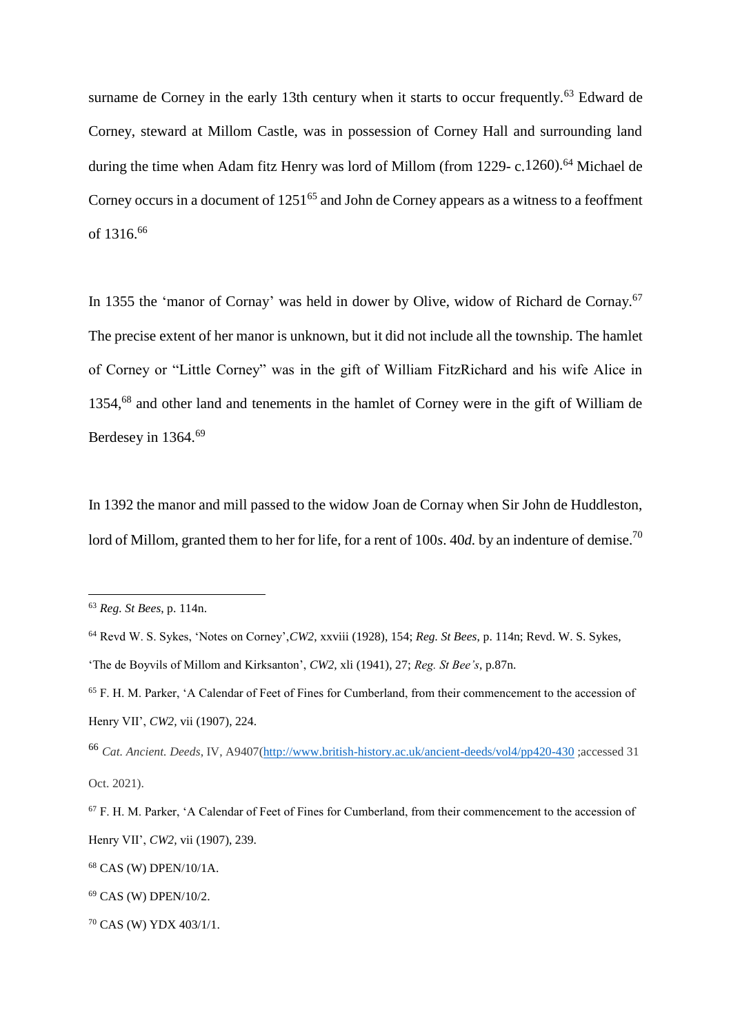surname de Corney in the early 13th century when it starts to occur frequently.[63] Edward de Corney, steward at Millom Castle, was in possession of Corney Hall and surrounding land during the time when Adam fitz Henry was lord of Millom (from 1229- c.1260).[64] Michael de Corney occurs in a document of 1251[65] and John de Corney appears as a witness to a feoffment of 1316.[66]

In 1355 the 'manor of Cornay' was held in dower by Olive, widow of Richard de Cornay.[67] The precise extent of her manor is unknown, but it did not include all the township. The hamlet of Corney or "Little Corney" was in the gift of William FitzRichard and his wife Alice in 1354,[68] and other land and tenements in the hamlet of Corney were in the gift of William de Berdesey in 1364.[69]

In 1392 the manor and mill passed to the widow Joan de Cornay when Sir John de Huddleston, lord of Millom, granted them to her for life, for a rent of 100*s*. 40*d.* by an indenture of demise.[70]

---

[63] *Reg. St Bees*, p. 114n.

[64] Revd W. S. Sykes, 'Notes on Corney',*CW2*, xxviii (1928), 154; *Reg. St Bees*, p. 114n; Revd. W. S. Sykes, 'The de Boyvils of Millom and Kirksanton', *CW2,* xli (1941), 27; *Reg. St Bee's*, p.87n.

[65] F. H. M. Parker, 'A Calendar of Feet of Fines for Cumberland, from their commencement to the accession of Henry VII', *CW2,* vii (1907), 224.

[66] *Cat. Ancient. Deeds*, IV, A9407(http://www.british-history.ac.uk/ancient-deeds/vol4/pp420-430 ;accessed 31 Oct. 2021).

[67] F. H. M. Parker, 'A Calendar of Feet of Fines for Cumberland, from their commencement to the accession of Henry VII', *CW2,* vii (1907), 239.

[68] CAS (W) DPEN/10/1A.

[69] CAS (W) DPEN/10/2.

[70] CAS (W) YDX 403/1/1.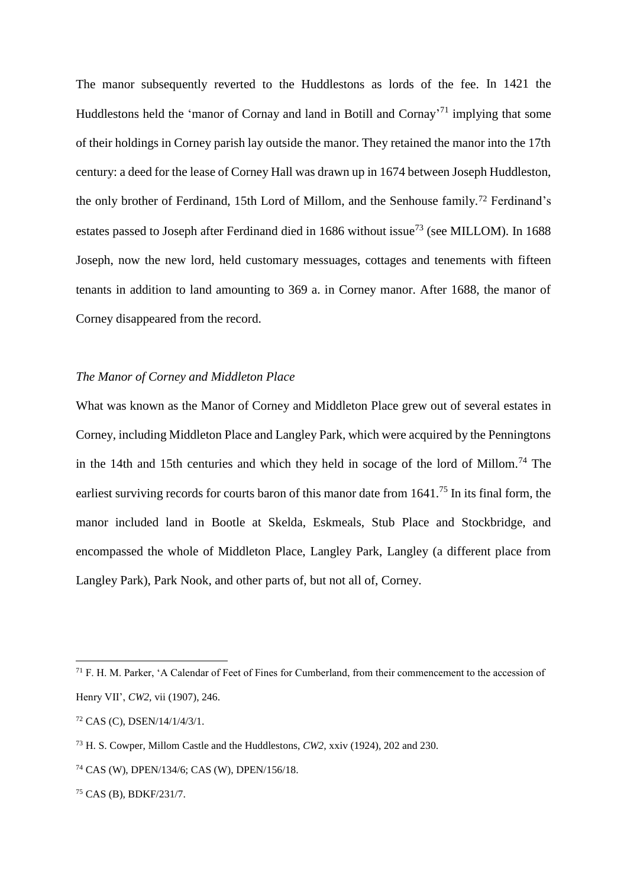The manor subsequently reverted to the Huddlestons as lords of the fee. In 1421 the Huddlestons held the 'manor of Cornay and land in Botill and Cornay'[71] implying that some of their holdings in Corney parish lay outside the manor. They retained the manor into the 17th century: a deed for the lease of Corney Hall was drawn up in 1674 between Joseph Huddleston, the only brother of Ferdinand, 15th Lord of Millom, and the Senhouse family.[72] Ferdinand's estates passed to Joseph after Ferdinand died in 1686 without issue[73] (see MILLOM). In 1688 Joseph, now the new lord, held customary messuages, cottages and tenements with fifteen tenants in addition to land amounting to 369 a. in Corney manor. After 1688, the manor of Corney disappeared from the record.

*The Manor of Corney and Middleton Place*

What was known as the Manor of Corney and Middleton Place grew out of several estates in Corney, including Middleton Place and Langley Park, which were acquired by the Penningtons in the 14th and 15th centuries and which they held in socage of the lord of Millom.[74] The earliest surviving records for courts baron of this manor date from 1641.[75] In its final form, the manor included land in Bootle at Skelda, Eskmeals, Stub Place and Stockbridge, and encompassed the whole of Middleton Place, Langley Park, Langley (a different place from Langley Park), Park Nook, and other parts of, but not all of, Corney.

---

[71] F. H. M. Parker, 'A Calendar of Feet of Fines for Cumberland, from their commencement to the accession of Henry VII', *CW2*, vii (1907), 246.

[72] CAS (C), DSEN/14/1/4/3/1.

[73] H. S. Cowper, Millom Castle and the Huddlestons, *CW2*, xxiv (1924), 202 and 230.

[74] CAS (W), DPEN/134/6; CAS (W), DPEN/156/18.

[75] CAS (B), BDKF/231/7.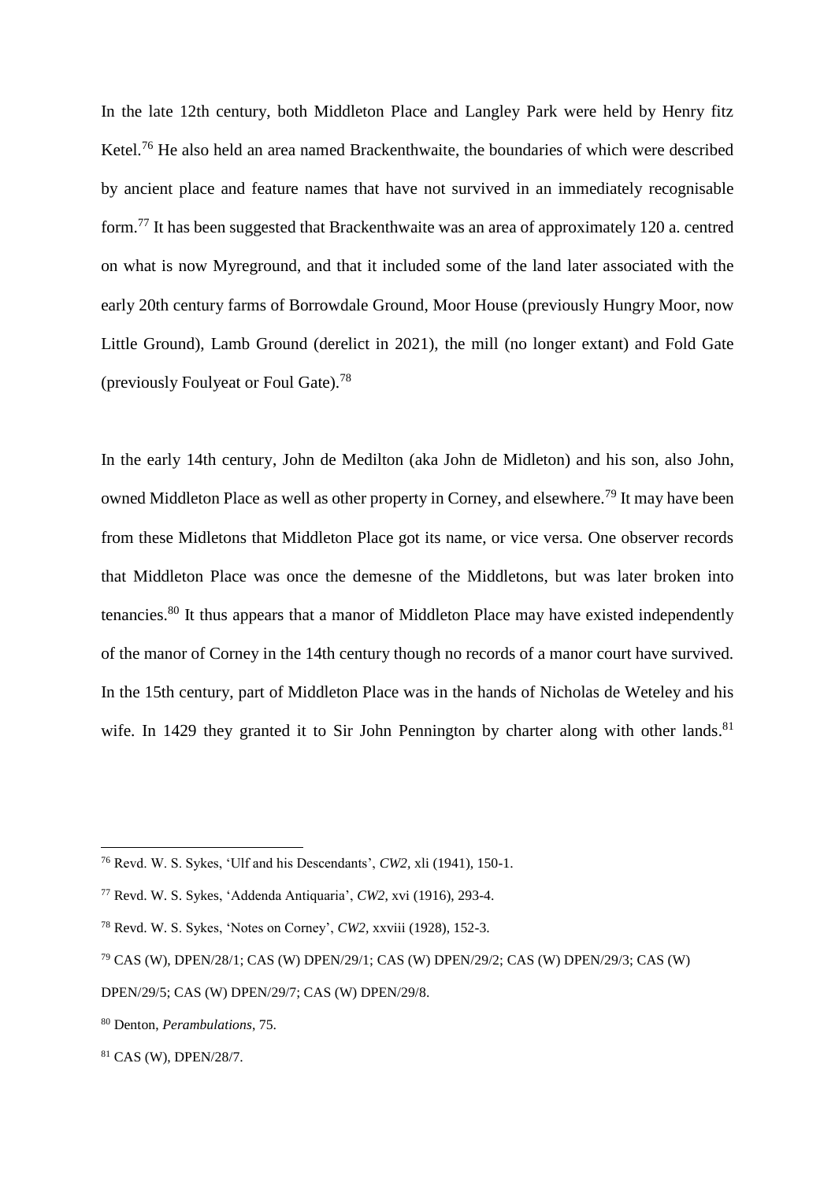In the late 12th century, both Middleton Place and Langley Park were held by Henry fitz Ketel.[76] He also held an area named Brackenthwaite, the boundaries of which were described by ancient place and feature names that have not survived in an immediately recognisable form.[77] It has been suggested that Brackenthwaite was an area of approximately 120 a. centred on what is now Myreground, and that it included some of the land later associated with the early 20th century farms of Borrowdale Ground, Moor House (previously Hungry Moor, now Little Ground), Lamb Ground (derelict in 2021), the mill (no longer extant) and Fold Gate (previously Foulyeat or Foul Gate).[78]

In the early 14th century, John de Medilton (aka John de Midleton) and his son, also John, owned Middleton Place as well as other property in Corney, and elsewhere.[79] It may have been from these Midletons that Middleton Place got its name, or vice versa. One observer records that Middleton Place was once the demesne of the Middletons, but was later broken into tenancies.[80] It thus appears that a manor of Middleton Place may have existed independently of the manor of Corney in the 14th century though no records of a manor court have survived. In the 15th century, part of Middleton Place was in the hands of Nicholas de Weteley and his wife. In 1429 they granted it to Sir John Pennington by charter along with other lands.[81]

---

[76] Revd. W. S. Sykes, 'Ulf and his Descendants', *CW2*, xli (1941), 150-1.

[77] Revd. W. S. Sykes, 'Addenda Antiquaria', *CW2*, xvi (1916), 293-4.

[78] Revd. W. S. Sykes, 'Notes on Corney', *CW2*, xxviii (1928), 152-3.

[79] CAS (W), DPEN/28/1; CAS (W) DPEN/29/1; CAS (W) DPEN/29/2; CAS (W) DPEN/29/3; CAS (W) DPEN/29/5; CAS (W) DPEN/29/7; CAS (W) DPEN/29/8.

[80] Denton, *Perambulations*, 75.

[81] CAS (W), DPEN/28/7.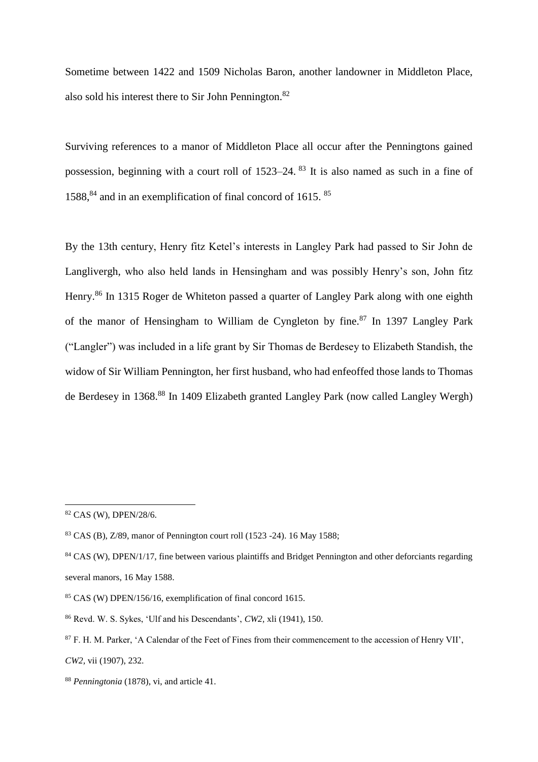Sometime between 1422 and 1509 Nicholas Baron, another landowner in Middleton Place, also sold his interest there to Sir John Pennington.[82]

Surviving references to a manor of Middleton Place all occur after the Penningtons gained possession, beginning with a court roll of 1523–24.[83] It is also named as such in a fine of 1588,[84] and in an exemplification of final concord of 1615.[85]

By the 13th century, Henry fitz Ketel's interests in Langley Park had passed to Sir John de Langlivergh, who also held lands in Hensingham and was possibly Henry's son, John fitz Henry.[86] In 1315 Roger de Whiteton passed a quarter of Langley Park along with one eighth of the manor of Hensingham to William de Cyngleton by fine.[87] In 1397 Langley Park ("Langler") was included in a life grant by Sir Thomas de Berdesey to Elizabeth Standish, the widow of Sir William Pennington, her first husband, who had enfeoffed those lands to Thomas de Berdesey in 1368.[88] In 1409 Elizabeth granted Langley Park (now called Langley Wergh)

---

[82] CAS (W), DPEN/28/6.

[83] CAS (B), Z/89, manor of Pennington court roll (1523 -24). 16 May 1588;

[84] CAS (W), DPEN/1/17, fine between various plaintiffs and Bridget Pennington and other deforciants regarding several manors, 16 May 1588.

[85] CAS (W) DPEN/156/16, exemplification of final concord 1615.

[86] Revd. W. S. Sykes, 'Ulf and his Descendants', *CW2*, xli (1941), 150.

[87] F. H. M. Parker, 'A Calendar of the Feet of Fines from their commencement to the accession of Henry VII', *CW2*, vii (1907), 232.

[88] *Penningtonia* (1878), vi, and article 41.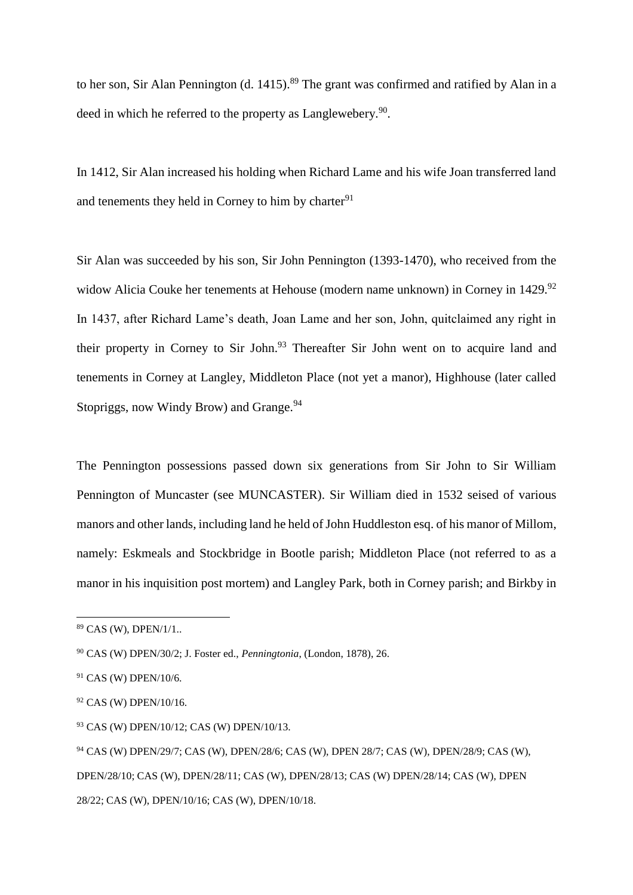to her son, Sir Alan Pennington (d. 1415).[89] The grant was confirmed and ratified by Alan in a deed in which he referred to the property as Langlewebery.[90].

In 1412, Sir Alan increased his holding when Richard Lame and his wife Joan transferred land and tenements they held in Corney to him by charter[91]

Sir Alan was succeeded by his son, Sir John Pennington (1393-1470), who received from the widow Alicia Couke her tenements at Hehouse (modern name unknown) in Corney in 1429.[92] In 1437, after Richard Lame's death, Joan Lame and her son, John, quitclaimed any right in their property in Corney to Sir John.[93] Thereafter Sir John went on to acquire land and tenements in Corney at Langley, Middleton Place (not yet a manor), Highhouse (later called Stopriggs, now Windy Brow) and Grange.[94]

The Pennington possessions passed down six generations from Sir John to Sir William Pennington of Muncaster (see MUNCASTER). Sir William died in 1532 seised of various manors and other lands, including land he held of John Huddleston esq. of his manor of Millom, namely: Eskmeals and Stockbridge in Bootle parish; Middleton Place (not referred to as a manor in his inquisition post mortem) and Langley Park, both in Corney parish; and Birkby in

---

[89] CAS (W), DPEN/1/1..

[90] CAS (W) DPEN/30/2; J. Foster ed., *Penningtonia*, (London, 1878), 26.

[91] CAS (W) DPEN/10/6.

[92] CAS (W) DPEN/10/16.

[93] CAS (W) DPEN/10/12; CAS (W) DPEN/10/13.

[94] CAS (W) DPEN/29/7; CAS (W), DPEN/28/6; CAS (W), DPEN 28/7; CAS (W), DPEN/28/9; CAS (W), DPEN/28/10; CAS (W), DPEN/28/11; CAS (W), DPEN/28/13; CAS (W) DPEN/28/14; CAS (W), DPEN 28/22; CAS (W), DPEN/10/16; CAS (W), DPEN/10/18.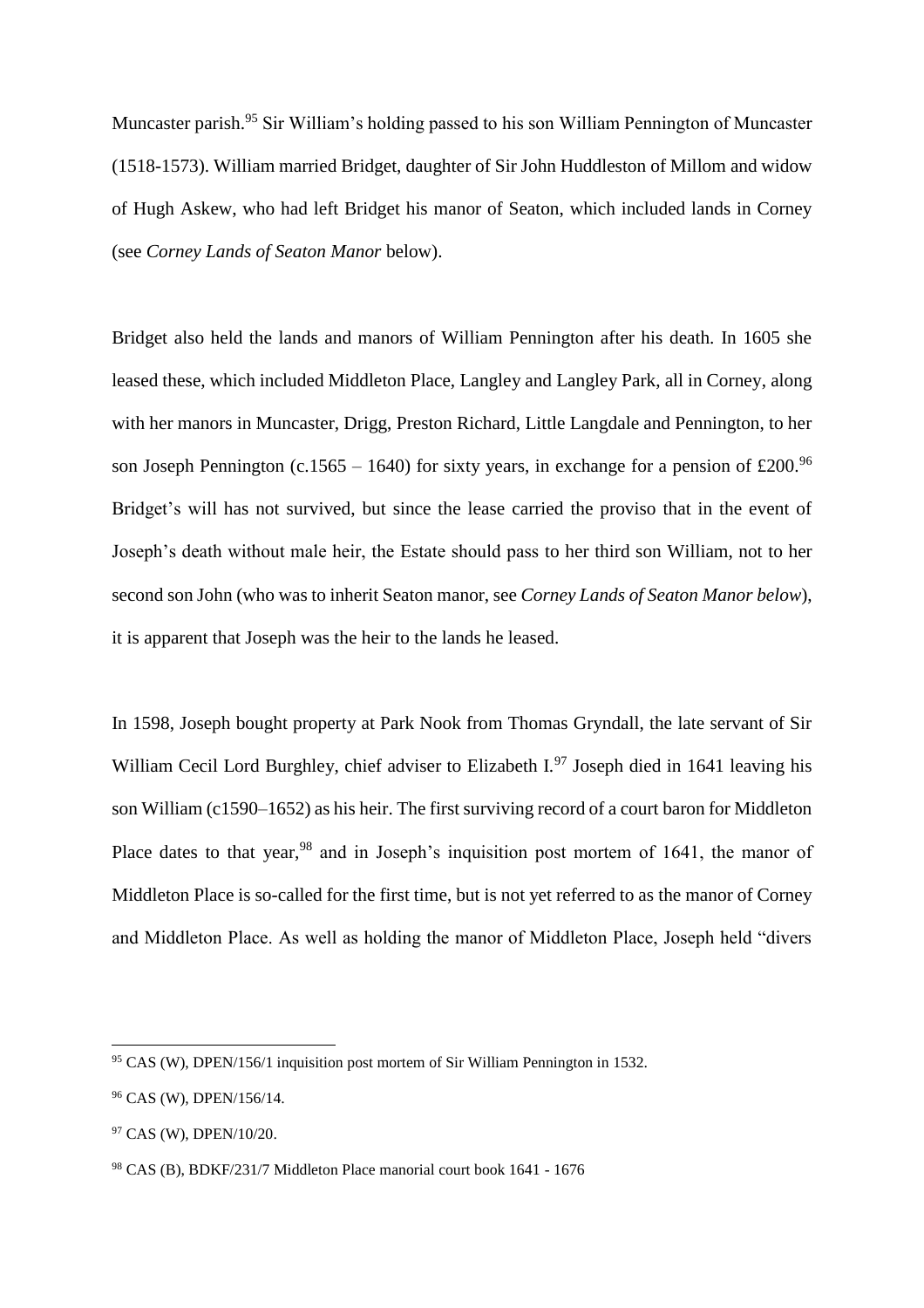Muncaster parish.[95] Sir William's holding passed to his son William Pennington of Muncaster (1518-1573). William married Bridget, daughter of Sir John Huddleston of Millom and widow of Hugh Askew, who had left Bridget his manor of Seaton, which included lands in Corney (see *Corney Lands of Seaton Manor* below).

Bridget also held the lands and manors of William Pennington after his death. In 1605 she leased these, which included Middleton Place, Langley and Langley Park, all in Corney, along with her manors in Muncaster, Drigg, Preston Richard, Little Langdale and Pennington, to her son Joseph Pennington (c.1565 – 1640) for sixty years, in exchange for a pension of £200.[96] Bridget's will has not survived, but since the lease carried the proviso that in the event of Joseph's death without male heir, the Estate should pass to her third son William, not to her second son John (who was to inherit Seaton manor, see *Corney Lands of Seaton Manor below*), it is apparent that Joseph was the heir to the lands he leased.

In 1598, Joseph bought property at Park Nook from Thomas Gryndall, the late servant of Sir William Cecil Lord Burghley, chief adviser to Elizabeth I.[97] Joseph died in 1641 leaving his son William (c1590–1652) as his heir. The first surviving record of a court baron for Middleton Place dates to that year,[98] and in Joseph's inquisition post mortem of 1641, the manor of Middleton Place is so-called for the first time, but is not yet referred to as the manor of Corney and Middleton Place. As well as holding the manor of Middleton Place, Joseph held "divers

---

[95] CAS (W), DPEN/156/1 inquisition post mortem of Sir William Pennington in 1532.

[96] CAS (W), DPEN/156/14.

[97] CAS (W), DPEN/10/20.

[98] CAS (B), BDKF/231/7 Middleton Place manorial court book 1641 - 1676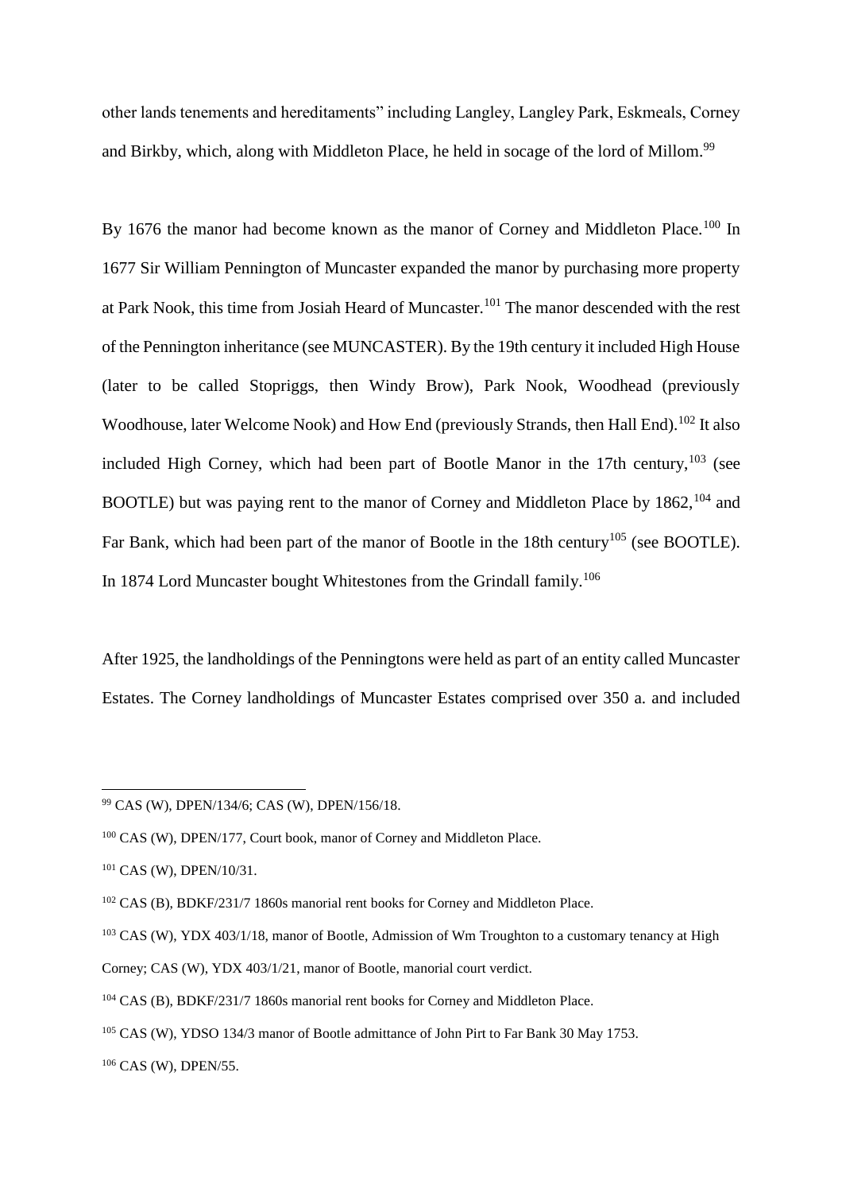other lands tenements and hereditaments" including Langley, Langley Park, Eskmeals, Corney and Birkby, which, along with Middleton Place, he held in socage of the lord of Millom.[99]

By 1676 the manor had become known as the manor of Corney and Middleton Place.[100] In 1677 Sir William Pennington of Muncaster expanded the manor by purchasing more property at Park Nook, this time from Josiah Heard of Muncaster.[101] The manor descended with the rest of the Pennington inheritance (see MUNCASTER). By the 19th century it included High House (later to be called Stopriggs, then Windy Brow), Park Nook, Woodhead (previously Woodhouse, later Welcome Nook) and How End (previously Strands, then Hall End).[102] It also included High Corney, which had been part of Bootle Manor in the 17th century,[103] (see BOOTLE) but was paying rent to the manor of Corney and Middleton Place by 1862,[104] and Far Bank, which had been part of the manor of Bootle in the 18th century[105] (see BOOTLE). In 1874 Lord Muncaster bought Whitestones from the Grindall family.[106]

After 1925, the landholdings of the Penningtons were held as part of an entity called Muncaster Estates. The Corney landholdings of Muncaster Estates comprised over 350 a. and included

---

[99] CAS (W), DPEN/134/6; CAS (W), DPEN/156/18.

[100] CAS (W), DPEN/177, Court book, manor of Corney and Middleton Place.

[101] CAS (W), DPEN/10/31.

[102] CAS (B), BDKF/231/7 1860s manorial rent books for Corney and Middleton Place.

[103] CAS (W), YDX 403/1/18, manor of Bootle, Admission of Wm Troughton to a customary tenancy at High Corney; CAS (W), YDX 403/1/21, manor of Bootle, manorial court verdict.

[104] CAS (B), BDKF/231/7 1860s manorial rent books for Corney and Middleton Place.

[105] CAS (W), YDSO 134/3 manor of Bootle admittance of John Pirt to Far Bank 30 May 1753.

[106] CAS (W), DPEN/55.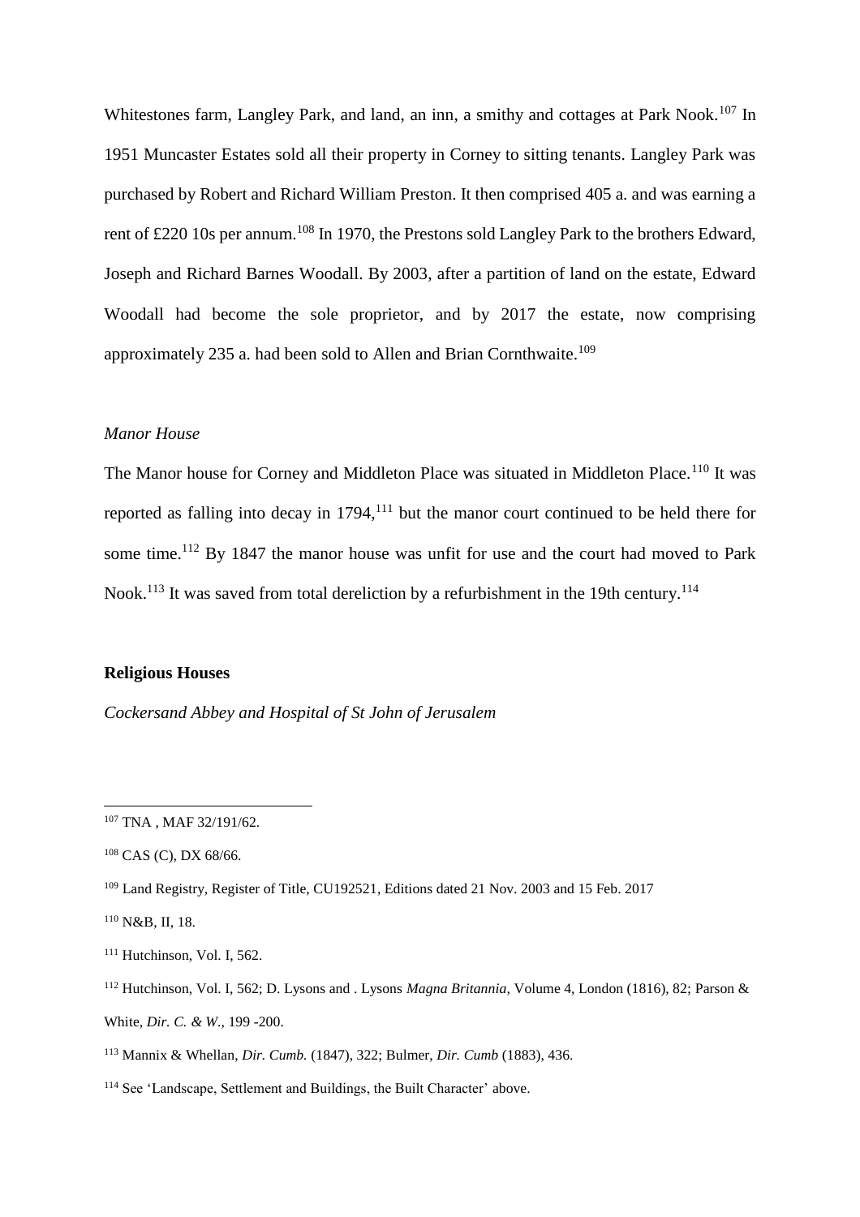Whitestones farm, Langley Park, and land, an inn, a smithy and cottages at Park Nook.[107] In 1951 Muncaster Estates sold all their property in Corney to sitting tenants. Langley Park was purchased by Robert and Richard William Preston. It then comprised 405 a. and was earning a rent of £220 10s per annum.[108] In 1970, the Prestons sold Langley Park to the brothers Edward, Joseph and Richard Barnes Woodall. By 2003, after a partition of land on the estate, Edward Woodall had become the sole proprietor, and by 2017 the estate, now comprising approximately 235 a. had been sold to Allen and Brian Cornthwaite.[109]

### *Manor House*

The Manor house for Corney and Middleton Place was situated in Middleton Place.[110] It was reported as falling into decay in 1794,[111] but the manor court continued to be held there for some time.[112] By 1847 the manor house was unfit for use and the court had moved to Park Nook.[113] It was saved from total dereliction by a refurbishment in the 19th century.[114]

## Religious Houses

### *Cockersand Abbey and Hospital of St John of Jerusalem*

---

[107] TNA , MAF 32/191/62.

[108] CAS (C), DX 68/66.

[109] Land Registry, Register of Title, CU192521, Editions dated 21 Nov. 2003 and 15 Feb. 2017

[110] N&B, II, 18.

[111] Hutchinson, Vol. I, 562.

[112] Hutchinson, Vol. I, 562; D. Lysons and . Lysons *Magna Britannia*, Volume 4, London (1816), 82; Parson & White, *Dir. C. & W*., 199 -200.

[113] Mannix & Whellan, *Dir. Cumb.* (1847), 322; Bulmer, *Dir. Cumb* (1883), 436.

[114] See 'Landscape, Settlement and Buildings, the Built Character' above.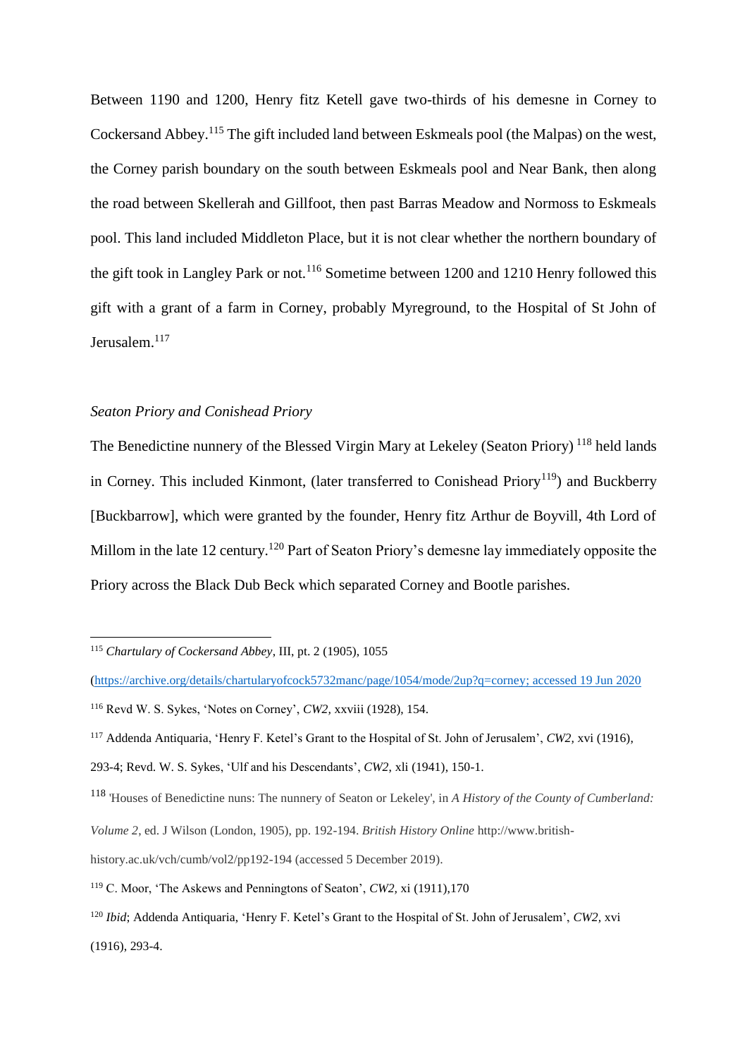Between 1190 and 1200, Henry fitz Ketell gave two-thirds of his demesne in Corney to Cockersand Abbey.[115] The gift included land between Eskmeals pool (the Malpas) on the west, the Corney parish boundary on the south between Eskmeals pool and Near Bank, then along the road between Skellerah and Gillfoot, then past Barras Meadow and Normoss to Eskmeals pool. This land included Middleton Place, but it is not clear whether the northern boundary of the gift took in Langley Park or not.[116] Sometime between 1200 and 1210 Henry followed this gift with a grant of a farm in Corney, probably Myreground, to the Hospital of St John of Jerusalem.[117]

*Seaton Priory and Conishead Priory*

The Benedictine nunnery of the Blessed Virgin Mary at Lekeley (Seaton Priory) [118] held lands in Corney. This included Kinmont, (later transferred to Conishead Priory[119]) and Buckberry [Buckbarrow], which were granted by the founder, Henry fitz Arthur de Boyvill, 4th Lord of Millom in the late 12 century.[120] Part of Seaton Priory's demesne lay immediately opposite the Priory across the Black Dub Beck which separated Corney and Bootle parishes.

---

[115] *Chartulary of Cockersand Abbey*, III, pt. 2 (1905), 1055 (https://archive.org/details/chartularyofcock5732manc/page/1054/mode/2up?q=corney; accessed 19 Jun 2020

[116] Revd W. S. Sykes, 'Notes on Corney', *CW2,* xxviii (1928), 154.

[117] Addenda Antiquaria, 'Henry F. Ketel's Grant to the Hospital of St. John of Jerusalem', *CW2,* xvi (1916), 293-4; Revd. W. S. Sykes, 'Ulf and his Descendants', *CW2*, xli (1941), 150-1.

[118] 'Houses of Benedictine nuns: The nunnery of Seaton or Lekeley', in *A History of the County of Cumberland: Volume 2*, ed. J Wilson (London, 1905), pp. 192-194. *British History Online* http://www.british-history.ac.uk/vch/cumb/vol2/pp192-194 (accessed 5 December 2019).

[119] C. Moor, 'The Askews and Penningtons of Seaton', *CW2,* xi (1911),170

[120] *Ibid*; Addenda Antiquaria, 'Henry F. Ketel's Grant to the Hospital of St. John of Jerusalem', *CW2,* xvi (1916), 293-4.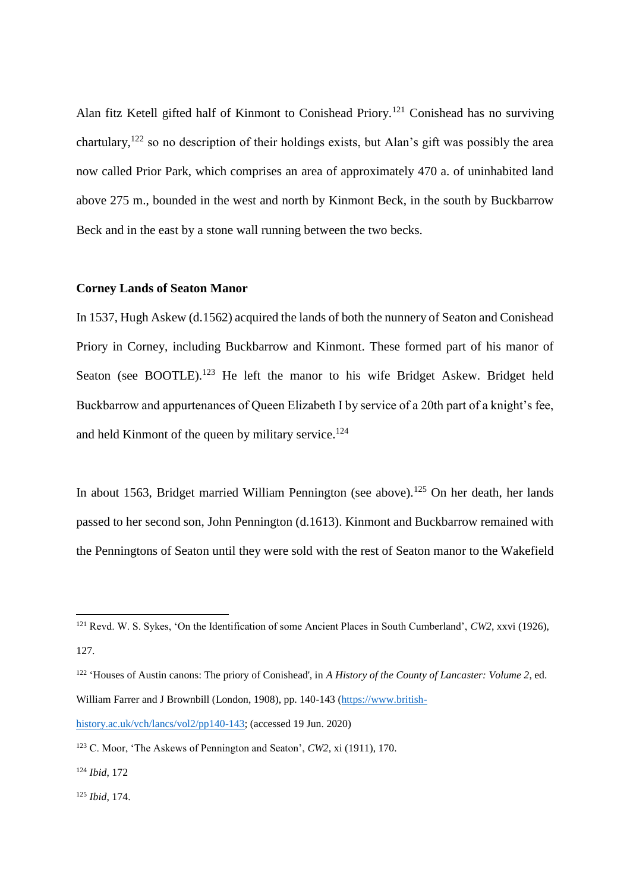Alan fitz Ketell gifted half of Kinmont to Conishead Priory.[121] Conishead has no surviving chartulary,[122] so no description of their holdings exists, but Alan's gift was possibly the area now called Prior Park, which comprises an area of approximately 470 a. of uninhabited land above 275 m., bounded in the west and north by Kinmont Beck, in the south by Buckbarrow Beck and in the east by a stone wall running between the two becks.

**Corney Lands of Seaton Manor**

In 1537, Hugh Askew (d.1562) acquired the lands of both the nunnery of Seaton and Conishead Priory in Corney, including Buckbarrow and Kinmont. These formed part of his manor of Seaton (see BOOTLE).[123] He left the manor to his wife Bridget Askew. Bridget held Buckbarrow and appurtenances of Queen Elizabeth I by service of a 20th part of a knight's fee, and held Kinmont of the queen by military service.[124]

In about 1563, Bridget married William Pennington (see above).[125] On her death, her lands passed to her second son, John Pennington (d.1613). Kinmont and Buckbarrow remained with the Penningtons of Seaton until they were sold with the rest of Seaton manor to the Wakefield

---

[121] Revd. W. S. Sykes, 'On the Identification of some Ancient Places in South Cumberland', *CW2*, xxvi (1926), 127.

[122] 'Houses of Austin canons: The priory of Conishead', in *A History of the County of Lancaster: Volume 2*, ed. William Farrer and J Brownbill (London, 1908), pp. 140-143 (https://www.british-history.ac.uk/vch/lancs/vol2/pp140-143; (accessed 19 Jun. 2020)

[123] C. Moor, 'The Askews of Pennington and Seaton', *CW2*, xi (1911), 170.

[124] *Ibid*, 172

[125] *Ibid*, 174.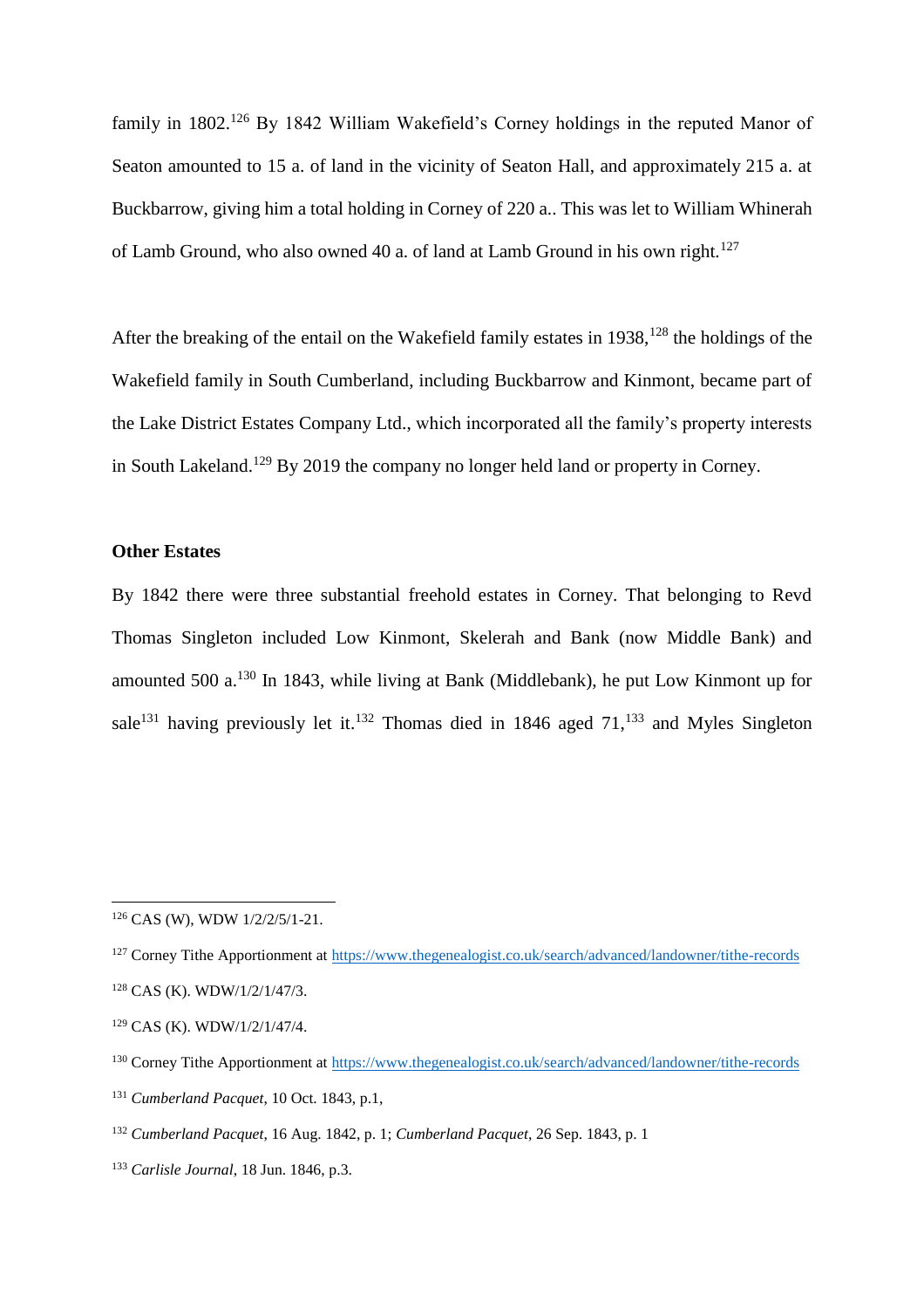family in 1802.[126] By 1842 William Wakefield's Corney holdings in the reputed Manor of Seaton amounted to 15 a. of land in the vicinity of Seaton Hall, and approximately 215 a. at Buckbarrow, giving him a total holding in Corney of 220 a.. This was let to William Whinerah of Lamb Ground, who also owned 40 a. of land at Lamb Ground in his own right.[127]

After the breaking of the entail on the Wakefield family estates in 1938,[128] the holdings of the Wakefield family in South Cumberland, including Buckbarrow and Kinmont, became part of the Lake District Estates Company Ltd., which incorporated all the family's property interests in South Lakeland.[129] By 2019 the company no longer held land or property in Corney.

**Other Estates**

By 1842 there were three substantial freehold estates in Corney. That belonging to Revd Thomas Singleton included Low Kinmont, Skelerah and Bank (now Middle Bank) and amounted 500 a.[130] In 1843, while living at Bank (Middlebank), he put Low Kinmont up for sale[131] having previously let it.[132] Thomas died in 1846 aged 71,[133] and Myles Singleton

---

[126] CAS (W), WDW 1/2/2/5/1-21.

[127] Corney Tithe Apportionment at https://www.thegenealogist.co.uk/search/advanced/landowner/tithe-records

[128] CAS (K). WDW/1/2/1/47/3.

[129] CAS (K). WDW/1/2/1/47/4.

[130] Corney Tithe Apportionment at https://www.thegenealogist.co.uk/search/advanced/landowner/tithe-records

[131] *Cumberland Pacquet*, 10 Oct. 1843, p.1,

[132] *Cumberland Pacquet*, 16 Aug. 1842, p. 1; *Cumberland Pacquet*, 26 Sep. 1843, p. 1

[133] *Carlisle Journal*, 18 Jun. 1846, p.3.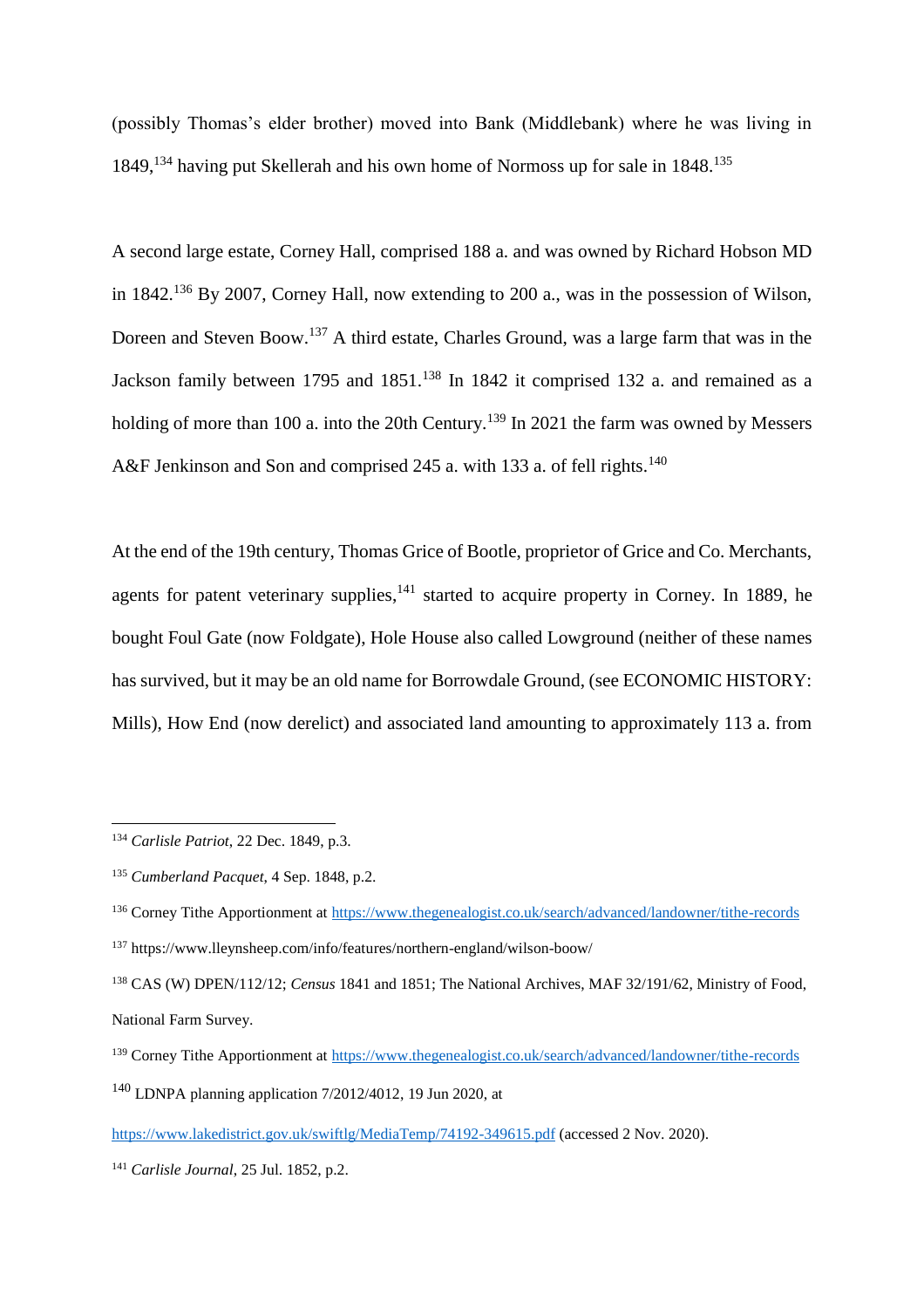(possibly Thomas's elder brother) moved into Bank (Middlebank) where he was living in 1849,[134] having put Skellerah and his own home of Normoss up for sale in 1848.[135]

A second large estate, Corney Hall, comprised 188 a. and was owned by Richard Hobson MD in 1842.[136] By 2007, Corney Hall, now extending to 200 a., was in the possession of Wilson, Doreen and Steven Boow.[137] A third estate, Charles Ground, was a large farm that was in the Jackson family between 1795 and 1851.[138] In 1842 it comprised 132 a. and remained as a holding of more than 100 a. into the 20th Century.[139] In 2021 the farm was owned by Messers A&F Jenkinson and Son and comprised 245 a. with 133 a. of fell rights.[140]

At the end of the 19th century, Thomas Grice of Bootle, proprietor of Grice and Co. Merchants, agents for patent veterinary supplies,[141] started to acquire property in Corney. In 1889, he bought Foul Gate (now Foldgate), Hole House also called Lowground (neither of these names has survived, but it may be an old name for Borrowdale Ground, (see ECONOMIC HISTORY: Mills), How End (now derelict) and associated land amounting to approximately 113 a. from

---

[134] *Carlisle Patriot*, 22 Dec. 1849, p.3.

[135] *Cumberland Pacquet*, 4 Sep. 1848, p.2.

[136] Corney Tithe Apportionment at https://www.thegenealogist.co.uk/search/advanced/landowner/tithe-records

[137] https://www.lleynsheep.com/info/features/northern-england/wilson-boow/

[138] CAS (W) DPEN/112/12; *Census* 1841 and 1851; The National Archives, MAF 32/191/62, Ministry of Food, National Farm Survey.

[139] Corney Tithe Apportionment at https://www.thegenealogist.co.uk/search/advanced/landowner/tithe-records

[140] LDNPA planning application 7/2012/4012, 19 Jun 2020, at https://www.lakedistrict.gov.uk/swiftlg/MediaTemp/74192-349615.pdf (accessed 2 Nov. 2020).

[141] *Carlisle Journal*, 25 Jul. 1852, p.2.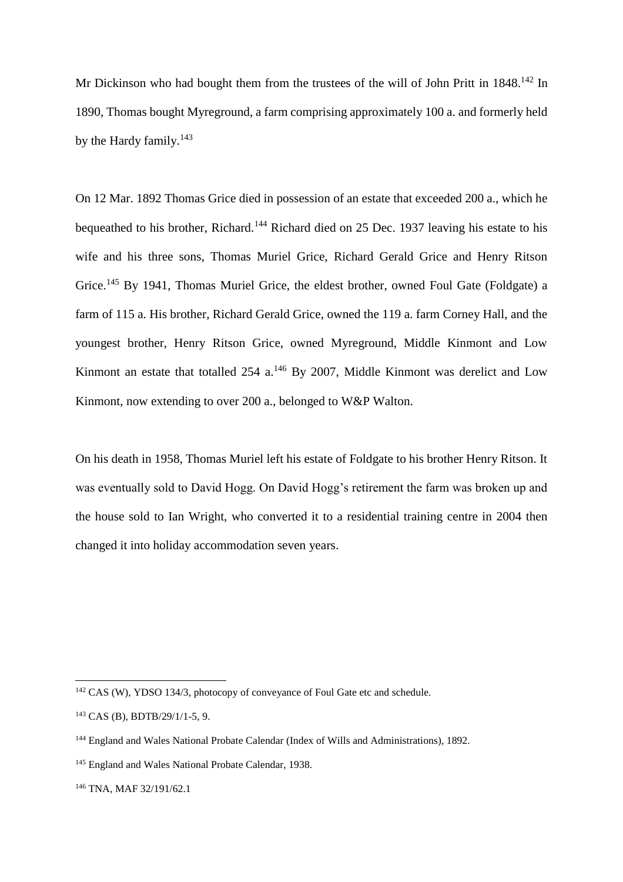Mr Dickinson who had bought them from the trustees of the will of John Pritt in 1848.[142] In 1890, Thomas bought Myreground, a farm comprising approximately 100 a. and formerly held by the Hardy family.[143]

On 12 Mar. 1892 Thomas Grice died in possession of an estate that exceeded 200 a., which he bequeathed to his brother, Richard.[144] Richard died on 25 Dec. 1937 leaving his estate to his wife and his three sons, Thomas Muriel Grice, Richard Gerald Grice and Henry Ritson Grice.[145] By 1941, Thomas Muriel Grice, the eldest brother, owned Foul Gate (Foldgate) a farm of 115 a. His brother, Richard Gerald Grice, owned the 119 a. farm Corney Hall, and the youngest brother, Henry Ritson Grice, owned Myreground, Middle Kinmont and Low Kinmont an estate that totalled 254 a.[146] By 2007, Middle Kinmont was derelict and Low Kinmont, now extending to over 200 a., belonged to W&P Walton.

On his death in 1958, Thomas Muriel left his estate of Foldgate to his brother Henry Ritson. It was eventually sold to David Hogg. On David Hogg's retirement the farm was broken up and the house sold to Ian Wright, who converted it to a residential training centre in 2004 then changed it into holiday accommodation seven years.

---

[142] CAS (W), YDSO 134/3, photocopy of conveyance of Foul Gate etc and schedule.

[143] CAS (B), BDTB/29/1/1-5, 9.

[144] England and Wales National Probate Calendar (Index of Wills and Administrations), 1892.

[145] England and Wales National Probate Calendar, 1938.

[146] TNA, MAF 32/191/62.1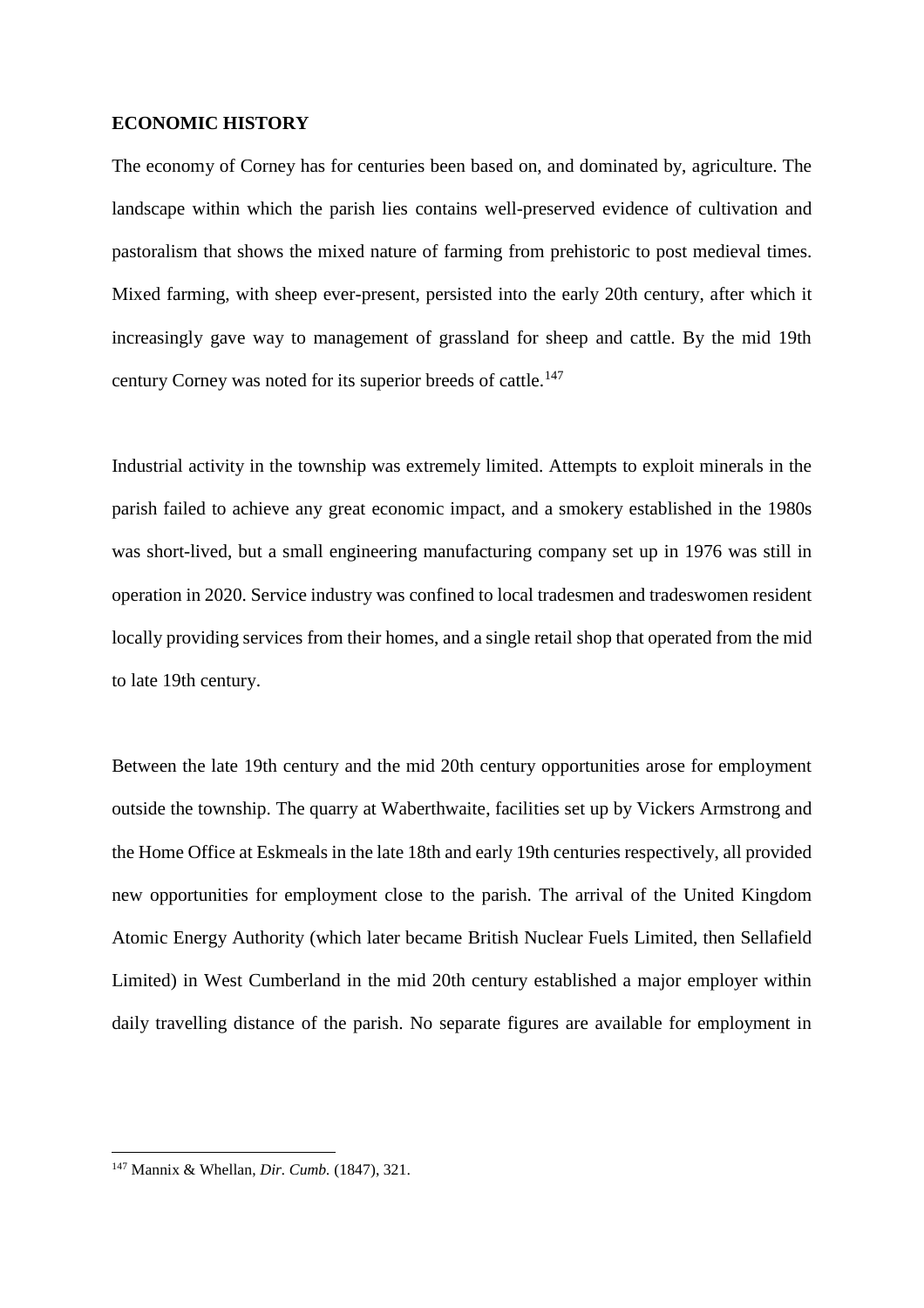## ECONOMIC HISTORY

The economy of Corney has for centuries been based on, and dominated by, agriculture. The landscape within which the parish lies contains well-preserved evidence of cultivation and pastoralism that shows the mixed nature of farming from prehistoric to post medieval times. Mixed farming, with sheep ever-present, persisted into the early 20th century, after which it increasingly gave way to management of grassland for sheep and cattle. By the mid 19th century Corney was noted for its superior breeds of cattle.[147]

Industrial activity in the township was extremely limited. Attempts to exploit minerals in the parish failed to achieve any great economic impact, and a smokery established in the 1980s was short-lived, but a small engineering manufacturing company set up in 1976 was still in operation in 2020. Service industry was confined to local tradesmen and tradeswomen resident locally providing services from their homes, and a single retail shop that operated from the mid to late 19th century.

Between the late 19th century and the mid 20th century opportunities arose for employment outside the township. The quarry at Waberthwaite, facilities set up by Vickers Armstrong and the Home Office at Eskmeals in the late 18th and early 19th centuries respectively, all provided new opportunities for employment close to the parish. The arrival of the United Kingdom Atomic Energy Authority (which later became British Nuclear Fuels Limited, then Sellafield Limited) in West Cumberland in the mid 20th century established a major employer within daily travelling distance of the parish. No separate figures are available for employment in

[147] Mannix & Whellan, *Dir. Cumb.* (1847), 321.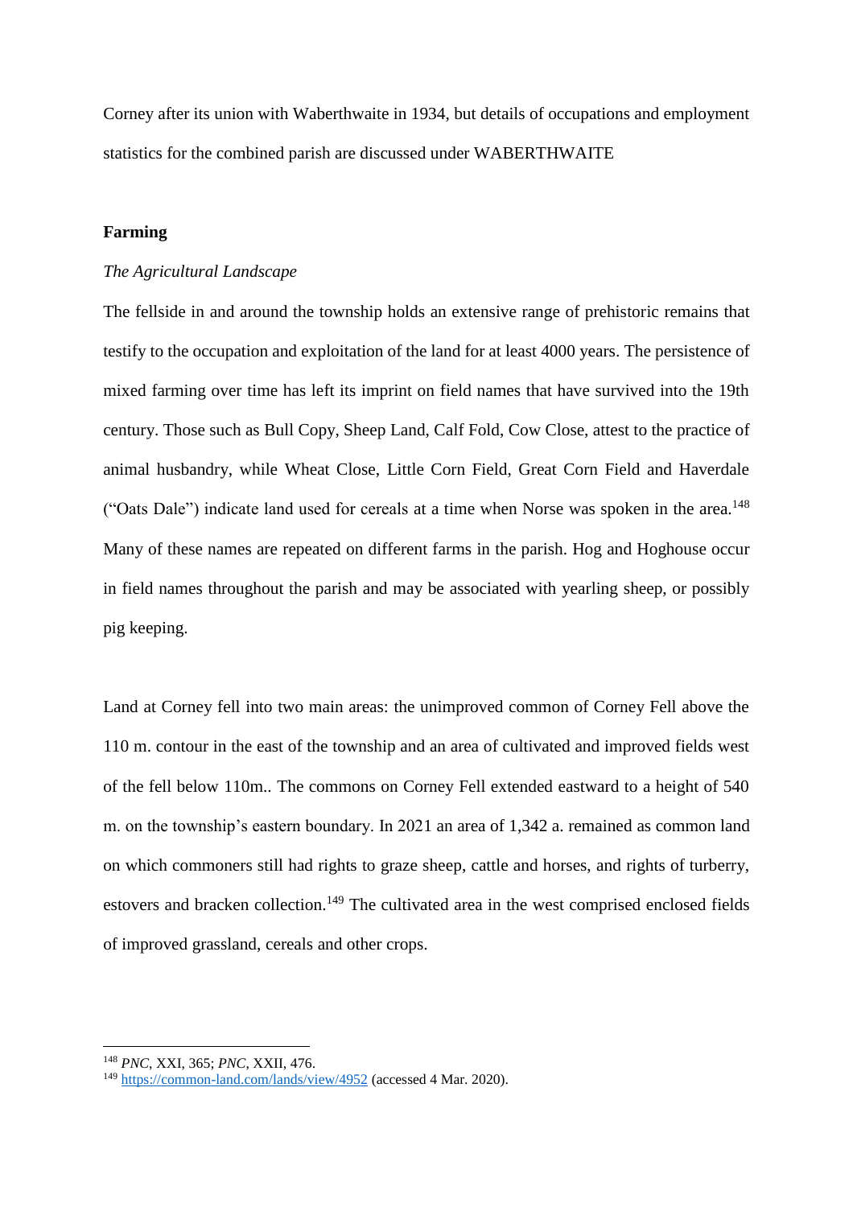Corney after its union with Waberthwaite in 1934, but details of occupations and employment statistics for the combined parish are discussed under WABERTHWAITE

**Farming**

*The Agricultural Landscape*

The fellside in and around the township holds an extensive range of prehistoric remains that testify to the occupation and exploitation of the land for at least 4000 years. The persistence of mixed farming over time has left its imprint on field names that have survived into the 19th century. Those such as Bull Copy, Sheep Land, Calf Fold, Cow Close, attest to the practice of animal husbandry, while Wheat Close, Little Corn Field, Great Corn Field and Haverdale ("Oats Dale") indicate land used for cereals at a time when Norse was spoken in the area.[148] Many of these names are repeated on different farms in the parish. Hog and Hoghouse occur in field names throughout the parish and may be associated with yearling sheep, or possibly pig keeping.

Land at Corney fell into two main areas: the unimproved common of Corney Fell above the 110 m. contour in the east of the township and an area of cultivated and improved fields west of the fell below 110m.. The commons on Corney Fell extended eastward to a height of 540 m. on the township's eastern boundary. In 2021 an area of 1,342 a. remained as common land on which commoners still had rights to graze sheep, cattle and horses, and rights of turberry, estovers and bracken collection.[149] The cultivated area in the west comprised enclosed fields of improved grassland, cereals and other crops.

---

[148] *PNC*, XXI, 365; *PNC*, XXII, 476.

[149] https://common-land.com/lands/view/4952 (accessed 4 Mar. 2020).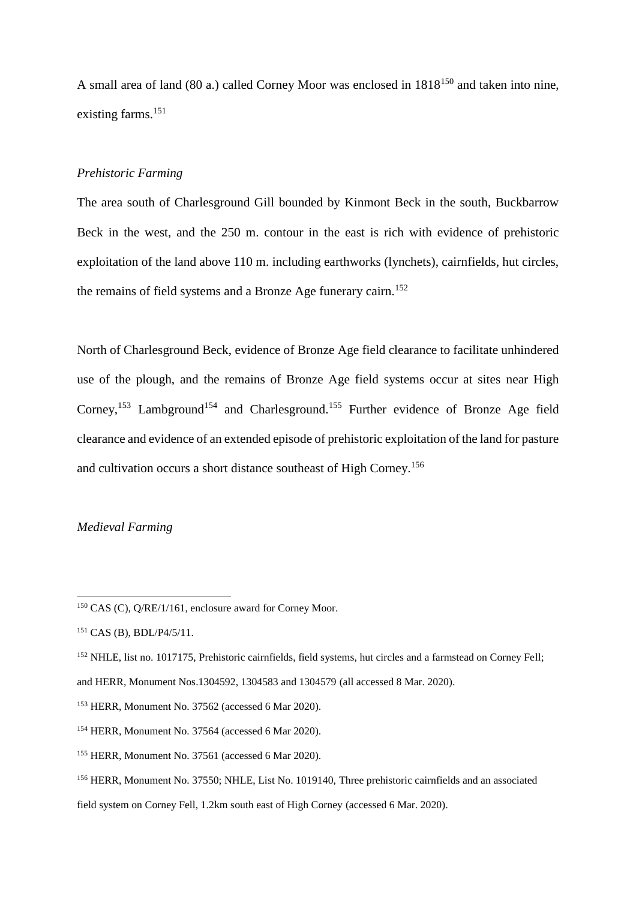A small area of land (80 a.) called Corney Moor was enclosed in 1818[150] and taken into nine, existing farms.[151]

*Prehistoric Farming*

The area south of Charlesground Gill bounded by Kinmont Beck in the south, Buckbarrow Beck in the west, and the 250 m. contour in the east is rich with evidence of prehistoric exploitation of the land above 110 m. including earthworks (lynchets), cairnfields, hut circles, the remains of field systems and a Bronze Age funerary cairn.[152]

North of Charlesground Beck, evidence of Bronze Age field clearance to facilitate unhindered use of the plough, and the remains of Bronze Age field systems occur at sites near High Corney,[153] Lambground[154] and Charlesground.[155] Further evidence of Bronze Age field clearance and evidence of an extended episode of prehistoric exploitation of the land for pasture and cultivation occurs a short distance southeast of High Corney.[156]

*Medieval Farming*

---

[150] CAS (C), Q/RE/1/161, enclosure award for Corney Moor.

[151] CAS (B), BDL/P4/5/11.

[152] NHLE, list no. 1017175, Prehistoric cairnfields, field systems, hut circles and a farmstead on Corney Fell; and HERR, Monument Nos.1304592, 1304583 and 1304579 (all accessed 8 Mar. 2020).

[153] HERR, Monument No. 37562 (accessed 6 Mar 2020).

[154] HERR, Monument No. 37564 (accessed 6 Mar 2020).

[155] HERR, Monument No. 37561 (accessed 6 Mar 2020).

[156] HERR, Monument No. 37550; NHLE, List No. 1019140, Three prehistoric cairnfields and an associated field system on Corney Fell, 1.2km south east of High Corney (accessed 6 Mar. 2020).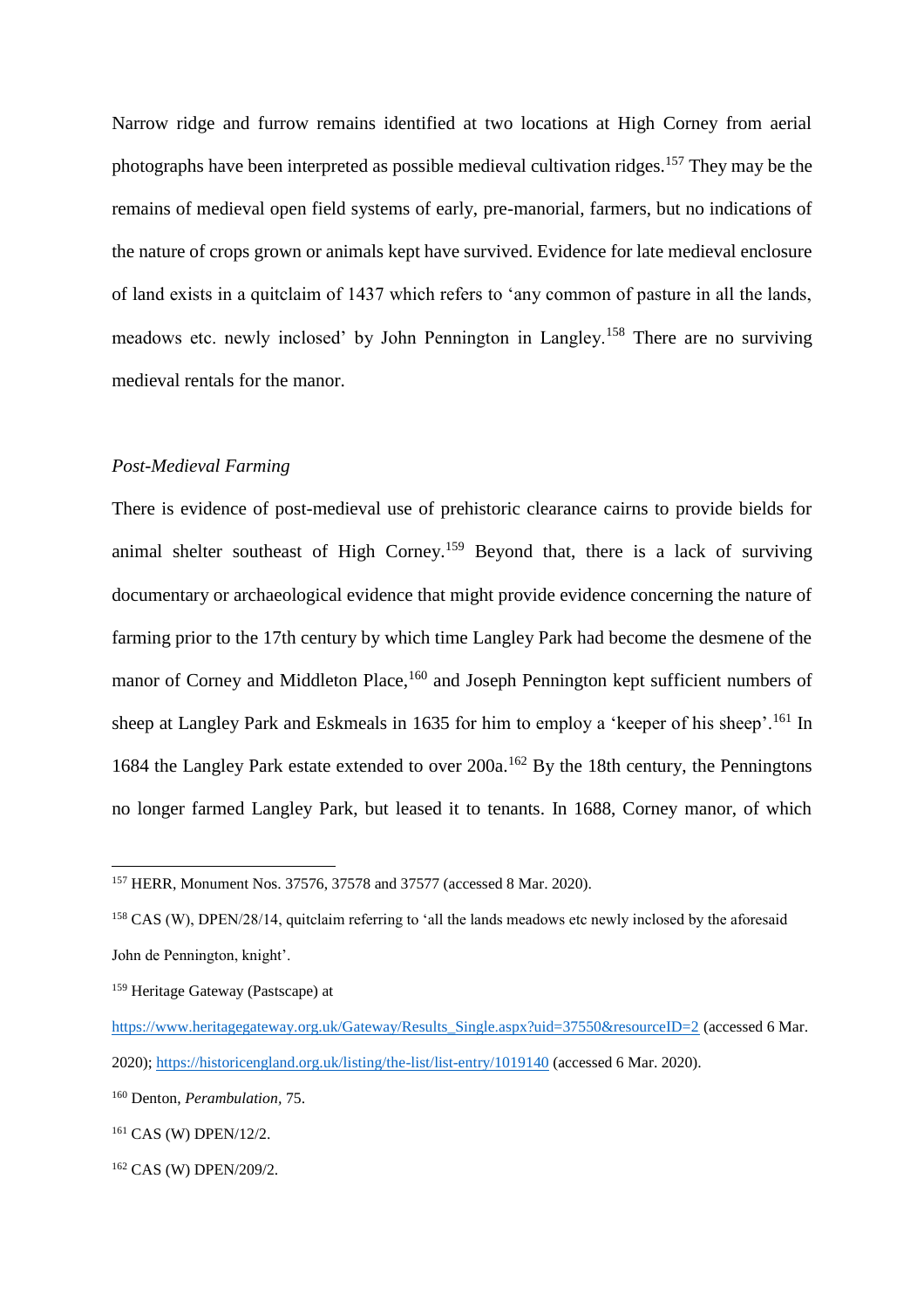Narrow ridge and furrow remains identified at two locations at High Corney from aerial photographs have been interpreted as possible medieval cultivation ridges.[157] They may be the remains of medieval open field systems of early, pre-manorial, farmers, but no indications of the nature of crops grown or animals kept have survived. Evidence for late medieval enclosure of land exists in a quitclaim of 1437 which refers to 'any common of pasture in all the lands, meadows etc. newly inclosed' by John Pennington in Langley.[158] There are no surviving medieval rentals for the manor.

*Post-Medieval Farming*

There is evidence of post-medieval use of prehistoric clearance cairns to provide bields for animal shelter southeast of High Corney.[159] Beyond that, there is a lack of surviving documentary or archaeological evidence that might provide evidence concerning the nature of farming prior to the 17th century by which time Langley Park had become the desmene of the manor of Corney and Middleton Place,[160] and Joseph Pennington kept sufficient numbers of sheep at Langley Park and Eskmeals in 1635 for him to employ a 'keeper of his sheep'.[161] In 1684 the Langley Park estate extended to over 200a.[162] By the 18th century, the Penningtons no longer farmed Langley Park, but leased it to tenants. In 1688, Corney manor, of which

---

[157] HERR, Monument Nos. 37576, 37578 and 37577 (accessed 8 Mar. 2020).

[158] CAS (W), DPEN/28/14, quitclaim referring to 'all the lands meadows etc newly inclosed by the aforesaid John de Pennington, knight'.

[159] Heritage Gateway (Pastscape) at https://www.heritagegateway.org.uk/Gateway/Results_Single.aspx?uid=37550&resourceID=2 (accessed 6 Mar. 2020); https://historicengland.org.uk/listing/the-list/list-entry/1019140 (accessed 6 Mar. 2020).

[160] Denton, *Perambulation*, 75.

[161] CAS (W) DPEN/12/2.

[162] CAS (W) DPEN/209/2.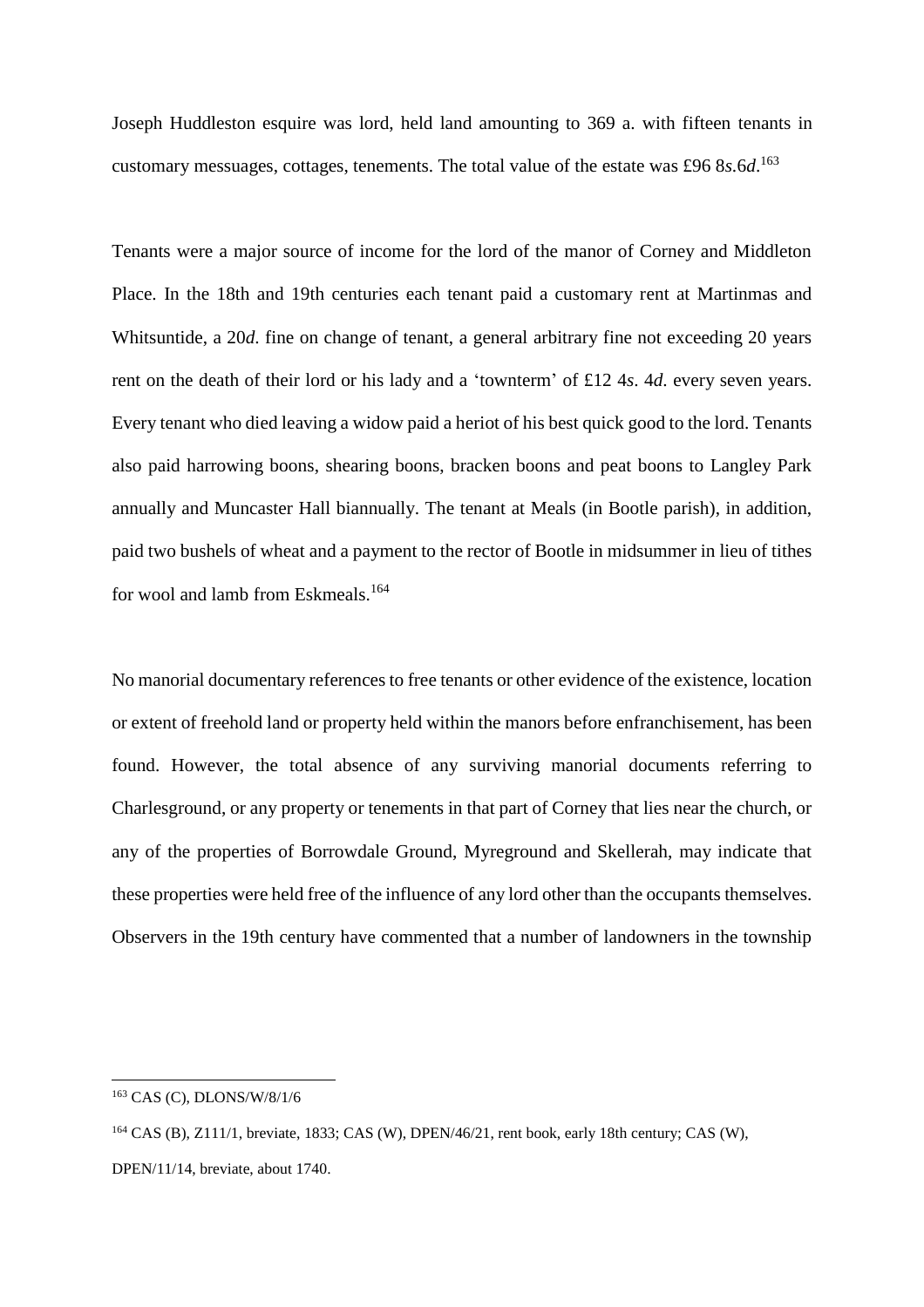Joseph Huddleston esquire was lord, held land amounting to 369 a. with fifteen tenants in customary messuages, cottages, tenements. The total value of the estate was £96 8*s*.6*d*.[163]

Tenants were a major source of income for the lord of the manor of Corney and Middleton Place. In the 18th and 19th centuries each tenant paid a customary rent at Martinmas and Whitsuntide, a 20*d*. fine on change of tenant, a general arbitrary fine not exceeding 20 years rent on the death of their lord or his lady and a 'townterm' of £12 4*s*. 4*d*. every seven years. Every tenant who died leaving a widow paid a heriot of his best quick good to the lord. Tenants also paid harrowing boons, shearing boons, bracken boons and peat boons to Langley Park annually and Muncaster Hall biannually. The tenant at Meals (in Bootle parish), in addition, paid two bushels of wheat and a payment to the rector of Bootle in midsummer in lieu of tithes for wool and lamb from Eskmeals.[164]

No manorial documentary references to free tenants or other evidence of the existence, location or extent of freehold land or property held within the manors before enfranchisement, has been found. However, the total absence of any surviving manorial documents referring to Charlesground, or any property or tenements in that part of Corney that lies near the church, or any of the properties of Borrowdale Ground, Myreground and Skellerah, may indicate that these properties were held free of the influence of any lord other than the occupants themselves. Observers in the 19th century have commented that a number of landowners in the township

---

[163] CAS (C), DLONS/W/8/1/6

[164] CAS (B), Z111/1, breviate, 1833; CAS (W), DPEN/46/21, rent book, early 18th century; CAS (W), DPEN/11/14, breviate, about 1740.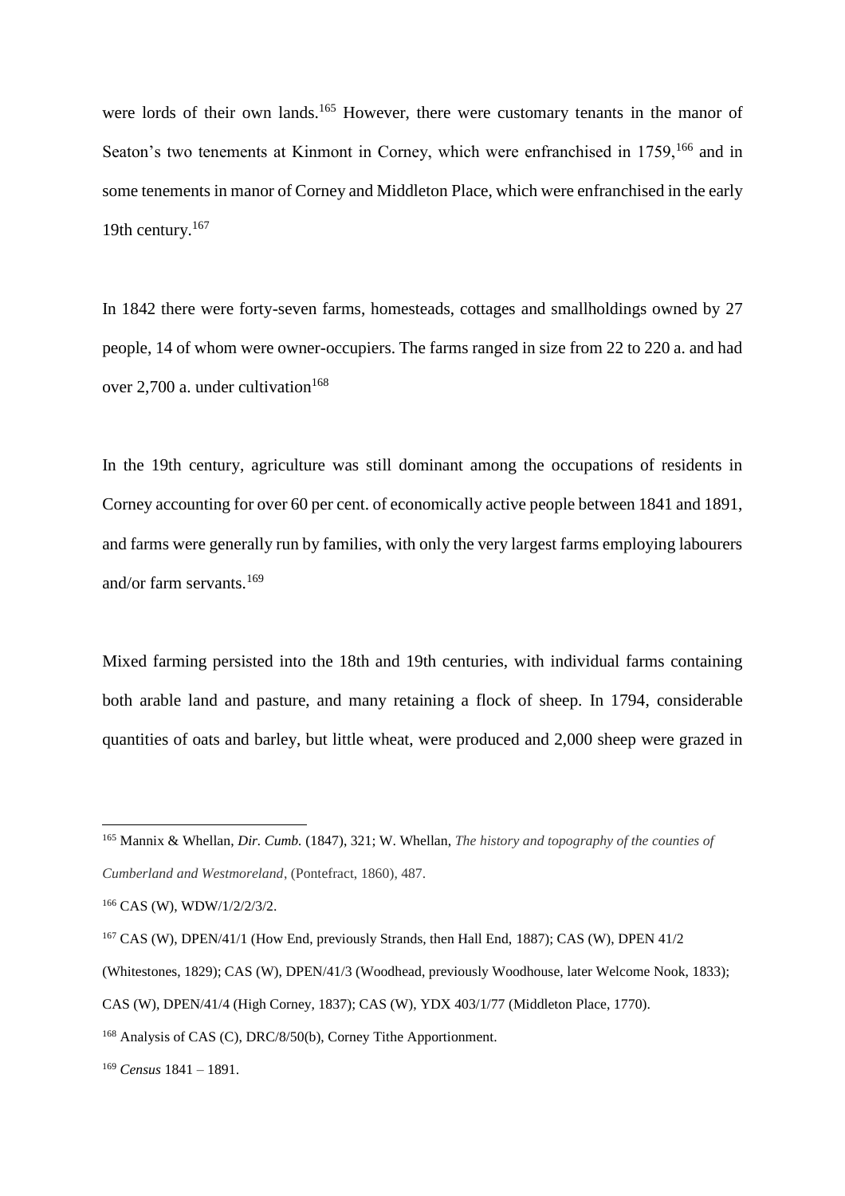were lords of their own lands.[165] However, there were customary tenants in the manor of Seaton's two tenements at Kinmont in Corney, which were enfranchised in 1759,[166] and in some tenements in manor of Corney and Middleton Place, which were enfranchised in the early 19th century.[167]

In 1842 there were forty-seven farms, homesteads, cottages and smallholdings owned by 27 people, 14 of whom were owner-occupiers. The farms ranged in size from 22 to 220 a. and had over 2,700 a. under cultivation[168]

In the 19th century, agriculture was still dominant among the occupations of residents in Corney accounting for over 60 per cent. of economically active people between 1841 and 1891, and farms were generally run by families, with only the very largest farms employing labourers and/or farm servants.[169]

Mixed farming persisted into the 18th and 19th centuries, with individual farms containing both arable land and pasture, and many retaining a flock of sheep. In 1794, considerable quantities of oats and barley, but little wheat, were produced and 2,000 sheep were grazed in

---

[165] Mannix & Whellan, *Dir. Cumb.* (1847), 321; W. Whellan, *The history and topography of the counties of Cumberland and Westmoreland*, (Pontefract, 1860), 487.

[166] CAS (W), WDW/1/2/2/3/2.

[167] CAS (W), DPEN/41/1 (How End, previously Strands, then Hall End, 1887); CAS (W), DPEN 41/2 (Whitestones, 1829); CAS (W), DPEN/41/3 (Woodhead, previously Woodhouse, later Welcome Nook, 1833); CAS (W), DPEN/41/4 (High Corney, 1837); CAS (W), YDX 403/1/77 (Middleton Place, 1770).

[168] Analysis of CAS (C), DRC/8/50(b), Corney Tithe Apportionment.

[169] *Census* 1841 – 1891.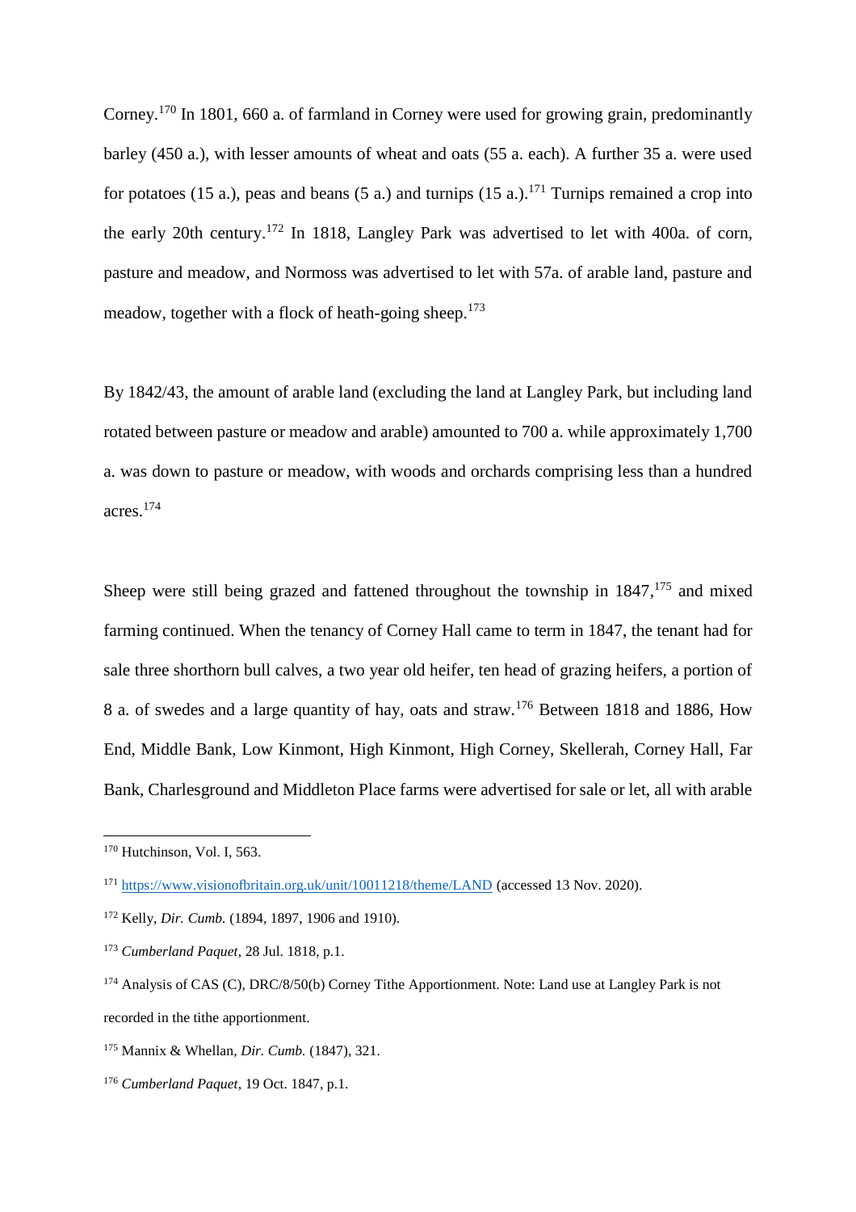Corney.[170] In 1801, 660 a. of farmland in Corney were used for growing grain, predominantly barley (450 a.), with lesser amounts of wheat and oats (55 a. each). A further 35 a. were used for potatoes (15 a.), peas and beans (5 a.) and turnips (15 a.).[171] Turnips remained a crop into the early 20th century.[172] In 1818, Langley Park was advertised to let with 400a. of corn, pasture and meadow, and Normoss was advertised to let with 57a. of arable land, pasture and meadow, together with a flock of heath-going sheep.[173]

By 1842/43, the amount of arable land (excluding the land at Langley Park, but including land rotated between pasture or meadow and arable) amounted to 700 a. while approximately 1,700 a. was down to pasture or meadow, with woods and orchards comprising less than a hundred acres.[174]

Sheep were still being grazed and fattened throughout the township in 1847,[175] and mixed farming continued. When the tenancy of Corney Hall came to term in 1847, the tenant had for sale three shorthorn bull calves, a two year old heifer, ten head of grazing heifers, a portion of 8 a. of swedes and a large quantity of hay, oats and straw.[176] Between 1818 and 1886, How End, Middle Bank, Low Kinmont, High Kinmont, High Corney, Skellerah, Corney Hall, Far Bank, Charlesground and Middleton Place farms were advertised for sale or let, all with arable

---

[170] Hutchinson, Vol. I, 563.

[171] https://www.visionofbritain.org.uk/unit/10011218/theme/LAND (accessed 13 Nov. 2020).

[172] Kelly, *Dir. Cumb.* (1894, 1897, 1906 and 1910).

[173] *Cumberland Paquet*, 28 Jul. 1818, p.1.

[174] Analysis of CAS (C), DRC/8/50(b) Corney Tithe Apportionment. Note: Land use at Langley Park is not recorded in the tithe apportionment.

[175] Mannix & Whellan, *Dir. Cumb.* (1847), 321.

[176] *Cumberland Paquet*, 19 Oct. 1847, p.1.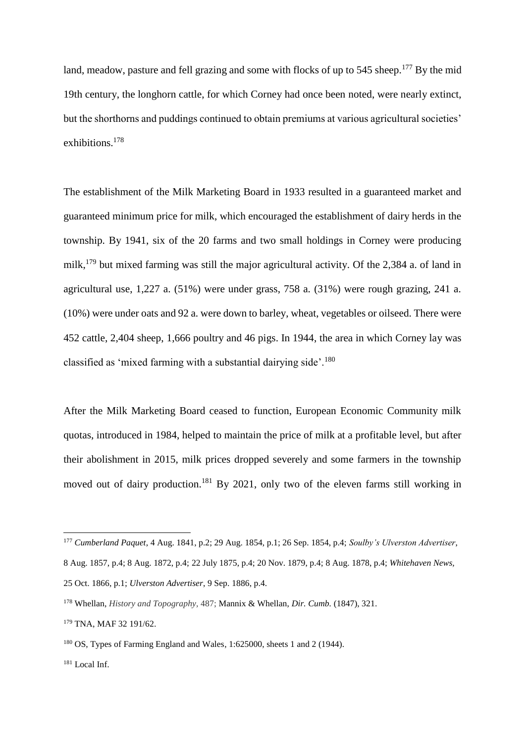land, meadow, pasture and fell grazing and some with flocks of up to 545 sheep.[177] By the mid 19th century, the longhorn cattle, for which Corney had once been noted, were nearly extinct, but the shorthorns and puddings continued to obtain premiums at various agricultural societies' exhibitions.[178]

The establishment of the Milk Marketing Board in 1933 resulted in a guaranteed market and guaranteed minimum price for milk, which encouraged the establishment of dairy herds in the township. By 1941, six of the 20 farms and two small holdings in Corney were producing milk,[179] but mixed farming was still the major agricultural activity. Of the 2,384 a. of land in agricultural use, 1,227 a. (51%) were under grass, 758 a. (31%) were rough grazing, 241 a. (10%) were under oats and 92 a. were down to barley, wheat, vegetables or oilseed. There were 452 cattle, 2,404 sheep, 1,666 poultry and 46 pigs. In 1944, the area in which Corney lay was classified as 'mixed farming with a substantial dairying side'.[180]

After the Milk Marketing Board ceased to function, European Economic Community milk quotas, introduced in 1984, helped to maintain the price of milk at a profitable level, but after their abolishment in 2015, milk prices dropped severely and some farmers in the township moved out of dairy production.[181] By 2021, only two of the eleven farms still working in

---

[177] *Cumberland Paquet*, 4 Aug. 1841, p.2; 29 Aug. 1854, p.1; 26 Sep. 1854, p.4; *Soulby's Ulverston Advertiser*, 8 Aug. 1857, p.4; 8 Aug. 1872, p.4; 22 July 1875, p.4; 20 Nov. 1879, p.4; 8 Aug. 1878, p.4; *Whitehaven News*, 25 Oct. 1866, p.1; *Ulverston Advertiser*, 9 Sep. 1886, p.4.

[178] Whellan, *History and Topography*, 487; Mannix & Whellan, *Dir. Cumb.* (1847), 321.

[179] TNA, MAF 32 191/62.

[180] OS, Types of Farming England and Wales, 1:625000, sheets 1 and 2 (1944).

[181] Local Inf.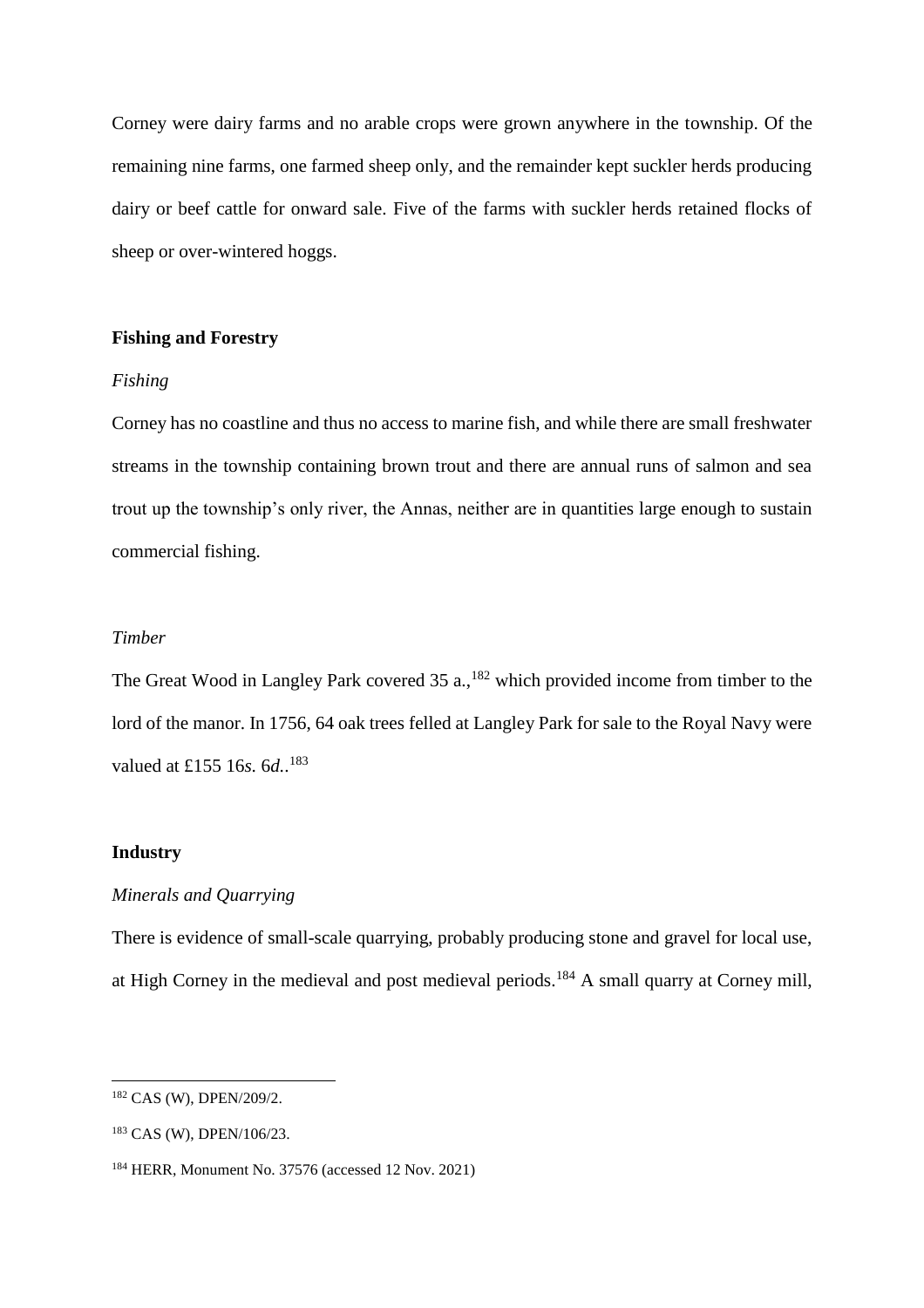Corney were dairy farms and no arable crops were grown anywhere in the township. Of the remaining nine farms, one farmed sheep only, and the remainder kept suckler herds producing dairy or beef cattle for onward sale. Five of the farms with suckler herds retained flocks of sheep or over-wintered hoggs.

## Fishing and Forestry

### *Fishing*

Corney has no coastline and thus no access to marine fish, and while there are small freshwater streams in the township containing brown trout and there are annual runs of salmon and sea trout up the township's only river, the Annas, neither are in quantities large enough to sustain commercial fishing.

### *Timber*

The Great Wood in Langley Park covered 35 a.,[182] which provided income from timber to the lord of the manor. In 1756, 64 oak trees felled at Langley Park for sale to the Royal Navy were valued at £155 16*s.* 6*d.*.[183]

## Industry

### *Minerals and Quarrying*

There is evidence of small-scale quarrying, probably producing stone and gravel for local use, at High Corney in the medieval and post medieval periods.[184] A small quarry at Corney mill,

---

[182] CAS (W), DPEN/209/2.

[183] CAS (W), DPEN/106/23.

[184] HERR, Monument No. 37576 (accessed 12 Nov. 2021)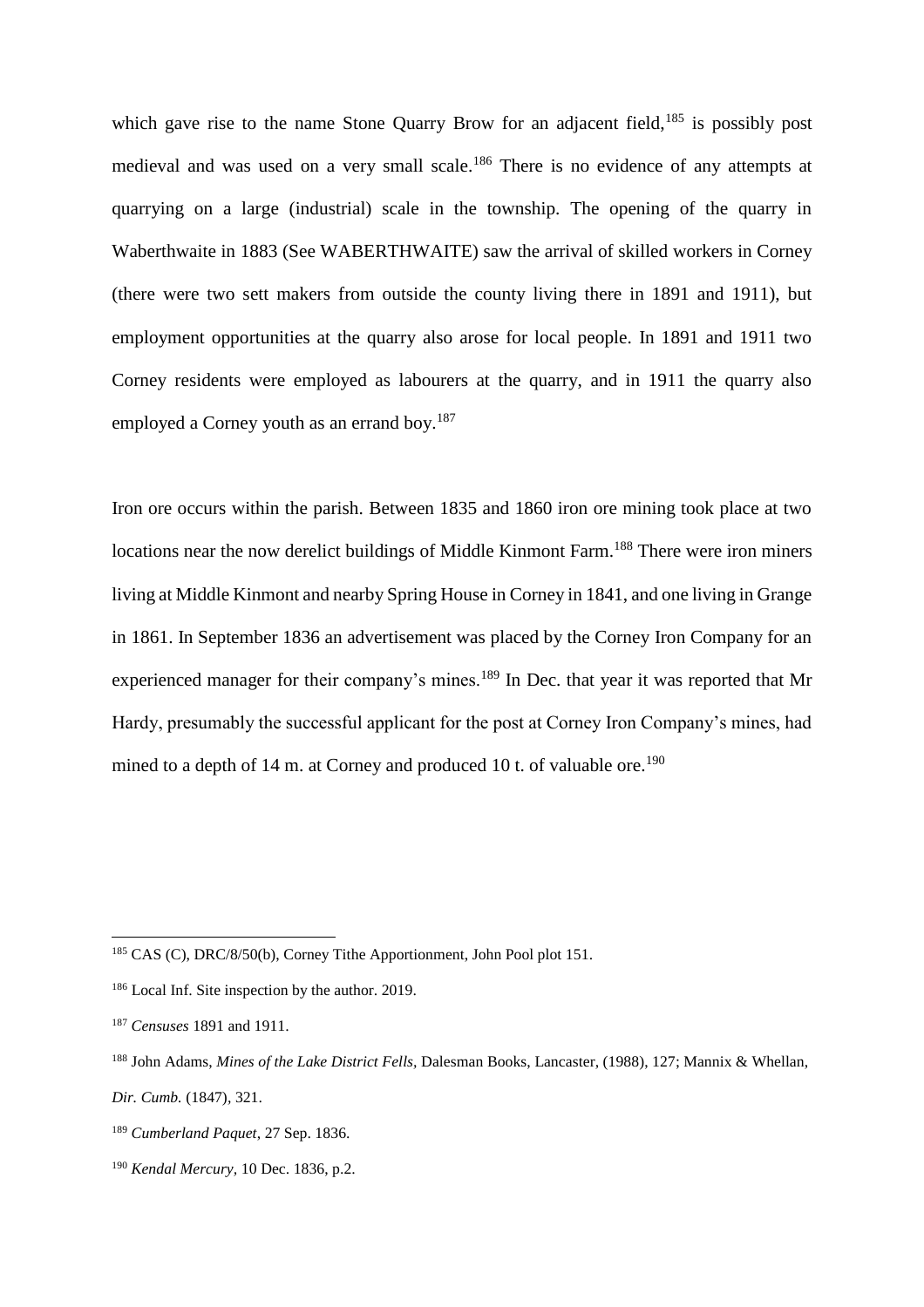which gave rise to the name Stone Quarry Brow for an adjacent field,[185] is possibly post medieval and was used on a very small scale.[186] There is no evidence of any attempts at quarrying on a large (industrial) scale in the township. The opening of the quarry in Waberthwaite in 1883 (See WABERTHWAITE) saw the arrival of skilled workers in Corney (there were two sett makers from outside the county living there in 1891 and 1911), but employment opportunities at the quarry also arose for local people. In 1891 and 1911 two Corney residents were employed as labourers at the quarry, and in 1911 the quarry also employed a Corney youth as an errand boy.[187]

Iron ore occurs within the parish. Between 1835 and 1860 iron ore mining took place at two locations near the now derelict buildings of Middle Kinmont Farm.[188] There were iron miners living at Middle Kinmont and nearby Spring House in Corney in 1841, and one living in Grange in 1861. In September 1836 an advertisement was placed by the Corney Iron Company for an experienced manager for their company's mines.[189] In Dec. that year it was reported that Mr Hardy, presumably the successful applicant for the post at Corney Iron Company's mines, had mined to a depth of 14 m. at Corney and produced 10 t. of valuable ore.[190]

---

[185] CAS (C), DRC/8/50(b), Corney Tithe Apportionment, John Pool plot 151.

[186] Local Inf. Site inspection by the author. 2019.

[187] *Censuses* 1891 and 1911.

[188] John Adams, *Mines of the Lake District Fells*, Dalesman Books, Lancaster, (1988), 127; Mannix & Whellan, *Dir. Cumb.* (1847), 321.

[189] *Cumberland Paquet*, 27 Sep. 1836.

[190] *Kendal Mercury,* 10 Dec. 1836, p.2.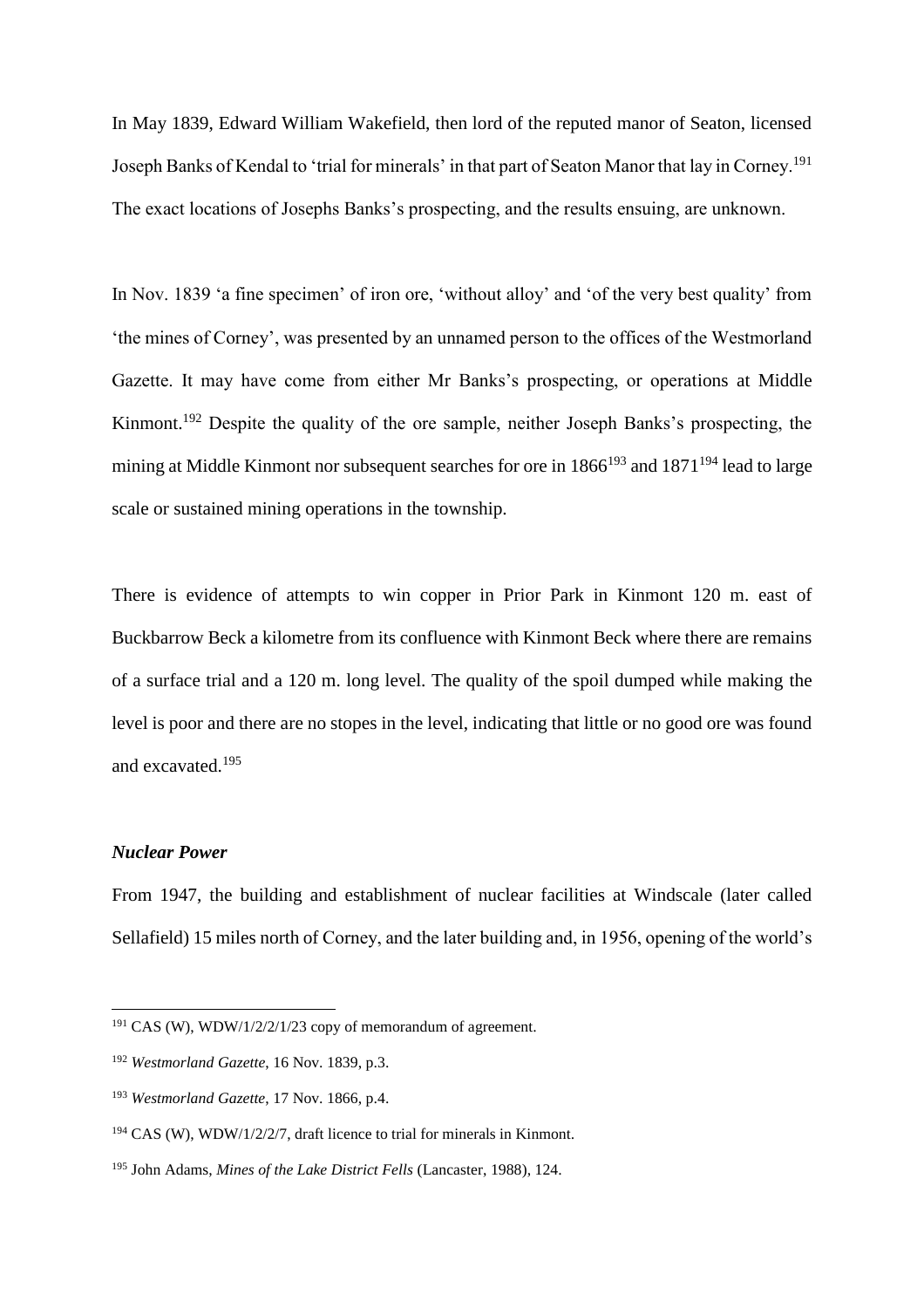In May 1839, Edward William Wakefield, then lord of the reputed manor of Seaton, licensed Joseph Banks of Kendal to 'trial for minerals' in that part of Seaton Manor that lay in Corney.[191] The exact locations of Josephs Banks's prospecting, and the results ensuing, are unknown.

In Nov. 1839 'a fine specimen' of iron ore, 'without alloy' and 'of the very best quality' from 'the mines of Corney', was presented by an unnamed person to the offices of the Westmorland Gazette. It may have come from either Mr Banks's prospecting, or operations at Middle Kinmont.[192] Despite the quality of the ore sample, neither Joseph Banks's prospecting, the mining at Middle Kinmont nor subsequent searches for ore in 1866[193] and 1871[194] lead to large scale or sustained mining operations in the township.

There is evidence of attempts to win copper in Prior Park in Kinmont 120 m. east of Buckbarrow Beck a kilometre from its confluence with Kinmont Beck where there are remains of a surface trial and a 120 m. long level. The quality of the spoil dumped while making the level is poor and there are no stopes in the level, indicating that little or no good ore was found and excavated.[195]

### *Nuclear Power*

From 1947, the building and establishment of nuclear facilities at Windscale (later called Sellafield) 15 miles north of Corney, and the later building and, in 1956, opening of the world's

---

[191] CAS (W), WDW/1/2/2/1/23 copy of memorandum of agreement.

[192] *Westmorland Gazette*, 16 Nov. 1839, p.3.

[193] *Westmorland Gazette*, 17 Nov. 1866, p.4.

[194] CAS (W), WDW/1/2/2/7, draft licence to trial for minerals in Kinmont.

[195] John Adams, *Mines of the Lake District Fells* (Lancaster, 1988), 124.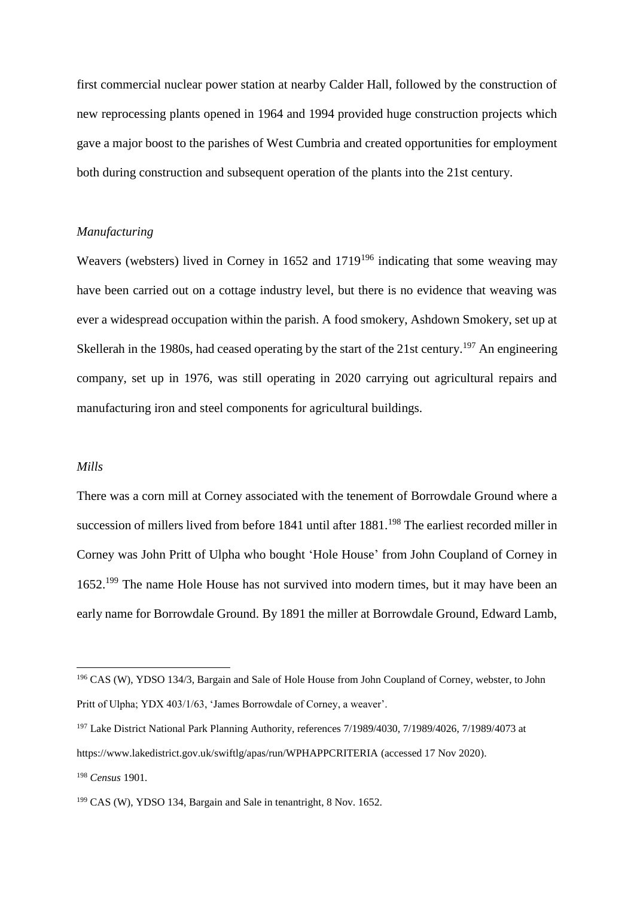first commercial nuclear power station at nearby Calder Hall, followed by the construction of new reprocessing plants opened in 1964 and 1994 provided huge construction projects which gave a major boost to the parishes of West Cumbria and created opportunities for employment both during construction and subsequent operation of the plants into the 21st century.

### *Manufacturing*

Weavers (websters) lived in Corney in 1652 and 1719[196] indicating that some weaving may have been carried out on a cottage industry level, but there is no evidence that weaving was ever a widespread occupation within the parish. A food smokery, Ashdown Smokery, set up at Skellerah in the 1980s, had ceased operating by the start of the 21st century.[197] An engineering company, set up in 1976, was still operating in 2020 carrying out agricultural repairs and manufacturing iron and steel components for agricultural buildings.

### *Mills*

There was a corn mill at Corney associated with the tenement of Borrowdale Ground where a succession of millers lived from before 1841 until after 1881.[198] The earliest recorded miller in Corney was John Pritt of Ulpha who bought 'Hole House' from John Coupland of Corney in 1652.[199] The name Hole House has not survived into modern times, but it may have been an early name for Borrowdale Ground. By 1891 the miller at Borrowdale Ground, Edward Lamb,

---

[196] CAS (W), YDSO 134/3, Bargain and Sale of Hole House from John Coupland of Corney, webster, to John Pritt of Ulpha; YDX 403/1/63, 'James Borrowdale of Corney, a weaver'.

[197] Lake District National Park Planning Authority, references 7/1989/4030, 7/1989/4026, 7/1989/4073 at https://www.lakedistrict.gov.uk/swiftlg/apas/run/WPHAPPCRITERIA (accessed 17 Nov 2020).

[198] *Census* 1901.

[199] CAS (W), YDSO 134, Bargain and Sale in tenantright, 8 Nov. 1652.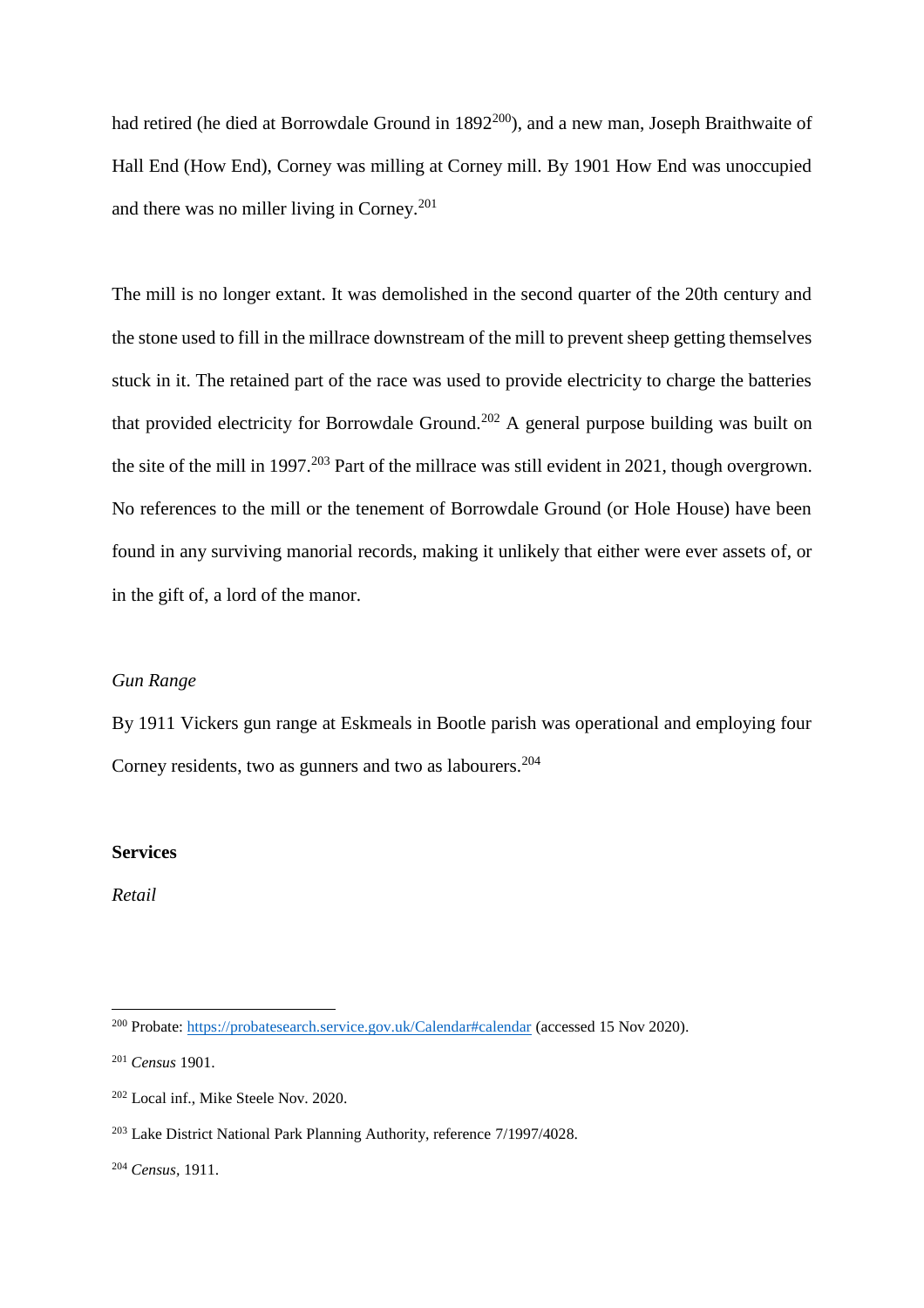had retired (he died at Borrowdale Ground in 1892[200]), and a new man, Joseph Braithwaite of Hall End (How End), Corney was milling at Corney mill. By 1901 How End was unoccupied and there was no miller living in Corney.[201]

The mill is no longer extant. It was demolished in the second quarter of the 20th century and the stone used to fill in the millrace downstream of the mill to prevent sheep getting themselves stuck in it. The retained part of the race was used to provide electricity to charge the batteries that provided electricity for Borrowdale Ground.[202] A general purpose building was built on the site of the mill in 1997.[203] Part of the millrace was still evident in 2021, though overgrown. No references to the mill or the tenement of Borrowdale Ground (or Hole House) have been found in any surviving manorial records, making it unlikely that either were ever assets of, or in the gift of, a lord of the manor.

*Gun Range*

By 1911 Vickers gun range at Eskmeals in Bootle parish was operational and employing four Corney residents, two as gunners and two as labourers.[204]

**Services**

*Retail*

---

[200] Probate: https://probatesearch.service.gov.uk/Calendar#calendar (accessed 15 Nov 2020).

[201] *Census* 1901.

[202] Local inf., Mike Steele Nov. 2020.

[203] Lake District National Park Planning Authority, reference 7/1997/4028.

[204] *Census*, 1911.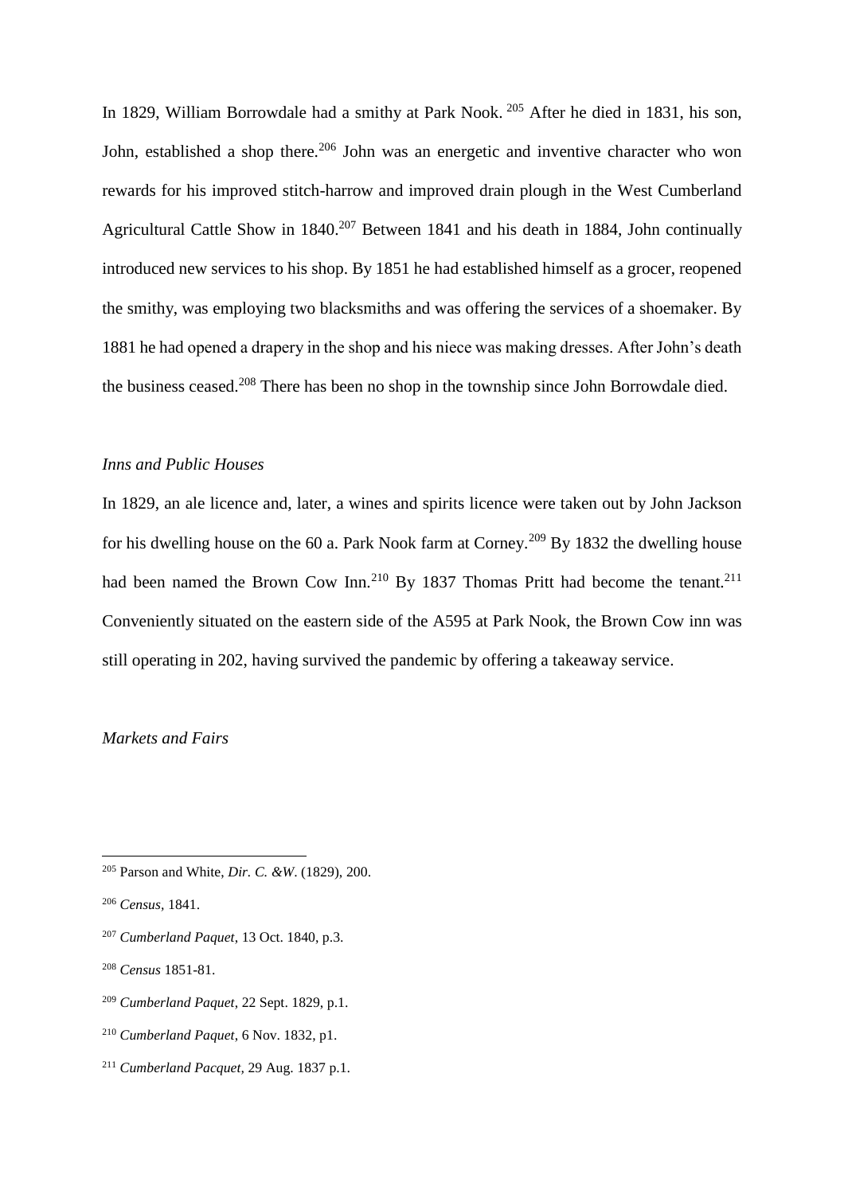In 1829, William Borrowdale had a smithy at Park Nook. [205] After he died in 1831, his son, John, established a shop there.[206] John was an energetic and inventive character who won rewards for his improved stitch-harrow and improved drain plough in the West Cumberland Agricultural Cattle Show in 1840.[207] Between 1841 and his death in 1884, John continually introduced new services to his shop. By 1851 he had established himself as a grocer, reopened the smithy, was employing two blacksmiths and was offering the services of a shoemaker. By 1881 he had opened a drapery in the shop and his niece was making dresses. After John's death the business ceased.[208] There has been no shop in the township since John Borrowdale died.

*Inns and Public Houses*

In 1829, an ale licence and, later, a wines and spirits licence were taken out by John Jackson for his dwelling house on the 60 a. Park Nook farm at Corney.[209] By 1832 the dwelling house had been named the Brown Cow Inn.[210] By 1837 Thomas Pritt had become the tenant.[211] Conveniently situated on the eastern side of the A595 at Park Nook, the Brown Cow inn was still operating in 202, having survived the pandemic by offering a takeaway service.

*Markets and Fairs*

---

[205] Parson and White, *Dir. C. &W*. (1829), 200.

[206] *Census*, 1841.

[207] *Cumberland Paquet*, 13 Oct. 1840, p.3.

[208] *Census* 1851-81.

[209] *Cumberland Paquet*, 22 Sept. 1829, p.1.

[210] *Cumberland Paquet*, 6 Nov. 1832, p1.

[211] *Cumberland Pacquet*, 29 Aug. 1837 p.1.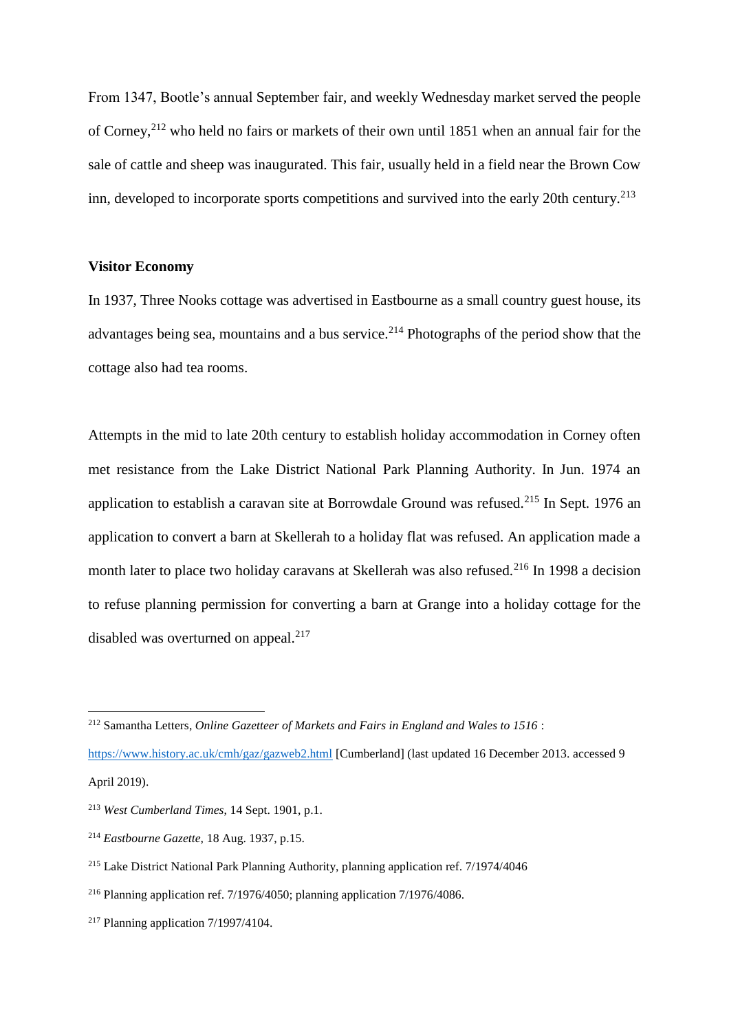From 1347, Bootle's annual September fair, and weekly Wednesday market served the people of Corney,[212] who held no fairs or markets of their own until 1851 when an annual fair for the sale of cattle and sheep was inaugurated. This fair, usually held in a field near the Brown Cow inn, developed to incorporate sports competitions and survived into the early 20th century.[213]

**Visitor Economy**

In 1937, Three Nooks cottage was advertised in Eastbourne as a small country guest house, its advantages being sea, mountains and a bus service.[214] Photographs of the period show that the cottage also had tea rooms.

Attempts in the mid to late 20th century to establish holiday accommodation in Corney often met resistance from the Lake District National Park Planning Authority. In Jun. 1974 an application to establish a caravan site at Borrowdale Ground was refused.[215] In Sept. 1976 an application to convert a barn at Skellerah to a holiday flat was refused. An application made a month later to place two holiday caravans at Skellerah was also refused.[216] In 1998 a decision to refuse planning permission for converting a barn at Grange into a holiday cottage for the disabled was overturned on appeal.[217]

---

[212] Samantha Letters, *Online Gazetteer of Markets and Fairs in England and Wales to 1516* : https://www.history.ac.uk/cmh/gaz/gazweb2.html [Cumberland] (last updated 16 December 2013. accessed 9 April 2019).

[213] *West Cumberland Times*, 14 Sept. 1901, p.1.

[214] *Eastbourne Gazette*, 18 Aug. 1937, p.15.

[215] Lake District National Park Planning Authority, planning application ref. 7/1974/4046

[216] Planning application ref. 7/1976/4050; planning application 7/1976/4086.

[217] Planning application 7/1997/4104.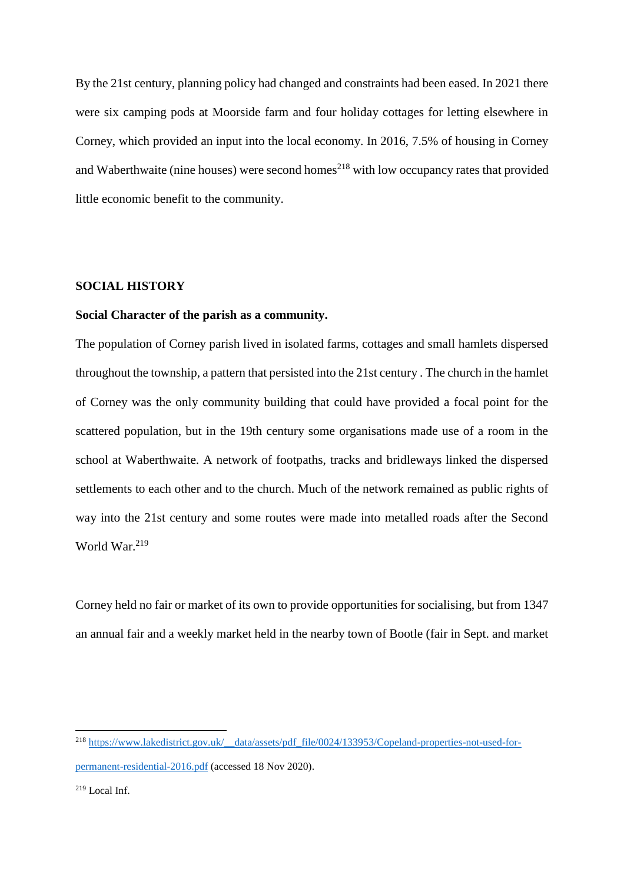By the 21st century, planning policy had changed and constraints had been eased. In 2021 there were six camping pods at Moorside farm and four holiday cottages for letting elsewhere in Corney, which provided an input into the local economy. In 2016, 7.5% of housing in Corney and Waberthwaite (nine houses) were second homes[218] with low occupancy rates that provided little economic benefit to the community.

## SOCIAL HISTORY

### Social Character of the parish as a community.

The population of Corney parish lived in isolated farms, cottages and small hamlets dispersed throughout the township, a pattern that persisted into the 21st century . The church in the hamlet of Corney was the only community building that could have provided a focal point for the scattered population, but in the 19th century some organisations made use of a room in the school at Waberthwaite. A network of footpaths, tracks and bridleways linked the dispersed settlements to each other and to the church. Much of the network remained as public rights of way into the 21st century and some routes were made into metalled roads after the Second World War.[219]

Corney held no fair or market of its own to provide opportunities for socialising, but from 1347 an annual fair and a weekly market held in the nearby town of Bootle (fair in Sept. and market

---

[218] https://www.lakedistrict.gov.uk/__data/assets/pdf_file/0024/133953/Copeland-properties-not-used-for-permanent-residential-2016.pdf (accessed 18 Nov 2020).

[219] Local Inf.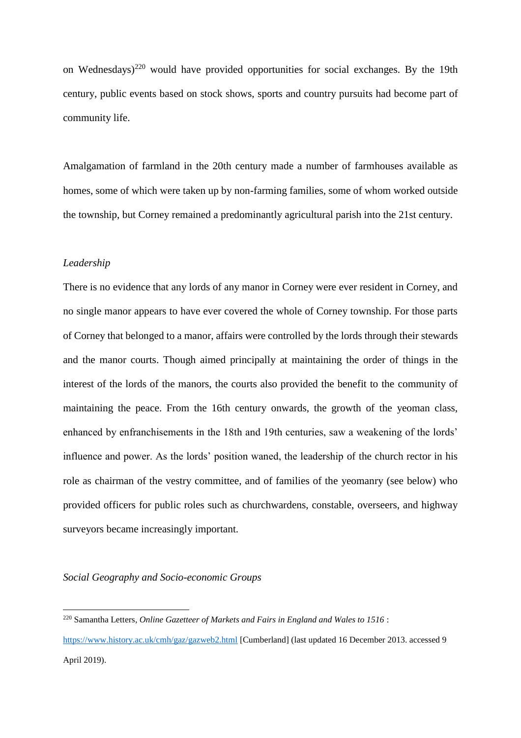on Wednesdays)[220] would have provided opportunities for social exchanges. By the 19th century, public events based on stock shows, sports and country pursuits had become part of community life.

Amalgamation of farmland in the 20th century made a number of farmhouses available as homes, some of which were taken up by non-farming families, some of whom worked outside the township, but Corney remained a predominantly agricultural parish into the 21st century.

### *Leadership*

There is no evidence that any lords of any manor in Corney were ever resident in Corney, and no single manor appears to have ever covered the whole of Corney township. For those parts of Corney that belonged to a manor, affairs were controlled by the lords through their stewards and the manor courts. Though aimed principally at maintaining the order of things in the interest of the lords of the manors, the courts also provided the benefit to the community of maintaining the peace. From the 16th century onwards, the growth of the yeoman class, enhanced by enfranchisements in the 18th and 19th centuries, saw a weakening of the lords' influence and power. As the lords' position waned, the leadership of the church rector in his role as chairman of the vestry committee, and of families of the yeomanry (see below) who provided officers for public roles such as churchwardens, constable, overseers, and highway surveyors became increasingly important.

### *Social Geography and Socio-economic Groups*

---

[220] Samantha Letters, *Online Gazetteer of Markets and Fairs in England and Wales to 1516* : https://www.history.ac.uk/cmh/gaz/gazweb2.html [Cumberland] (last updated 16 December 2013. accessed 9 April 2019).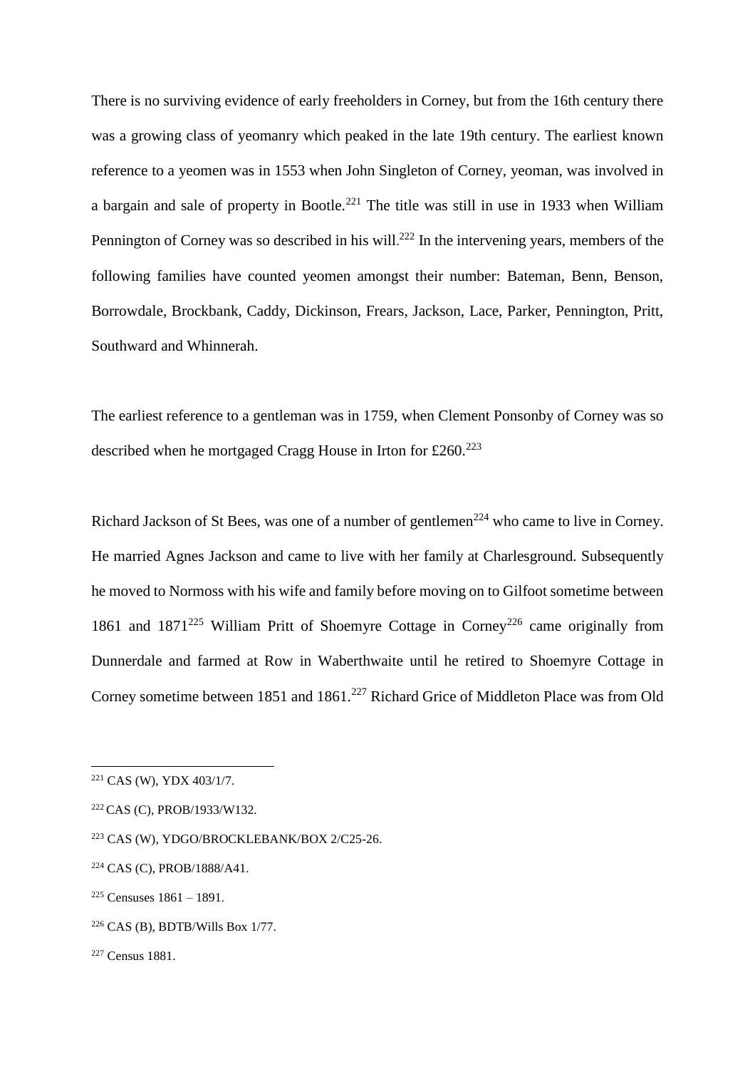There is no surviving evidence of early freeholders in Corney, but from the 16th century there was a growing class of yeomanry which peaked in the late 19th century. The earliest known reference to a yeomen was in 1553 when John Singleton of Corney, yeoman, was involved in a bargain and sale of property in Bootle.[221] The title was still in use in 1933 when William Pennington of Corney was so described in his will.[222] In the intervening years, members of the following families have counted yeomen amongst their number: Bateman, Benn, Benson, Borrowdale, Brockbank, Caddy, Dickinson, Frears, Jackson, Lace, Parker, Pennington, Pritt, Southward and Whinnerah.

The earliest reference to a gentleman was in 1759, when Clement Ponsonby of Corney was so described when he mortgaged Cragg House in Irton for £260.[223]

Richard Jackson of St Bees, was one of a number of gentlemen[224] who came to live in Corney. He married Agnes Jackson and came to live with her family at Charlesground. Subsequently he moved to Normoss with his wife and family before moving on to Gilfoot sometime between 1861 and 1871[225] William Pritt of Shoemyre Cottage in Corney[226] came originally from Dunnerdale and farmed at Row in Waberthwaite until he retired to Shoemyre Cottage in Corney sometime between 1851 and 1861.[227] Richard Grice of Middleton Place was from Old

---

[221] CAS (W), YDX 403/1/7.

[222] CAS (C), PROB/1933/W132.

[223] CAS (W), YDGO/BROCKLEBANK/BOX 2/C25-26.

[224] CAS (C), PROB/1888/A41.

[225] Censuses 1861 – 1891.

[226] CAS (B), BDTB/Wills Box 1/77.

[227] Census 1881.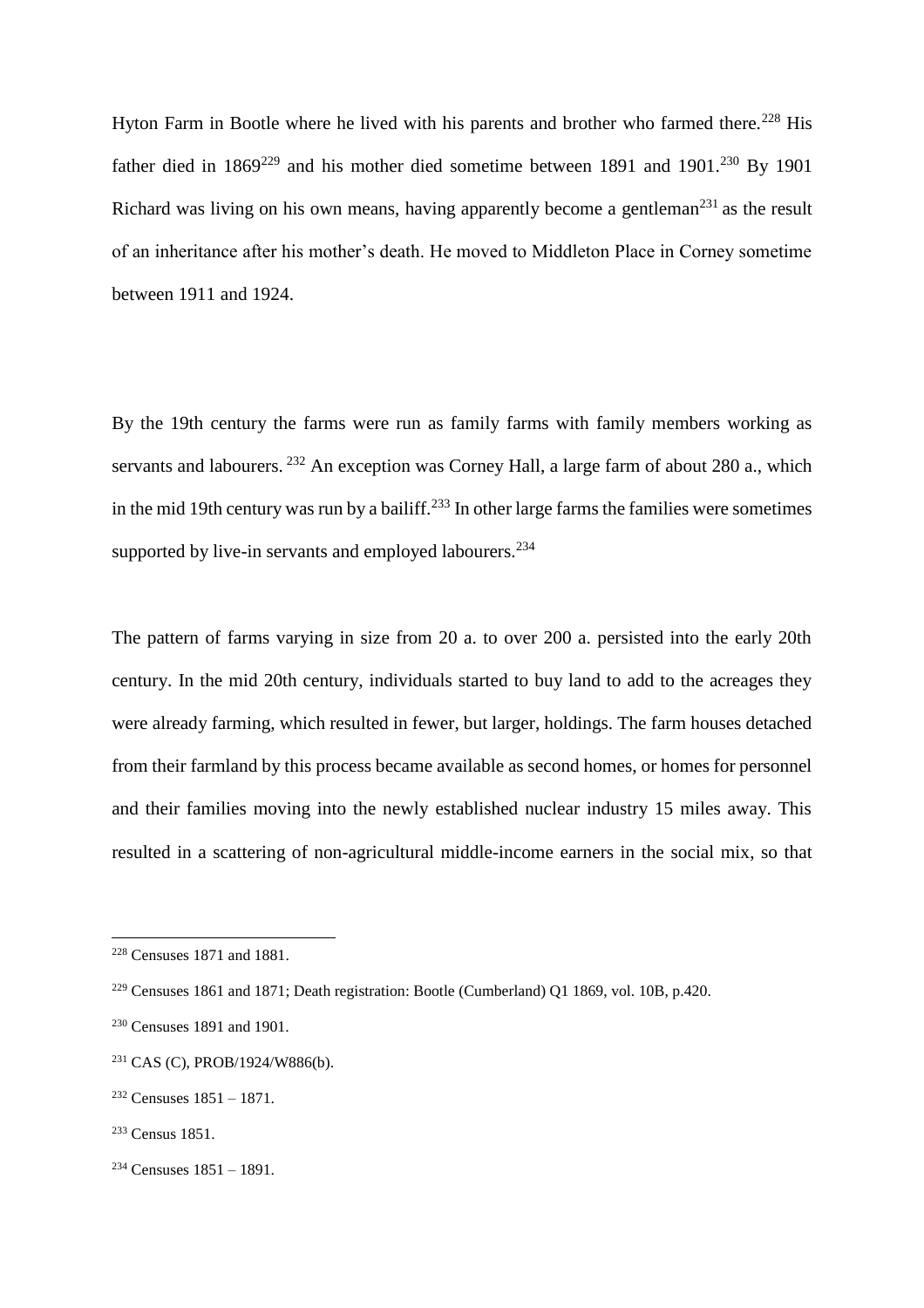Hyton Farm in Bootle where he lived with his parents and brother who farmed there.[228] His father died in 1869[229] and his mother died sometime between 1891 and 1901.[230] By 1901 Richard was living on his own means, having apparently become a gentleman[231] as the result of an inheritance after his mother's death. He moved to Middleton Place in Corney sometime between 1911 and 1924.

By the 19th century the farms were run as family farms with family members working as servants and labourers. [232] An exception was Corney Hall, a large farm of about 280 a., which in the mid 19th century was run by a bailiff.[233] In other large farms the families were sometimes supported by live-in servants and employed labourers.[234]

The pattern of farms varying in size from 20 a. to over 200 a. persisted into the early 20th century. In the mid 20th century, individuals started to buy land to add to the acreages they were already farming, which resulted in fewer, but larger, holdings. The farm houses detached from their farmland by this process became available as second homes, or homes for personnel and their families moving into the newly established nuclear industry 15 miles away. This resulted in a scattering of non-agricultural middle-income earners in the social mix, so that

[228] Censuses 1871 and 1881.

[229] Censuses 1861 and 1871; Death registration: Bootle (Cumberland) Q1 1869, vol. 10B, p.420.

[230] Censuses 1891 and 1901.

[231] CAS (C), PROB/1924/W886(b).

[232] Censuses 1851 – 1871.

[233] Census 1851.

[234] Censuses 1851 – 1891.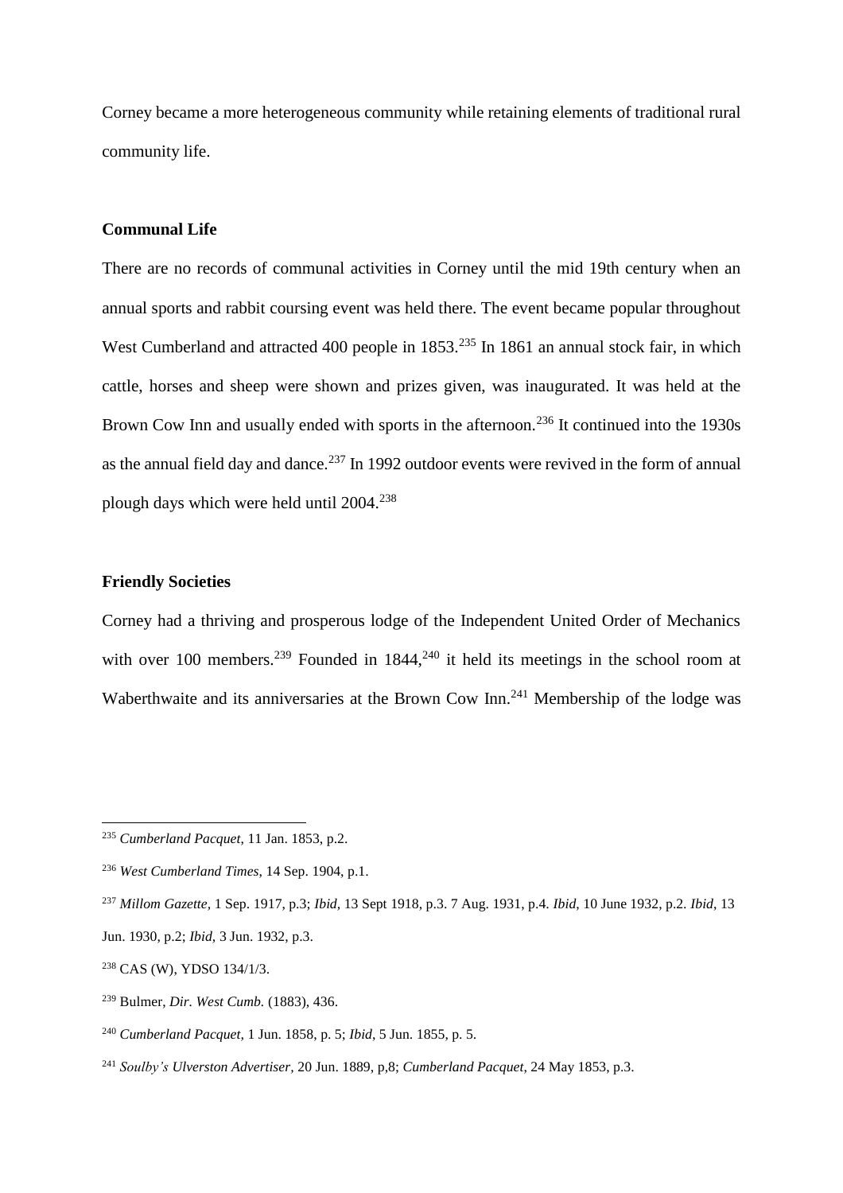Corney became a more heterogeneous community while retaining elements of traditional rural community life.

### Communal Life

There are no records of communal activities in Corney until the mid 19th century when an annual sports and rabbit coursing event was held there. The event became popular throughout West Cumberland and attracted 400 people in 1853.[235] In 1861 an annual stock fair, in which cattle, horses and sheep were shown and prizes given, was inaugurated. It was held at the Brown Cow Inn and usually ended with sports in the afternoon.[236] It continued into the 1930s as the annual field day and dance.[237] In 1992 outdoor events were revived in the form of annual plough days which were held until 2004.[238]

### Friendly Societies

Corney had a thriving and prosperous lodge of the Independent United Order of Mechanics with over 100 members.[239] Founded in 1844,[240] it held its meetings in the school room at Waberthwaite and its anniversaries at the Brown Cow Inn.[241] Membership of the lodge was

---

[235] *Cumberland Pacquet*, 11 Jan. 1853, p.2.

[236] *West Cumberland Times*, 14 Sep. 1904, p.1.

[237] *Millom Gazette,* 1 Sep. 1917, p.3; *Ibid,* 13 Sept 1918, p.3. 7 Aug. 1931, p.4. *Ibid*, 10 June 1932, p.2. *Ibid*, 13 Jun. 1930, p.2; *Ibid,* 3 Jun. 1932, p.3.

[238] CAS (W), YDSO 134/1/3.

[239] Bulmer, *Dir. West Cumb.* (1883), 436.

[240] *Cumberland Pacquet*, 1 Jun. 1858, p. 5; *Ibid*, 5 Jun. 1855, p. 5.

[241] *Soulby's Ulverston Advertiser,* 20 Jun. 1889, p,8; *Cumberland Pacquet*, 24 May 1853, p.3.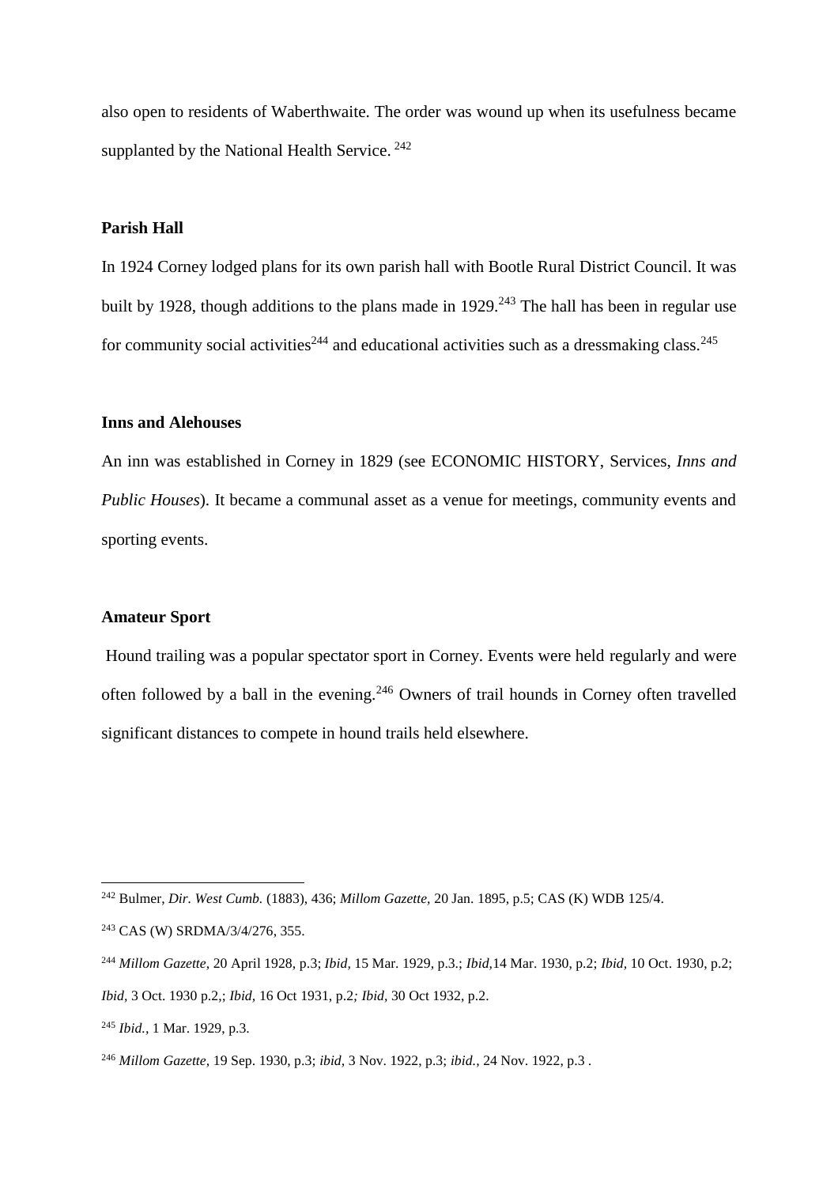also open to residents of Waberthwaite. The order was wound up when its usefulness became supplanted by the National Health Service. [242]

**Parish Hall**

In 1924 Corney lodged plans for its own parish hall with Bootle Rural District Council. It was built by 1928, though additions to the plans made in 1929.[243] The hall has been in regular use for community social activities[244] and educational activities such as a dressmaking class.[245]

**Inns and Alehouses**

An inn was established in Corney in 1829 (see ECONOMIC HISTORY, Services, *Inns and Public Houses*). It became a communal asset as a venue for meetings, community events and sporting events.

**Amateur Sport**

Hound trailing was a popular spectator sport in Corney. Events were held regularly and were often followed by a ball in the evening.[246] Owners of trail hounds in Corney often travelled significant distances to compete in hound trails held elsewhere.

---

[242] Bulmer, *Dir. West Cumb.* (1883), 436; *Millom Gazette,* 20 Jan. 1895, p.5; CAS (K) WDB 125/4.

[243] CAS (W) SRDMA/3/4/276, 355.

[244] *Millom Gazette*, 20 April 1928, p.3; *Ibid,* 15 Mar. 1929, p.3.; *Ibid,*14 Mar. 1930, p.2; *Ibid,* 10 Oct. 1930, p.2; *Ibid,* 3 Oct. 1930 p.2,; *Ibid,* 16 Oct 1931, p.2*; Ibid,* 30 Oct 1932, p.2.

[245] *Ibid.*, 1 Mar. 1929, p.3.

[246] *Millom Gazette,* 19 Sep. 1930, p.3; *ibid,* 3 Nov. 1922, p.3; *ibid.*, 24 Nov. 1922, p.3 .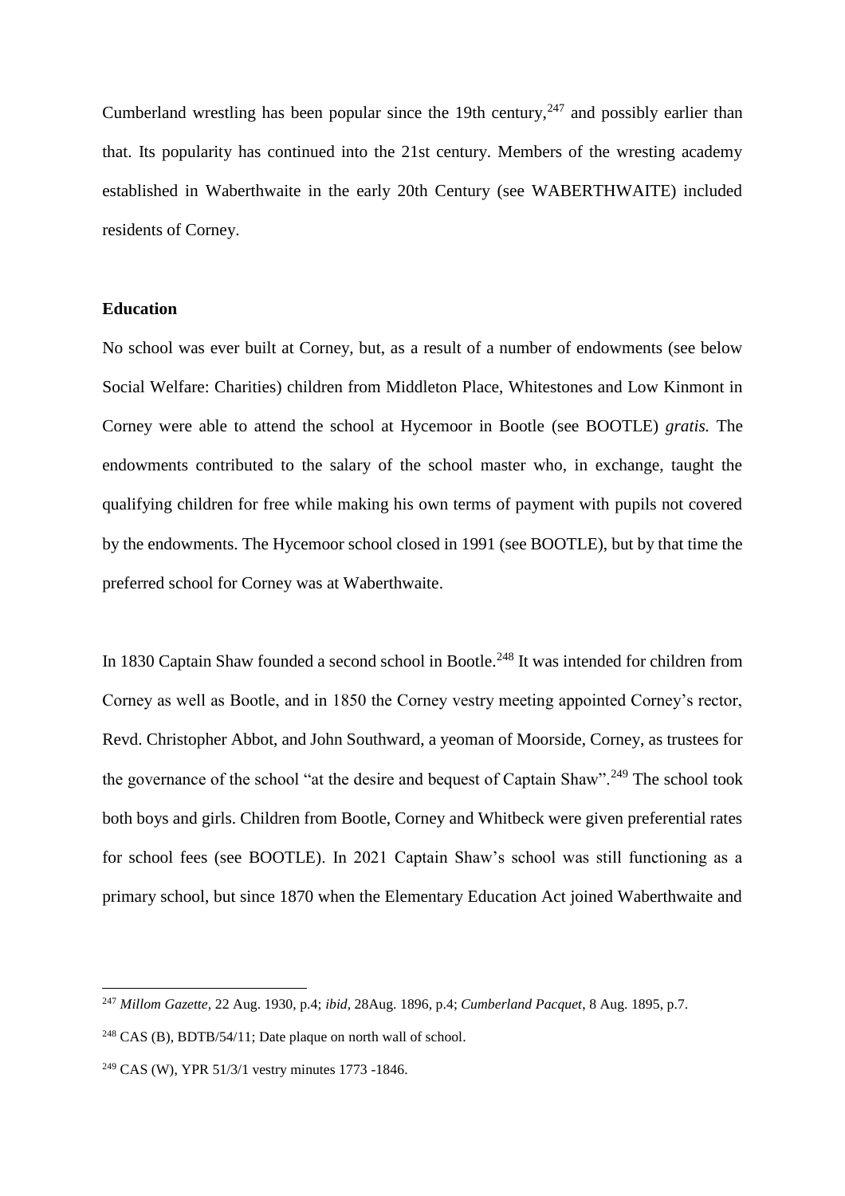Cumberland wrestling has been popular since the 19th century,[247] and possibly earlier than that. Its popularity has continued into the 21st century. Members of the wresting academy established in Waberthwaite in the early 20th Century (see WABERTHWAITE) included residents of Corney.

**Education**

No school was ever built at Corney, but, as a result of a number of endowments (see below Social Welfare: Charities) children from Middleton Place, Whitestones and Low Kinmont in Corney were able to attend the school at Hycemoor in Bootle (see BOOTLE) *gratis.* The endowments contributed to the salary of the school master who, in exchange, taught the qualifying children for free while making his own terms of payment with pupils not covered by the endowments. The Hycemoor school closed in 1991 (see BOOTLE), but by that time the preferred school for Corney was at Waberthwaite.

In 1830 Captain Shaw founded a second school in Bootle.[248] It was intended for children from Corney as well as Bootle, and in 1850 the Corney vestry meeting appointed Corney's rector, Revd. Christopher Abbot, and John Southward, a yeoman of Moorside, Corney, as trustees for the governance of the school "at the desire and bequest of Captain Shaw".[249] The school took both boys and girls. Children from Bootle, Corney and Whitbeck were given preferential rates for school fees (see BOOTLE). In 2021 Captain Shaw's school was still functioning as a primary school, but since 1870 when the Elementary Education Act joined Waberthwaite and

---

[247] *Millom Gazette,* 22 Aug. 1930, p.4; *ibid,* 28Aug. 1896, p.4; *Cumberland Pacquet*, 8 Aug. 1895, p.7.

[248] CAS (B), BDTB/54/11; Date plaque on north wall of school.

[249] CAS (W), YPR 51/3/1 vestry minutes 1773 -1846.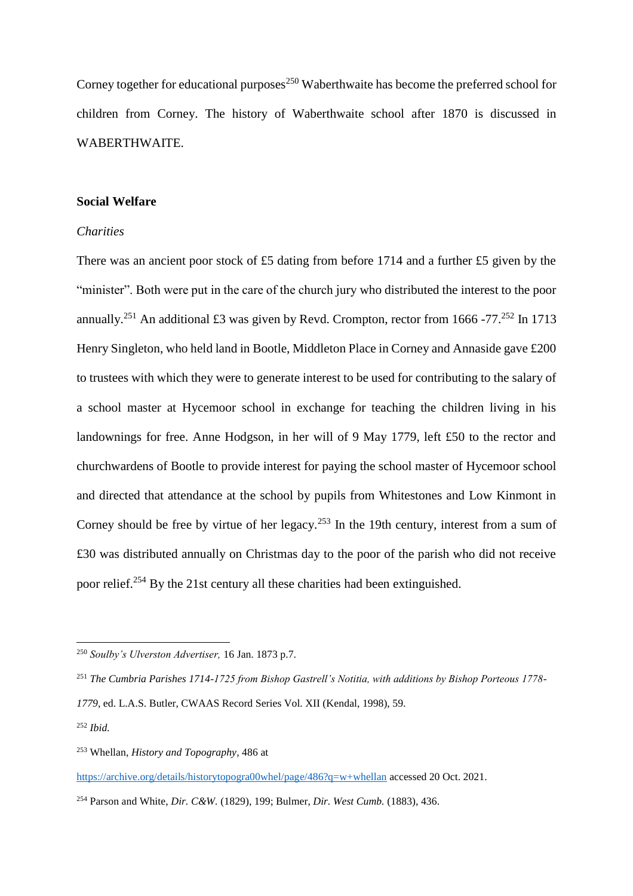Corney together for educational purposes[250] Waberthwaite has become the preferred school for children from Corney. The history of Waberthwaite school after 1870 is discussed in WABERTHWAITE.

**Social Welfare**

*Charities*

There was an ancient poor stock of £5 dating from before 1714 and a further £5 given by the "minister". Both were put in the care of the church jury who distributed the interest to the poor annually.[251] An additional £3 was given by Revd. Crompton, rector from 1666 -77.[252] In 1713 Henry Singleton, who held land in Bootle, Middleton Place in Corney and Annaside gave £200 to trustees with which they were to generate interest to be used for contributing to the salary of a school master at Hycemoor school in exchange for teaching the children living in his landownings for free. Anne Hodgson, in her will of 9 May 1779, left £50 to the rector and churchwardens of Bootle to provide interest for paying the school master of Hycemoor school and directed that attendance at the school by pupils from Whitestones and Low Kinmont in Corney should be free by virtue of her legacy.[253] In the 19th century, interest from a sum of £30 was distributed annually on Christmas day to the poor of the parish who did not receive poor relief.[254] By the 21st century all these charities had been extinguished.

---

[250] *Soulby's Ulverston Advertiser,* 16 Jan. 1873 p.7.

[251] *The Cumbria Parishes 1714-1725 from Bishop Gastrell's Notitia, with additions by Bishop Porteous 1778-1779*, ed. L.A.S. Butler, CWAAS Record Series Vol. XII (Kendal, 1998), 59.

[252] *Ibid.*

[253] Whellan, *History and Topography,* 486 at https://archive.org/details/historytopogra00whel/page/486?q=w+whellan accessed 20 Oct. 2021.

[254] Parson and White, *Dir. C&W.* (1829), 199; Bulmer, *Dir. West Cumb.* (1883), 436.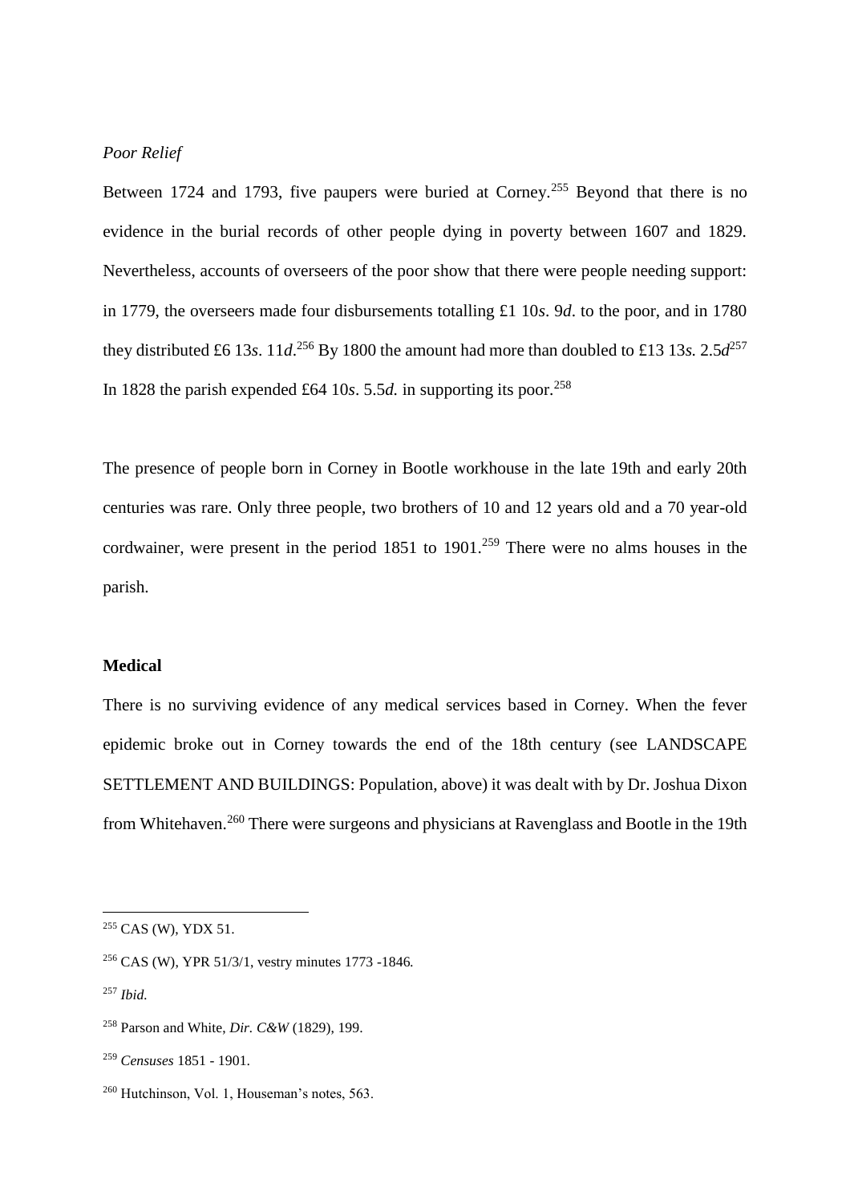*Poor Relief*

Between 1724 and 1793, five paupers were buried at Corney.[255] Beyond that there is no evidence in the burial records of other people dying in poverty between 1607 and 1829. Nevertheless, accounts of overseers of the poor show that there were people needing support: in 1779, the overseers made four disbursements totalling £1 10*s*. 9*d*. to the poor, and in 1780 they distributed £6 13*s*. 11*d*.[256] By 1800 the amount had more than doubled to £13 13*s.* 2.5*d*[257] In 1828 the parish expended £64 10*s*. 5.5*d.* in supporting its poor.[258]

The presence of people born in Corney in Bootle workhouse in the late 19th and early 20th centuries was rare. Only three people, two brothers of 10 and 12 years old and a 70 year-old cordwainer, were present in the period 1851 to 1901.[259] There were no alms houses in the parish.

**Medical**

There is no surviving evidence of any medical services based in Corney. When the fever epidemic broke out in Corney towards the end of the 18th century (see LANDSCAPE SETTLEMENT AND BUILDINGS: Population, above) it was dealt with by Dr. Joshua Dixon from Whitehaven.[260] There were surgeons and physicians at Ravenglass and Bootle in the 19th

---

[255] CAS (W), YDX 51.

[256] CAS (W), YPR 51/3/1, vestry minutes 1773 -1846*.*

[257] *Ibid.*

[258] Parson and White, *Dir. C&W* (1829), 199.

[259] *Censuses* 1851 - 1901.

[260] Hutchinson, Vol. 1, Houseman's notes, 563.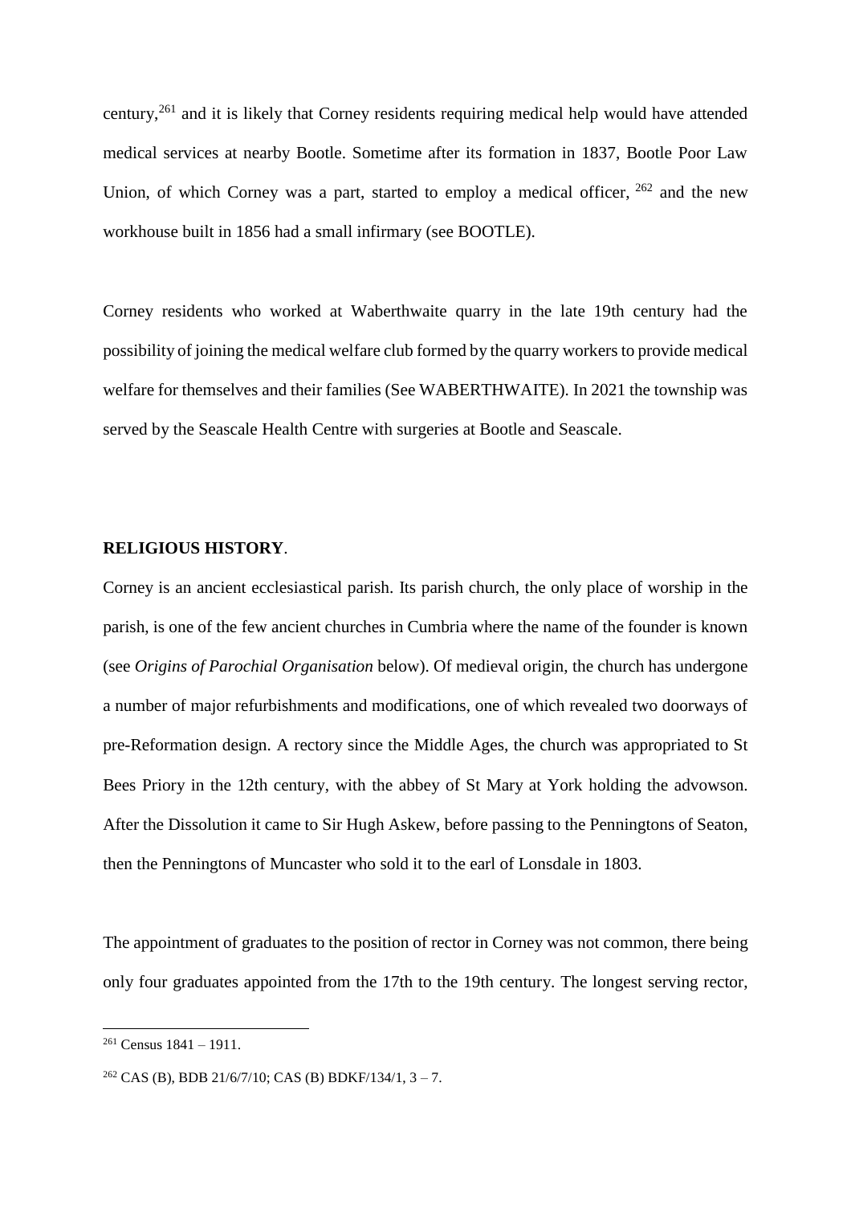century,[261] and it is likely that Corney residents requiring medical help would have attended medical services at nearby Bootle. Sometime after its formation in 1837, Bootle Poor Law Union, of which Corney was a part, started to employ a medical officer, [262] and the new workhouse built in 1856 had a small infirmary (see BOOTLE).

Corney residents who worked at Waberthwaite quarry in the late 19th century had the possibility of joining the medical welfare club formed by the quarry workers to provide medical welfare for themselves and their families (See WABERTHWAITE). In 2021 the township was served by the Seascale Health Centre with surgeries at Bootle and Seascale.

## RELIGIOUS HISTORY.

Corney is an ancient ecclesiastical parish. Its parish church, the only place of worship in the parish, is one of the few ancient churches in Cumbria where the name of the founder is known (see *Origins of Parochial Organisation* below). Of medieval origin, the church has undergone a number of major refurbishments and modifications, one of which revealed two doorways of pre-Reformation design. A rectory since the Middle Ages, the church was appropriated to St Bees Priory in the 12th century, with the abbey of St Mary at York holding the advowson. After the Dissolution it came to Sir Hugh Askew, before passing to the Penningtons of Seaton, then the Penningtons of Muncaster who sold it to the earl of Lonsdale in 1803.

The appointment of graduates to the position of rector in Corney was not common, there being only four graduates appointed from the 17th to the 19th century. The longest serving rector,

---

[261] Census 1841 – 1911.

[262] CAS (B), BDB 21/6/7/10; CAS (B) BDKF/134/1, 3 – 7.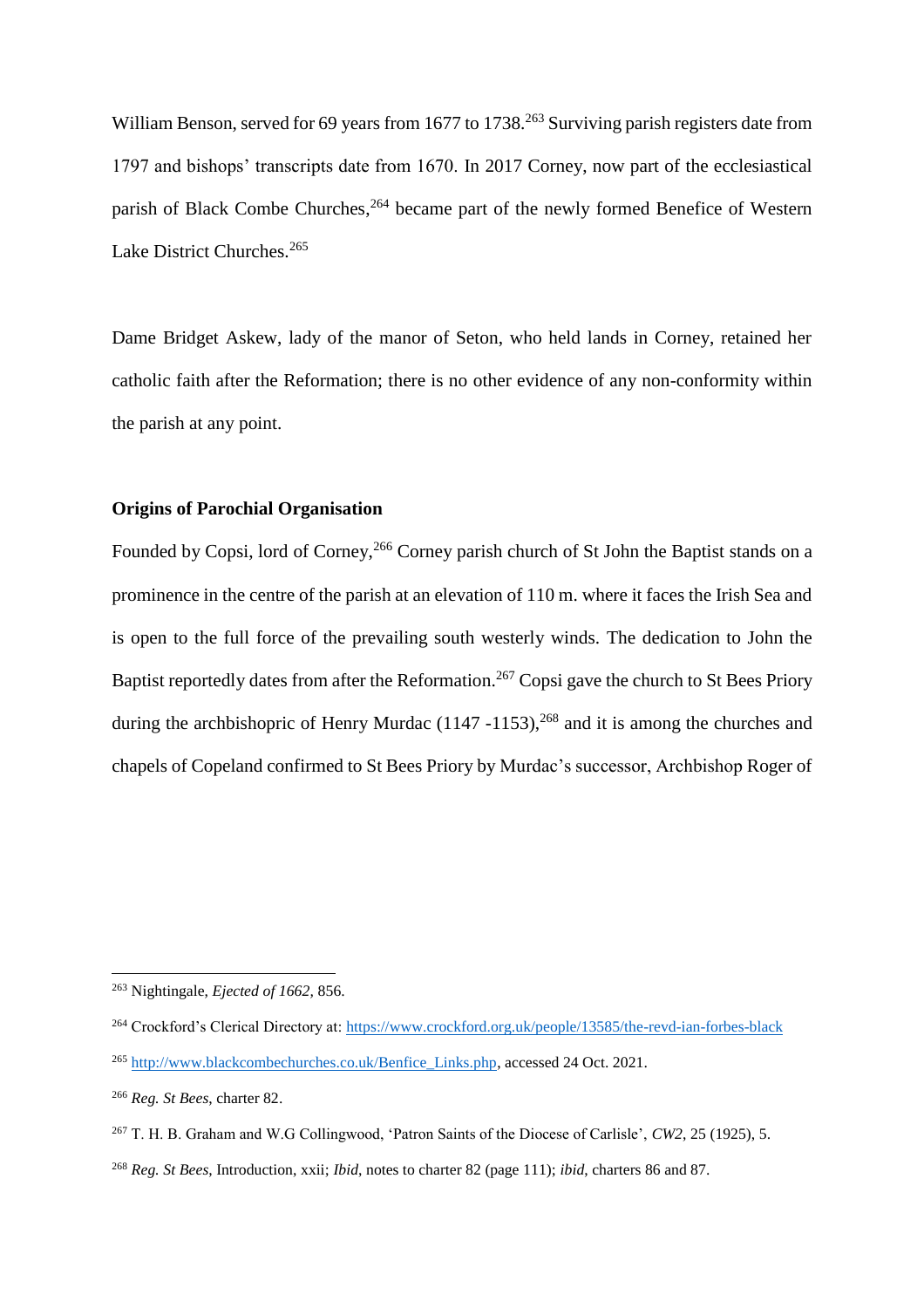William Benson, served for 69 years from 1677 to 1738.[263] Surviving parish registers date from 1797 and bishops' transcripts date from 1670. In 2017 Corney, now part of the ecclesiastical parish of Black Combe Churches,[264] became part of the newly formed Benefice of Western Lake District Churches.[265]

Dame Bridget Askew, lady of the manor of Seton, who held lands in Corney, retained her catholic faith after the Reformation; there is no other evidence of any non-conformity within the parish at any point.

**Origins of Parochial Organisation**

Founded by Copsi, lord of Corney,[266] Corney parish church of St John the Baptist stands on a prominence in the centre of the parish at an elevation of 110 m. where it faces the Irish Sea and is open to the full force of the prevailing south westerly winds. The dedication to John the Baptist reportedly dates from after the Reformation.[267] Copsi gave the church to St Bees Priory during the archbishopric of Henry Murdac (1147 -1153),[268] and it is among the churches and chapels of Copeland confirmed to St Bees Priory by Murdac's successor, Archbishop Roger of

---

[263] Nightingale, *Ejected of 1662*, 856.

[264] Crockford's Clerical Directory at: https://www.crockford.org.uk/people/13585/the-revd-ian-forbes-black

[265] http://www.blackcombechurches.co.uk/Benfice_Links.php, accessed 24 Oct. 2021.

[266] *Reg. St Bees*, charter 82.

[267] T. H. B. Graham and W.G Collingwood, 'Patron Saints of the Diocese of Carlisle', *CW2*, 25 (1925), 5.

[268] *Reg. St Bees*, Introduction, xxii; *Ibid*, notes to charter 82 (page 111); *ibid*, charters 86 and 87.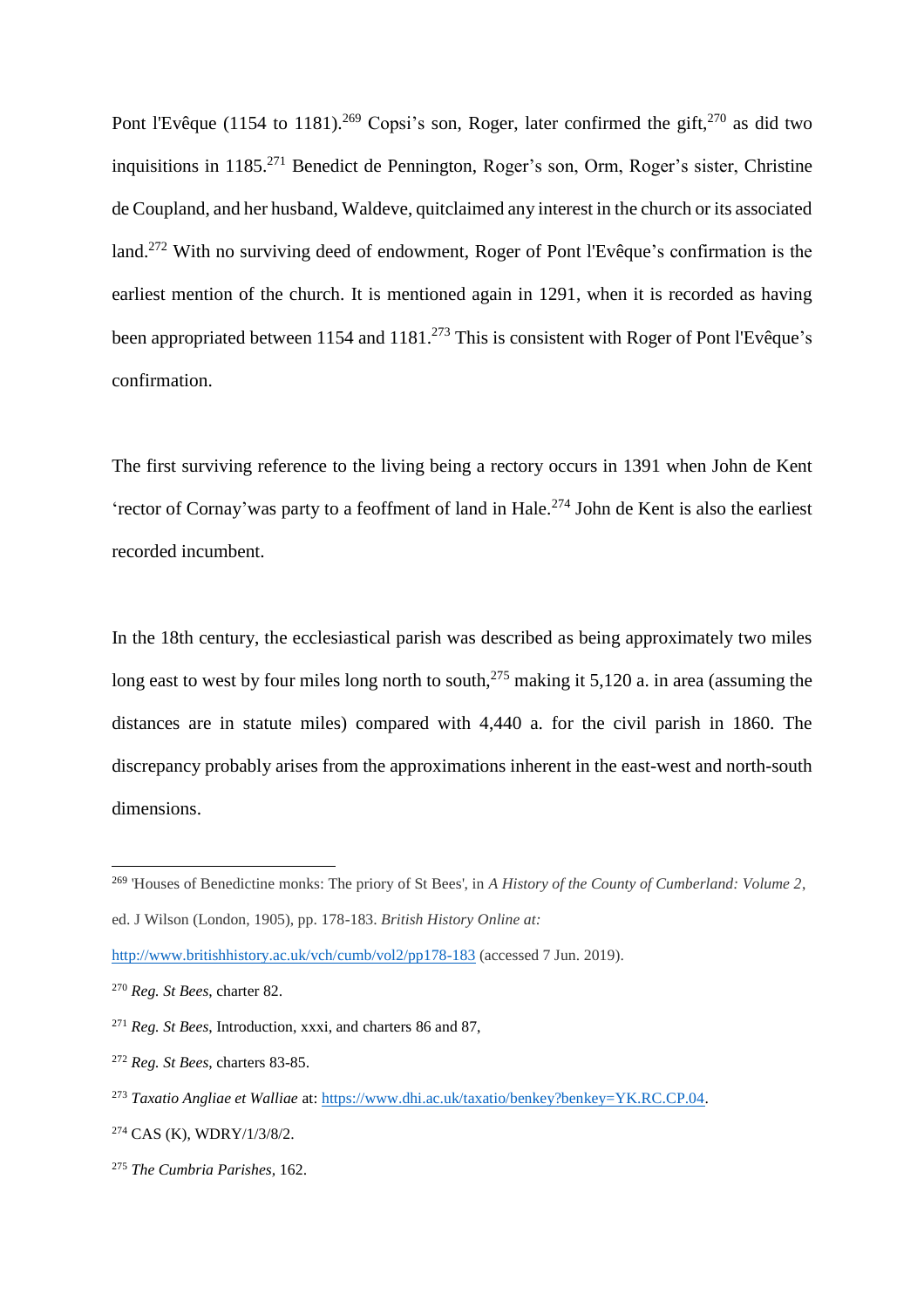Pont l'Evêque (1154 to 1181).[269] Copsi's son, Roger, later confirmed the gift,[270] as did two inquisitions in 1185.[271] Benedict de Pennington, Roger's son, Orm, Roger's sister, Christine de Coupland, and her husband, Waldeve, quitclaimed any interest in the church or its associated land.[272] With no surviving deed of endowment, Roger of Pont l'Evêque's confirmation is the earliest mention of the church. It is mentioned again in 1291, when it is recorded as having been appropriated between 1154 and 1181.[273] This is consistent with Roger of Pont l'Evêque's confirmation.

The first surviving reference to the living being a rectory occurs in 1391 when John de Kent 'rector of Cornay'was party to a feoffment of land in Hale.[274] John de Kent is also the earliest recorded incumbent.

In the 18th century, the ecclesiastical parish was described as being approximately two miles long east to west by four miles long north to south,[275] making it 5,120 a. in area (assuming the distances are in statute miles) compared with 4,440 a. for the civil parish in 1860. The discrepancy probably arises from the approximations inherent in the east-west and north-south dimensions.

---

[269] 'Houses of Benedictine monks: The priory of St Bees', in *A History of the County of Cumberland: Volume 2*, ed. J Wilson (London, 1905), pp. 178-183. *British History Online at:* http://www.britishhistory.ac.uk/vch/cumb/vol2/pp178-183 (accessed 7 Jun. 2019).

[270] *Reg. St Bees*, charter 82.

[271] *Reg. St Bees*, Introduction, xxxi, and charters 86 and 87,

[272] *Reg. St Bees*, charters 83-85.

[273] *Taxatio Angliae et Walliae* at: https://www.dhi.ac.uk/taxatio/benkey?benkey=YK.RC.CP.04.

[274] CAS (K), WDRY/1/3/8/2.

[275] *The Cumbria Parishes*, 162.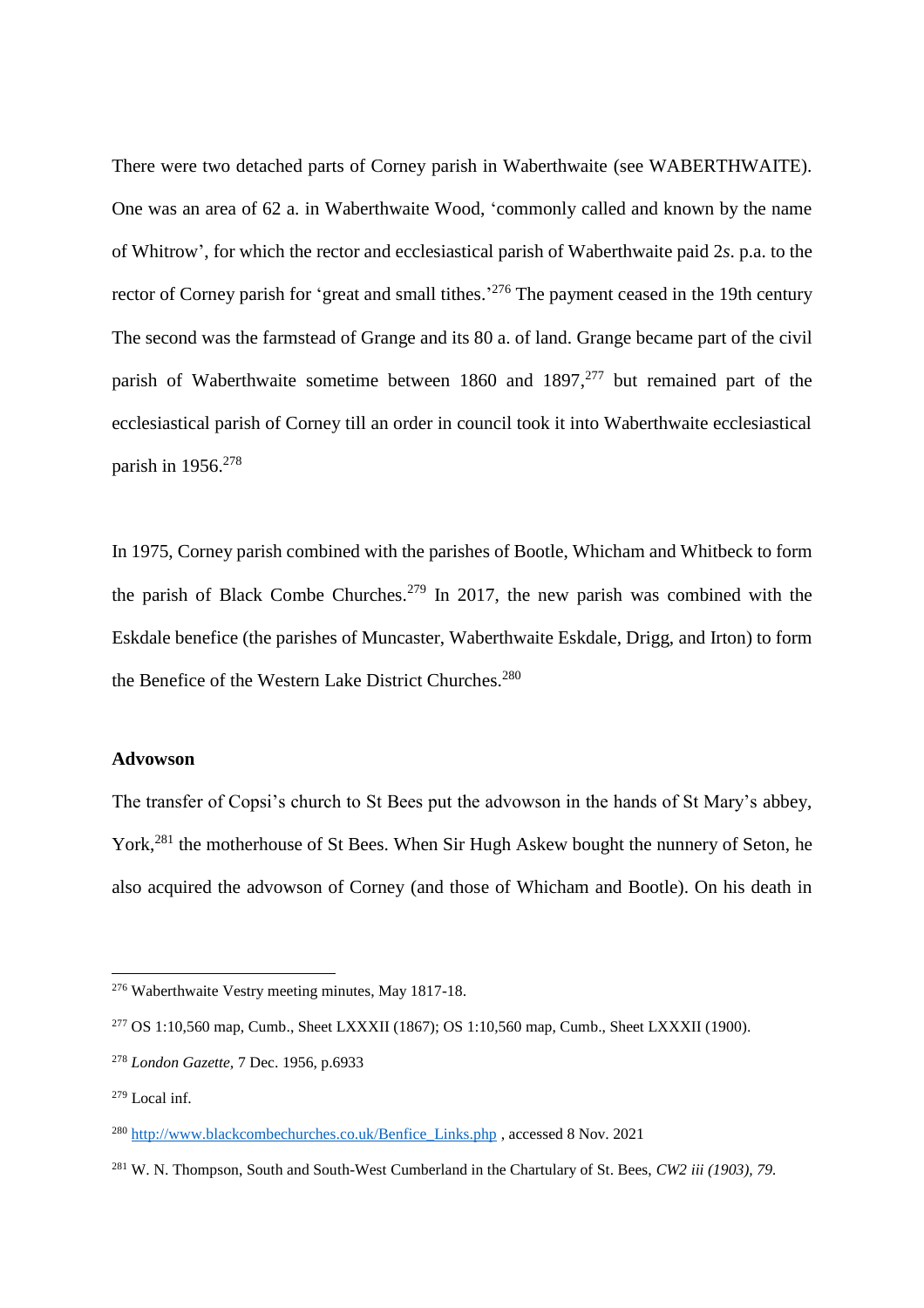There were two detached parts of Corney parish in Waberthwaite (see WABERTHWAITE). One was an area of 62 a. in Waberthwaite Wood, 'commonly called and known by the name of Whitrow', for which the rector and ecclesiastical parish of Waberthwaite paid 2*s*. p.a. to the rector of Corney parish for 'great and small tithes.'[276] The payment ceased in the 19th century The second was the farmstead of Grange and its 80 a. of land. Grange became part of the civil parish of Waberthwaite sometime between 1860 and 1897,[277] but remained part of the ecclesiastical parish of Corney till an order in council took it into Waberthwaite ecclesiastical parish in 1956.[278]

In 1975, Corney parish combined with the parishes of Bootle, Whicham and Whitbeck to form the parish of Black Combe Churches.[279] In 2017, the new parish was combined with the Eskdale benefice (the parishes of Muncaster, Waberthwaite Eskdale, Drigg, and Irton) to form the Benefice of the Western Lake District Churches.[280]

**Advowson**

The transfer of Copsi's church to St Bees put the advowson in the hands of St Mary's abbey, York,[281] the motherhouse of St Bees. When Sir Hugh Askew bought the nunnery of Seton, he also acquired the advowson of Corney (and those of Whicham and Bootle). On his death in

---

[276] Waberthwaite Vestry meeting minutes, May 1817-18.

[277] OS 1:10,560 map, Cumb., Sheet LXXXII (1867); OS 1:10,560 map, Cumb., Sheet LXXXII (1900).

[278] *London Gazette,* 7 Dec. 1956, p.6933

[279] Local inf.

[280] http://www.blackcombechurches.co.uk/Benfice_Links.php , accessed 8 Nov. 2021

[281] W. N. Thompson, South and South-West Cumberland in the Chartulary of St. Bees, *CW2 iii (1903), 79.*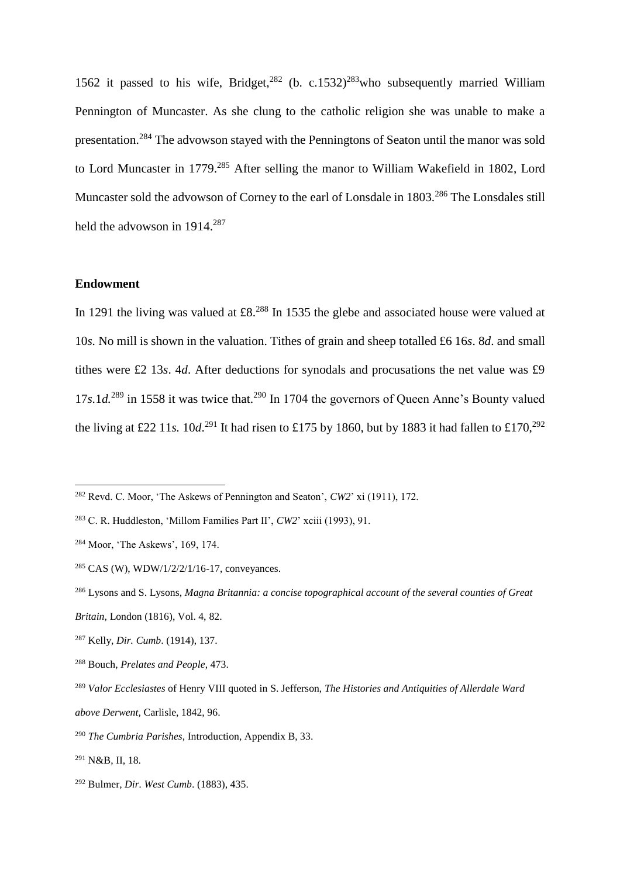1562 it passed to his wife, Bridget,[282] (b. c.1532)[283]who subsequently married William Pennington of Muncaster. As she clung to the catholic religion she was unable to make a presentation.[284] The advowson stayed with the Penningtons of Seaton until the manor was sold to Lord Muncaster in 1779.[285] After selling the manor to William Wakefield in 1802, Lord Muncaster sold the advowson of Corney to the earl of Lonsdale in 1803.[286] The Lonsdales still held the advowson in 1914.[287]

### Endowment

In 1291 the living was valued at £8.[288] In 1535 the glebe and associated house were valued at 10*s.* No mill is shown in the valuation. Tithes of grain and sheep totalled £6 16*s*. 8*d*. and small tithes were £2 13*s*. 4*d*. After deductions for synodals and procusations the net value was £9 17*s.*1*d.*[289] in 1558 it was twice that.[290] In 1704 the governors of Queen Anne's Bounty valued the living at £22 11*s.* 10*d*.[291] It had risen to £175 by 1860, but by 1883 it had fallen to £170,[292]

---

[282] Revd. C. Moor, 'The Askews of Pennington and Seaton', *CW2*' xi (1911), 172.

[283] C. R. Huddleston, 'Millom Families Part II', *CW2*' xciii (1993), 91.

[284] Moor, 'The Askews', 169, 174.

[285] CAS (W), WDW/1/2/2/1/16-17, conveyances.

[286] Lysons and S. Lysons, *Magna Britannia: a concise topographical account of the several counties of Great Britain,* London (1816), Vol. 4, 82.

[287] Kelly, *Dir. Cumb*. (1914), 137.

[288] Bouch, *Prelates and People*, 473.

[289] *Valor Ecclesiastes* of Henry VIII quoted in S. Jefferson, *The Histories and Antiquities of Allerdale Ward above Derwent,* Carlisle, 1842, 96.

[290] *The Cumbria Parishes*, Introduction, Appendix B, 33.

[291] N&B, II, 18.

[292] Bulmer, *Dir. West Cumb*. (1883), 435.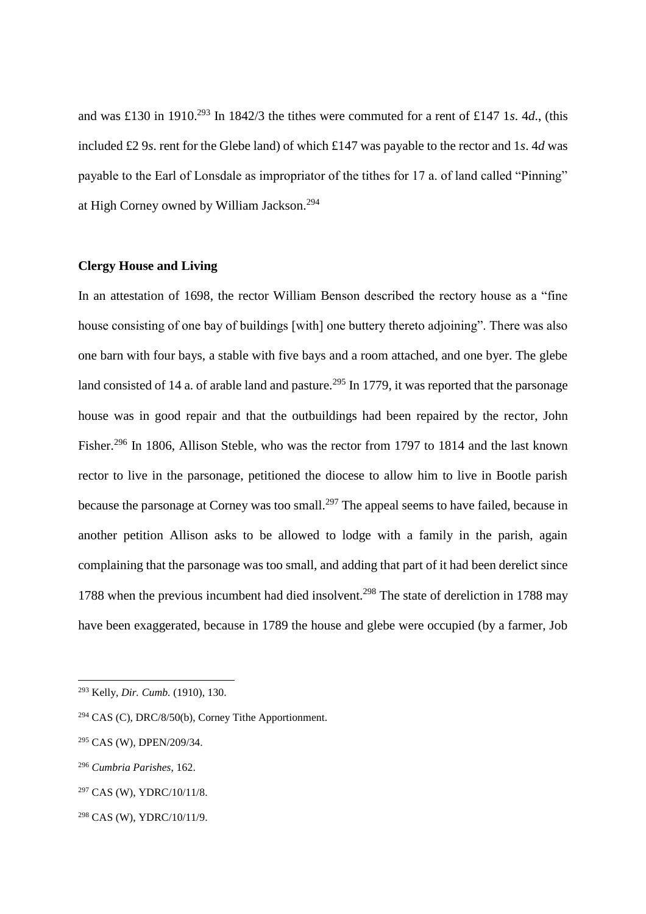and was £130 in 1910.[293] In 1842/3 the tithes were commuted for a rent of £147 1*s*. 4*d*., (this included £2 9*s*. rent for the Glebe land) of which £147 was payable to the rector and 1*s*. 4*d* was payable to the Earl of Lonsdale as impropriator of the tithes for 17 a. of land called "Pinning" at High Corney owned by William Jackson.[294]

**Clergy House and Living**

In an attestation of 1698, the rector William Benson described the rectory house as a "fine house consisting of one bay of buildings [with] one buttery thereto adjoining". There was also one barn with four bays, a stable with five bays and a room attached, and one byer. The glebe land consisted of 14 a. of arable land and pasture.[295] In 1779, it was reported that the parsonage house was in good repair and that the outbuildings had been repaired by the rector, John Fisher.[296] In 1806, Allison Steble, who was the rector from 1797 to 1814 and the last known rector to live in the parsonage, petitioned the diocese to allow him to live in Bootle parish because the parsonage at Corney was too small.[297] The appeal seems to have failed, because in another petition Allison asks to be allowed to lodge with a family in the parish, again complaining that the parsonage was too small, and adding that part of it had been derelict since 1788 when the previous incumbent had died insolvent.[298] The state of dereliction in 1788 may have been exaggerated, because in 1789 the house and glebe were occupied (by a farmer, Job

---

[293] Kelly, *Dir. Cumb.* (1910), 130.

[294] CAS (C), DRC/8/50(b), Corney Tithe Apportionment.

[295] CAS (W), DPEN/209/34.

[296] *Cumbria Parishes*, 162.

[297] CAS (W), YDRC/10/11/8.

[298] CAS (W), YDRC/10/11/9.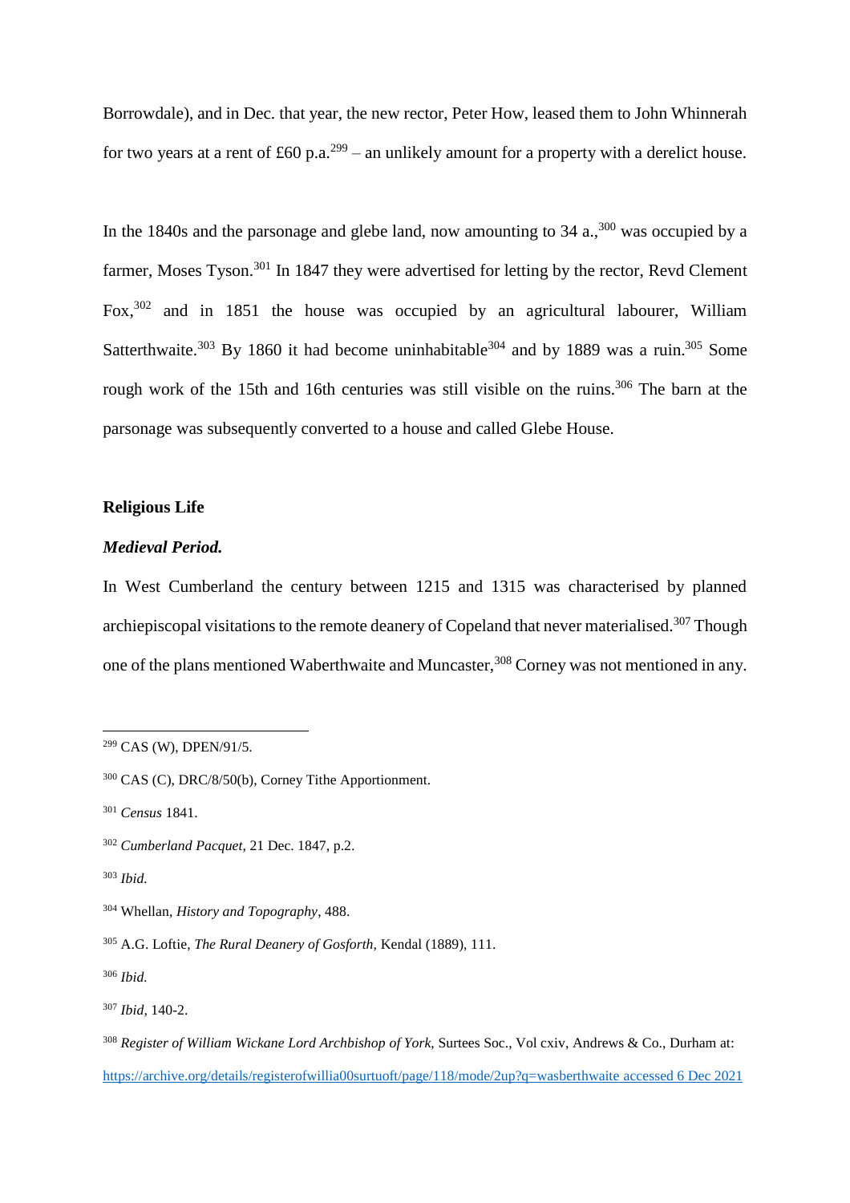Borrowdale), and in Dec. that year, the new rector, Peter How, leased them to John Whinnerah for two years at a rent of £60 p.a.[299] – an unlikely amount for a property with a derelict house.

In the 1840s and the parsonage and glebe land, now amounting to 34 a.,[300] was occupied by a farmer, Moses Tyson.[301] In 1847 they were advertised for letting by the rector, Revd Clement Fox,[302] and in 1851 the house was occupied by an agricultural labourer, William Satterthwaite.[303] By 1860 it had become uninhabitable[304] and by 1889 was a ruin.[305] Some rough work of the 15th and 16th centuries was still visible on the ruins.[306] The barn at the parsonage was subsequently converted to a house and called Glebe House.

**Religious Life**

***Medieval Period.***

In West Cumberland the century between 1215 and 1315 was characterised by planned archiepiscopal visitations to the remote deanery of Copeland that never materialised.[307] Though one of the plans mentioned Waberthwaite and Muncaster,[308] Corney was not mentioned in any.

---

[299] CAS (W), DPEN/91/5.

[300] CAS (C), DRC/8/50(b), Corney Tithe Apportionment.

[301] *Census* 1841.

[302] *Cumberland Pacquet*, 21 Dec. 1847, p.2.

[303] *Ibid.*

[304] Whellan, *History and Topography*, 488.

[305] A.G. Loftie, *The Rural Deanery of Gosforth*, Kendal (1889), 111.

[306] *Ibid.*

[307] *Ibid*, 140-2.

[308] *Register of William Wickane Lord Archbishop of York*, Surtees Soc., Vol cxiv, Andrews & Co., Durham at: https://archive.org/details/registerofwillia00surtuoft/page/118/mode/2up?q=wasberthwaite accessed 6 Dec 2021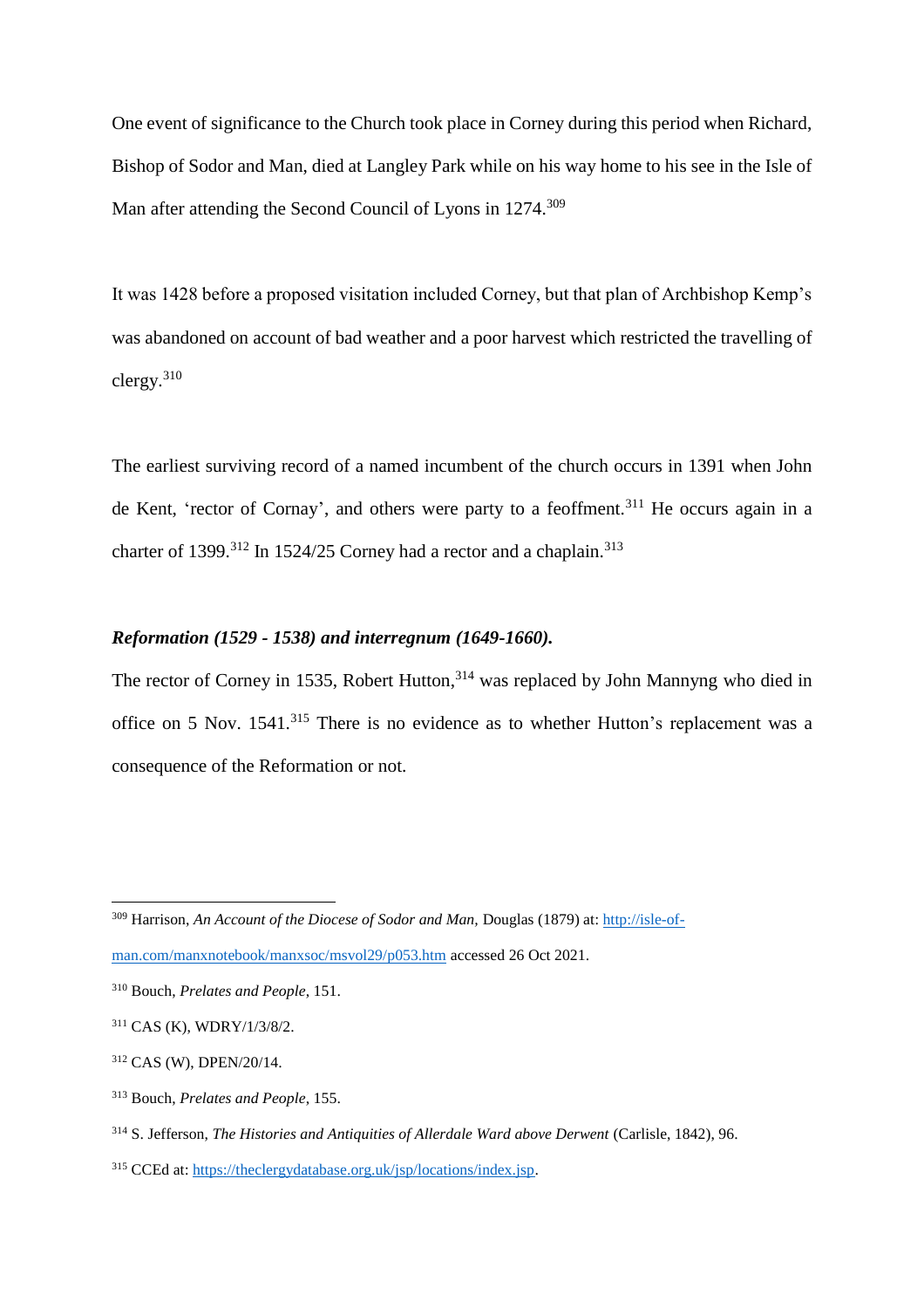One event of significance to the Church took place in Corney during this period when Richard, Bishop of Sodor and Man, died at Langley Park while on his way home to his see in the Isle of Man after attending the Second Council of Lyons in 1274.[309]

It was 1428 before a proposed visitation included Corney, but that plan of Archbishop Kemp's was abandoned on account of bad weather and a poor harvest which restricted the travelling of clergy.[310]

The earliest surviving record of a named incumbent of the church occurs in 1391 when John de Kent, 'rector of Cornay', and others were party to a feoffment.[311] He occurs again in a charter of 1399.[312] In 1524/25 Corney had a rector and a chaplain.[313]

### *Reformation (1529 - 1538) and interregnum (1649-1660).*

The rector of Corney in 1535, Robert Hutton,[314] was replaced by John Mannyng who died in office on 5 Nov. 1541.[315] There is no evidence as to whether Hutton's replacement was a consequence of the Reformation or not.

---

[309] Harrison, *An Account of the Diocese of Sodor and Man,* Douglas (1879) at: http://isle-of-man.com/manxnotebook/manxsoc/msvol29/p053.htm accessed 26 Oct 2021.

[310] Bouch, *Prelates and People*, 151.

[311] CAS (K), WDRY/1/3/8/2.

[312] CAS (W), DPEN/20/14.

[313] Bouch, *Prelates and People*, 155.

[314] S. Jefferson, *The Histories and Antiquities of Allerdale Ward above Derwent* (Carlisle, 1842), 96.

[315] CCEd at: https://theclergydatabase.org.uk/jsp/locations/index.jsp.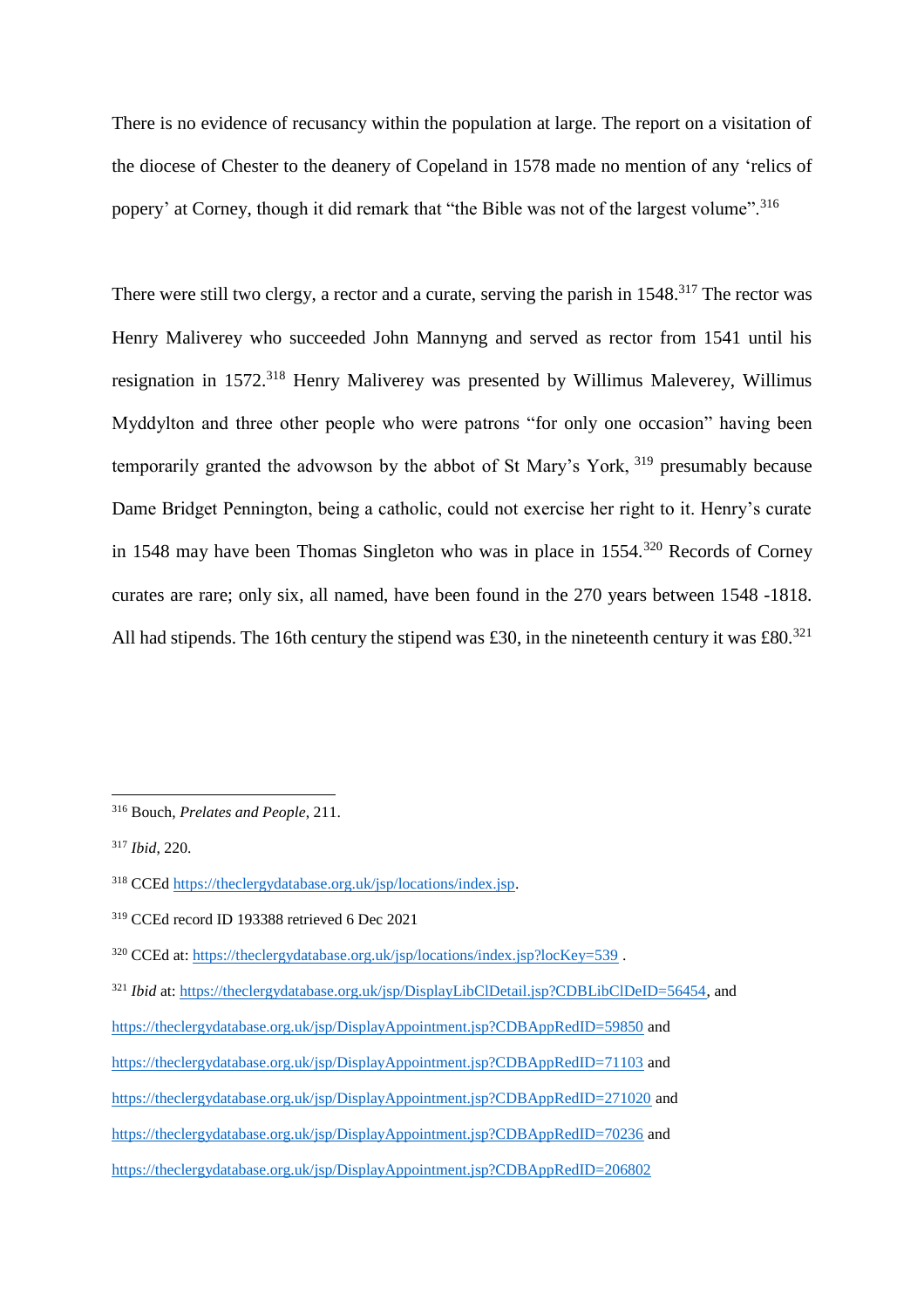There is no evidence of recusancy within the population at large. The report on a visitation of the diocese of Chester to the deanery of Copeland in 1578 made no mention of any 'relics of popery' at Corney, though it did remark that "the Bible was not of the largest volume".[316]

There were still two clergy, a rector and a curate, serving the parish in 1548.[317] The rector was Henry Maliverey who succeeded John Mannyng and served as rector from 1541 until his resignation in 1572.[318] Henry Maliverey was presented by Willimus Maleverey, Willimus Myddylton and three other people who were patrons "for only one occasion" having been temporarily granted the advowson by the abbot of St Mary's York, [319] presumably because Dame Bridget Pennington, being a catholic, could not exercise her right to it. Henry's curate in 1548 may have been Thomas Singleton who was in place in 1554.[320] Records of Corney curates are rare; only six, all named, have been found in the 270 years between 1548 -1818. All had stipends. The 16th century the stipend was £30, in the nineteenth century it was £80.[321]

---

[316] Bouch, *Prelates and People*, 211.

[317] *Ibid*, 220.

[318] CCEd https://theclergydatabase.org.uk/jsp/locations/index.jsp.

[319] CCEd record ID 193388 retrieved 6 Dec 2021

[320] CCEd at: https://theclergydatabase.org.uk/jsp/locations/index.jsp?locKey=539 .

[321] *Ibid* at: https://theclergydatabase.org.uk/jsp/DisplayLibClDetail.jsp?CDBLibClDeID=56454, and https://theclergydatabase.org.uk/jsp/DisplayAppointment.jsp?CDBAppRedID=59850 and https://theclergydatabase.org.uk/jsp/DisplayAppointment.jsp?CDBAppRedID=71103 and https://theclergydatabase.org.uk/jsp/DisplayAppointment.jsp?CDBAppRedID=271020 and https://theclergydatabase.org.uk/jsp/DisplayAppointment.jsp?CDBAppRedID=70236 and https://theclergydatabase.org.uk/jsp/DisplayAppointment.jsp?CDBAppRedID=206802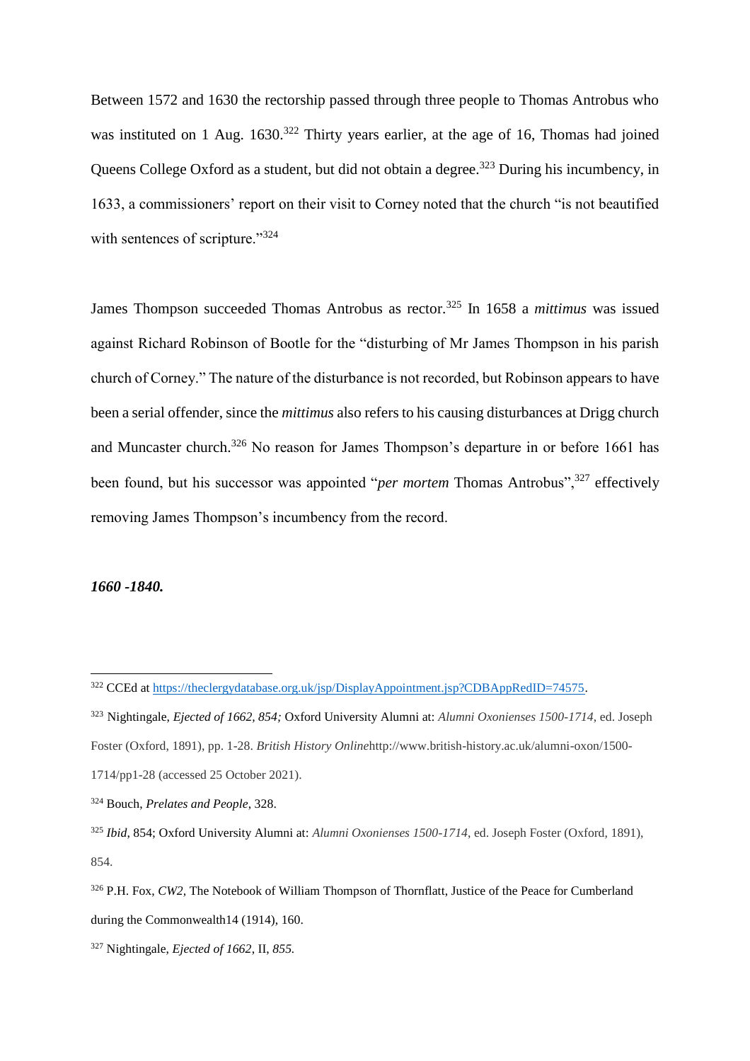Between 1572 and 1630 the rectorship passed through three people to Thomas Antrobus who was instituted on 1 Aug. 1630.[322] Thirty years earlier, at the age of 16, Thomas had joined Queens College Oxford as a student, but did not obtain a degree.[323] During his incumbency, in 1633, a commissioners' report on their visit to Corney noted that the church "is not beautified with sentences of scripture."[324]

James Thompson succeeded Thomas Antrobus as rector.[325] In 1658 a *mittimus* was issued against Richard Robinson of Bootle for the "disturbing of Mr James Thompson in his parish church of Corney." The nature of the disturbance is not recorded, but Robinson appears to have been a serial offender, since the *mittimus* also refers to his causing disturbances at Drigg church and Muncaster church.[326] No reason for James Thompson's departure in or before 1661 has been found, but his successor was appointed "*per mortem* Thomas Antrobus",[327] effectively removing James Thompson's incumbency from the record.

***1660 -1840.***

---

[322] CCEd at https://theclergydatabase.org.uk/jsp/DisplayAppointment.jsp?CDBAppRedID=74575.

[323] Nightingale, *Ejected of 1662, 854;* Oxford University Alumni at: *Alumni Oxonienses 1500-1714*, ed. Joseph Foster (Oxford, 1891), pp. 1-28. *British History Online*http://www.british-history.ac.uk/alumni-oxon/1500-1714/pp1-28 (accessed 25 October 2021).

[324] Bouch, *Prelates and People*, 328.

[325] *Ibid*, 854; Oxford University Alumni at: *Alumni Oxonienses 1500-1714*, ed. Joseph Foster (Oxford, 1891), 854.

[326] P.H. Fox, *CW2,* The Notebook of William Thompson of Thornflatt, Justice of the Peace for Cumberland during the Commonwealth14 (1914), 160.

[327] Nightingale, *Ejected of 1662*, II, *855.*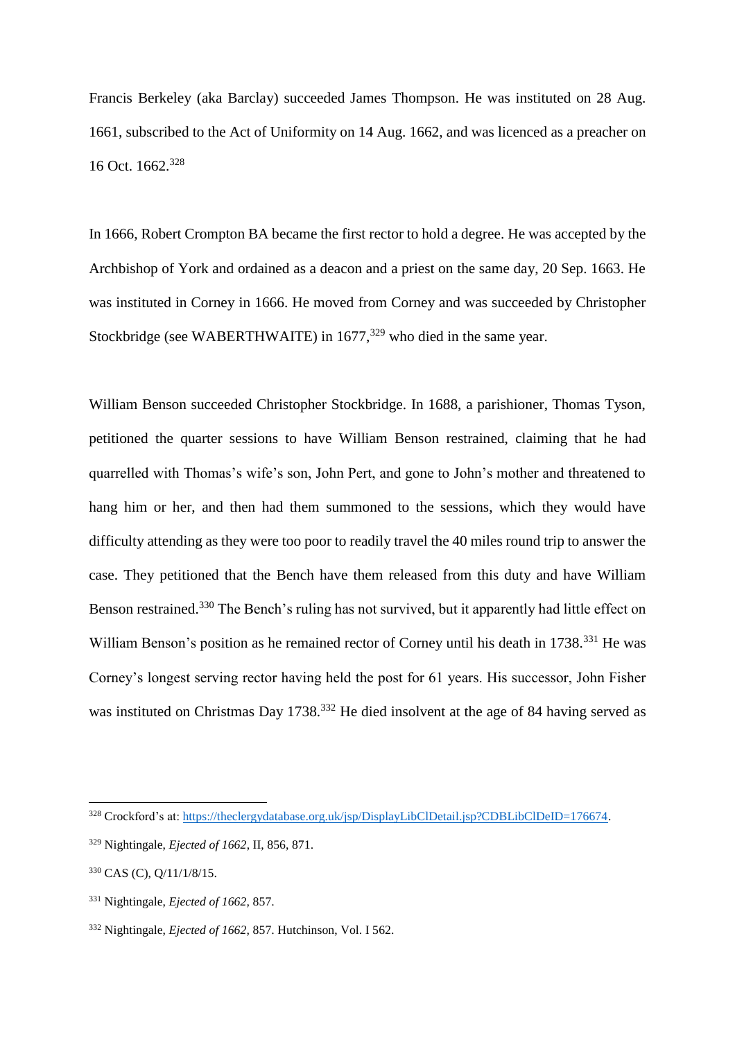Francis Berkeley (aka Barclay) succeeded James Thompson. He was instituted on 28 Aug. 1661, subscribed to the Act of Uniformity on 14 Aug. 1662, and was licenced as a preacher on 16 Oct. 1662.[328]

In 1666, Robert Crompton BA became the first rector to hold a degree. He was accepted by the Archbishop of York and ordained as a deacon and a priest on the same day, 20 Sep. 1663. He was instituted in Corney in 1666. He moved from Corney and was succeeded by Christopher Stockbridge (see WABERTHWAITE) in 1677,[329] who died in the same year.

William Benson succeeded Christopher Stockbridge. In 1688, a parishioner, Thomas Tyson, petitioned the quarter sessions to have William Benson restrained, claiming that he had quarrelled with Thomas's wife's son, John Pert, and gone to John's mother and threatened to hang him or her, and then had them summoned to the sessions, which they would have difficulty attending as they were too poor to readily travel the 40 miles round trip to answer the case. They petitioned that the Bench have them released from this duty and have William Benson restrained.[330] The Bench's ruling has not survived, but it apparently had little effect on William Benson's position as he remained rector of Corney until his death in 1738.[331] He was Corney's longest serving rector having held the post for 61 years. His successor, John Fisher was instituted on Christmas Day 1738.[332] He died insolvent at the age of 84 having served as

---

[328] Crockford's at: https://theclergydatabase.org.uk/jsp/DisplayLibClDetail.jsp?CDBLibClDeID=176674.

[329] Nightingale, *Ejected of 1662*, II, 856, 871.

[330] CAS (C), Q/11/1/8/15.

[331] Nightingale, *Ejected of 1662*, 857.

[332] Nightingale, *Ejected of 1662*, 857. Hutchinson, Vol. I 562.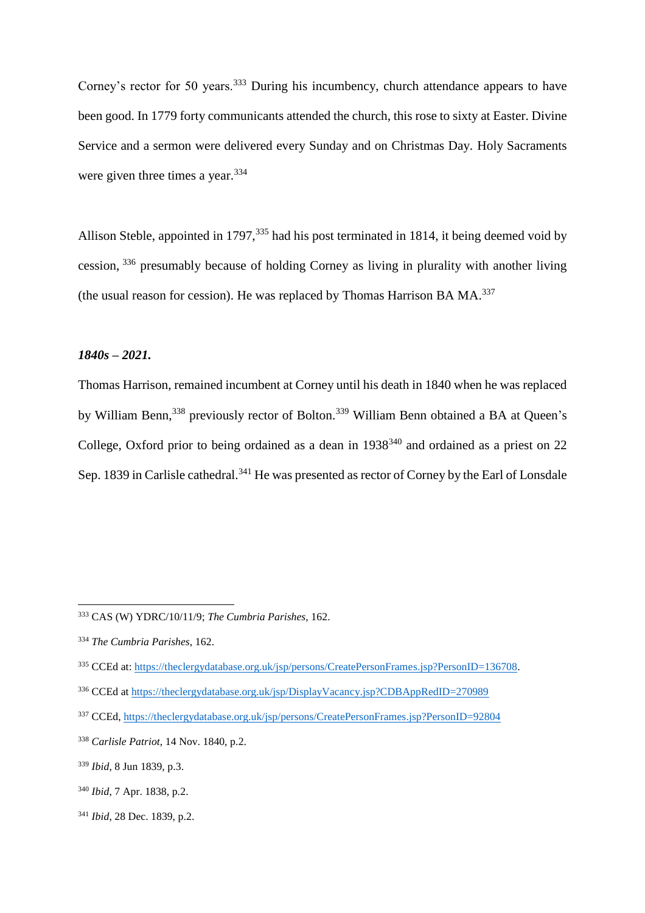Corney's rector for 50 years.[333] During his incumbency, church attendance appears to have been good. In 1779 forty communicants attended the church, this rose to sixty at Easter. Divine Service and a sermon were delivered every Sunday and on Christmas Day. Holy Sacraments were given three times a year.[334]

Allison Steble, appointed in 1797,[335] had his post terminated in 1814, it being deemed void by cession, [336] presumably because of holding Corney as living in plurality with another living (the usual reason for cession). He was replaced by Thomas Harrison BA MA.[337]

***1840s – 2021.***

Thomas Harrison, remained incumbent at Corney until his death in 1840 when he was replaced by William Benn,[338] previously rector of Bolton.[339] William Benn obtained a BA at Queen's College, Oxford prior to being ordained as a dean in 1938[340] and ordained as a priest on 22 Sep. 1839 in Carlisle cathedral.[341] He was presented as rector of Corney by the Earl of Lonsdale

---

[333] CAS (W) YDRC/10/11/9; *The Cumbria Parishes*, 162.

[334] *The Cumbria Parishes*, 162.

[335] CCEd at: https://theclergydatabase.org.uk/jsp/persons/CreatePersonFrames.jsp?PersonID=136708.

[336] CCEd at https://theclergydatabase.org.uk/jsp/DisplayVacancy.jsp?CDBAppRedID=270989

[337] CCEd, https://theclergydatabase.org.uk/jsp/persons/CreatePersonFrames.jsp?PersonID=92804

[338] *Carlisle Patriot*, 14 Nov. 1840, p.2.

[339] *Ibid*, 8 Jun 1839, p.3.

[340] *Ibid*, 7 Apr. 1838, p.2.

[341] *Ibid*, 28 Dec. 1839, p.2.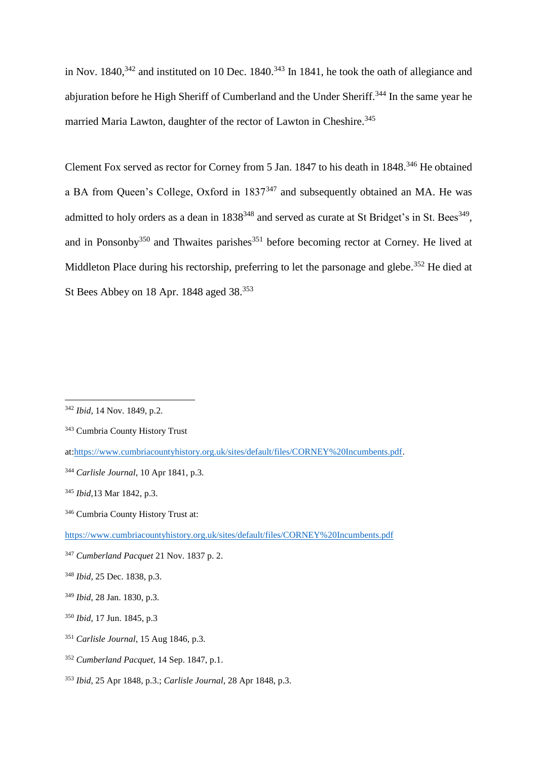in Nov. 1840,[342] and instituted on 10 Dec. 1840.[343] In 1841, he took the oath of allegiance and abjuration before he High Sheriff of Cumberland and the Under Sheriff.[344] In the same year he married Maria Lawton, daughter of the rector of Lawton in Cheshire.[345]

Clement Fox served as rector for Corney from 5 Jan. 1847 to his death in 1848.[346] He obtained a BA from Queen's College, Oxford in 1837[347] and subsequently obtained an MA. He was admitted to holy orders as a dean in 1838[348] and served as curate at St Bridget's in St. Bees[349], and in Ponsonby[350] and Thwaites parishes[351] before becoming rector at Corney. He lived at Middleton Place during his rectorship, preferring to let the parsonage and glebe.[352] He died at St Bees Abbey on 18 Apr. 1848 aged 38.[353]

---

[342] *Ibid*, 14 Nov. 1849, p.2.

[343] Cumbria County History Trust at:https://www.cumbriacountyhistory.org.uk/sites/default/files/CORNEY%20Incumbents.pdf.

[344] *Carlisle Journal*, 10 Apr 1841, p.3.

[345] *Ibid*,13 Mar 1842, p.3.

[346] Cumbria County History Trust at: https://www.cumbriacountyhistory.org.uk/sites/default/files/CORNEY%20Incumbents.pdf

[347] *Cumberland Pacquet* 21 Nov. 1837 p. 2.

[348] *Ibid*, 25 Dec. 1838, p.3.

[349] *Ibid*, 28 Jan. 1830, p.3.

[350] *Ibid*, 17 Jun. 1845, p.3

[351] *Carlisle Journal*, 15 Aug 1846, p.3.

[352] *Cumberland Pacquet*, 14 Sep. 1847, p.1.

[353] *Ibid*, 25 Apr 1848, p.3.; *Carlisle Journal*, 28 Apr 1848, p.3.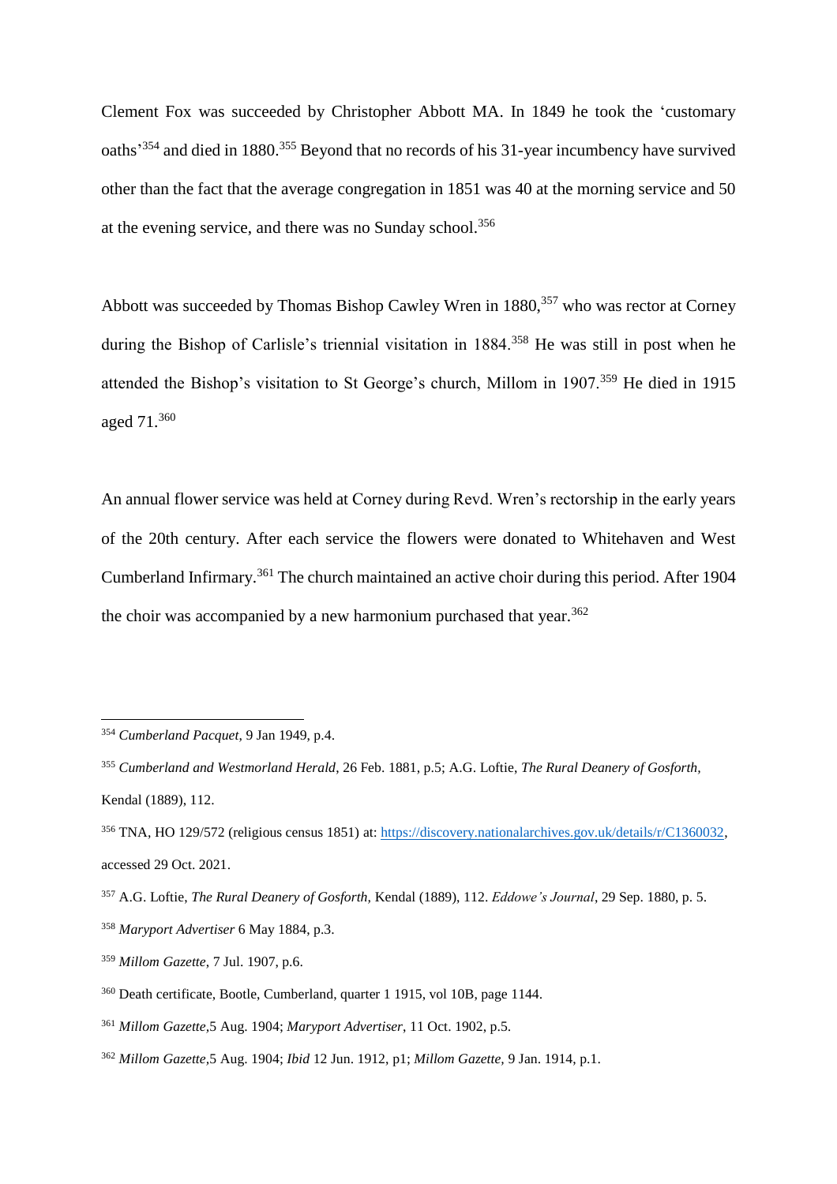Clement Fox was succeeded by Christopher Abbott MA. In 1849 he took the 'customary oaths'[354] and died in 1880.[355] Beyond that no records of his 31-year incumbency have survived other than the fact that the average congregation in 1851 was 40 at the morning service and 50 at the evening service, and there was no Sunday school.[356]

Abbott was succeeded by Thomas Bishop Cawley Wren in 1880,[357] who was rector at Corney during the Bishop of Carlisle's triennial visitation in 1884.[358] He was still in post when he attended the Bishop's visitation to St George's church, Millom in 1907.[359] He died in 1915 aged 71.[360]

An annual flower service was held at Corney during Revd. Wren's rectorship in the early years of the 20th century. After each service the flowers were donated to Whitehaven and West Cumberland Infirmary.[361] The church maintained an active choir during this period. After 1904 the choir was accompanied by a new harmonium purchased that year.[362]

---

[354] *Cumberland Pacquet*, 9 Jan 1949, p.4.

[355] *Cumberland and Westmorland Herald*, 26 Feb. 1881, p.5; A.G. Loftie, *The Rural Deanery of Gosforth*, Kendal (1889), 112.

[356] TNA, HO 129/572 (religious census 1851) at: https://discovery.nationalarchives.gov.uk/details/r/C1360032, accessed 29 Oct. 2021.

[357] A.G. Loftie, *The Rural Deanery of Gosforth,* Kendal (1889), 112. *Eddowe's Journal*, 29 Sep. 1880, p. 5.

[358] *Maryport Advertiser* 6 May 1884, p.3.

[359] *Millom Gazette*, 7 Jul. 1907, p.6.

[360] Death certificate, Bootle, Cumberland, quarter 1 1915, vol 10B, page 1144.

[361] *Millom Gazette*,5 Aug. 1904; *Maryport Advertiser*, 11 Oct. 1902, p.5.

[362] *Millom Gazette*,5 Aug. 1904; *Ibid* 12 Jun. 1912, p1; *Millom Gazette,* 9 Jan. 1914, p.1.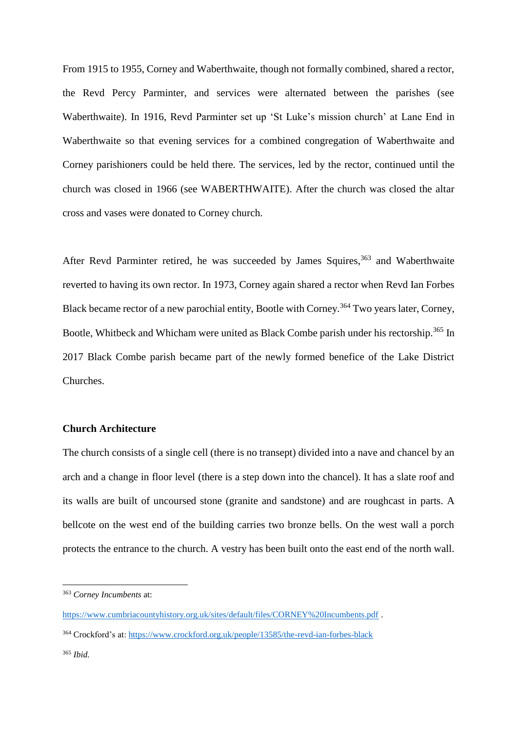From 1915 to 1955, Corney and Waberthwaite, though not formally combined, shared a rector, the Revd Percy Parminter, and services were alternated between the parishes (see Waberthwaite). In 1916, Revd Parminter set up 'St Luke's mission church' at Lane End in Waberthwaite so that evening services for a combined congregation of Waberthwaite and Corney parishioners could be held there. The services, led by the rector, continued until the church was closed in 1966 (see WABERTHWAITE). After the church was closed the altar cross and vases were donated to Corney church.

After Revd Parminter retired, he was succeeded by James Squires,[363] and Waberthwaite reverted to having its own rector. In 1973, Corney again shared a rector when Revd Ian Forbes Black became rector of a new parochial entity, Bootle with Corney.[364] Two years later, Corney, Bootle, Whitbeck and Whicham were united as Black Combe parish under his rectorship.[365] In 2017 Black Combe parish became part of the newly formed benefice of the Lake District Churches.

**Church Architecture**

The church consists of a single cell (there is no transept) divided into a nave and chancel by an arch and a change in floor level (there is a step down into the chancel). It has a slate roof and its walls are built of uncoursed stone (granite and sandstone) and are roughcast in parts. A bellcote on the west end of the building carries two bronze bells. On the west wall a porch protects the entrance to the church. A vestry has been built onto the east end of the north wall.

---

[363] *Corney Incumbents* at: https://www.cumbriacountyhistory.org.uk/sites/default/files/CORNEY%20Incumbents.pdf .

[364] Crockford's at: https://www.crockford.org.uk/people/13585/the-revd-ian-forbes-black

[365] *Ibid.*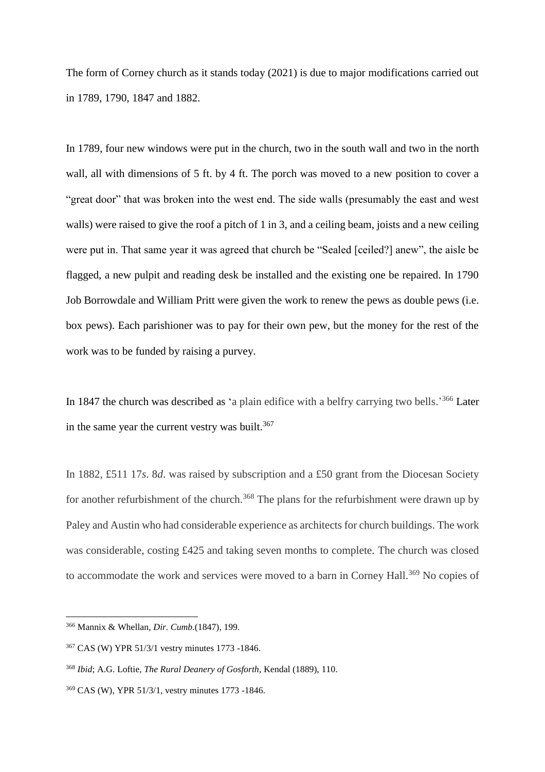The form of Corney church as it stands today (2021) is due to major modifications carried out in 1789, 1790, 1847 and 1882.

In 1789, four new windows were put in the church, two in the south wall and two in the north wall, all with dimensions of 5 ft. by 4 ft. The porch was moved to a new position to cover a "great door" that was broken into the west end. The side walls (presumably the east and west walls) were raised to give the roof a pitch of 1 in 3, and a ceiling beam, joists and a new ceiling were put in. That same year it was agreed that church be "Sealed [ceiled?] anew", the aisle be flagged, a new pulpit and reading desk be installed and the existing one be repaired. In 1790 Job Borrowdale and William Pritt were given the work to renew the pews as double pews (i.e. box pews). Each parishioner was to pay for their own pew, but the money for the rest of the work was to be funded by raising a purvey.

In 1847 the church was described as 'a plain edifice with a belfry carrying two bells.'[366] Later in the same year the current vestry was built.[367]

In 1882, £511 17*s*. 8*d*. was raised by subscription and a £50 grant from the Diocesan Society for another refurbishment of the church.[368] The plans for the refurbishment were drawn up by Paley and Austin who had considerable experience as architects for church buildings. The work was considerable, costing £425 and taking seven months to complete. The church was closed to accommodate the work and services were moved to a barn in Corney Hall.[369] No copies of

---

[366] Mannix & Whellan, *Dir. Cumb.*(1847), 199.

[367] CAS (W) YPR 51/3/1 vestry minutes 1773 -1846.

[368] *Ibid*; A.G. Loftie, *The Rural Deanery of Gosforth,* Kendal (1889), 110.

[369] CAS (W), YPR 51/3/1, vestry minutes 1773 -1846.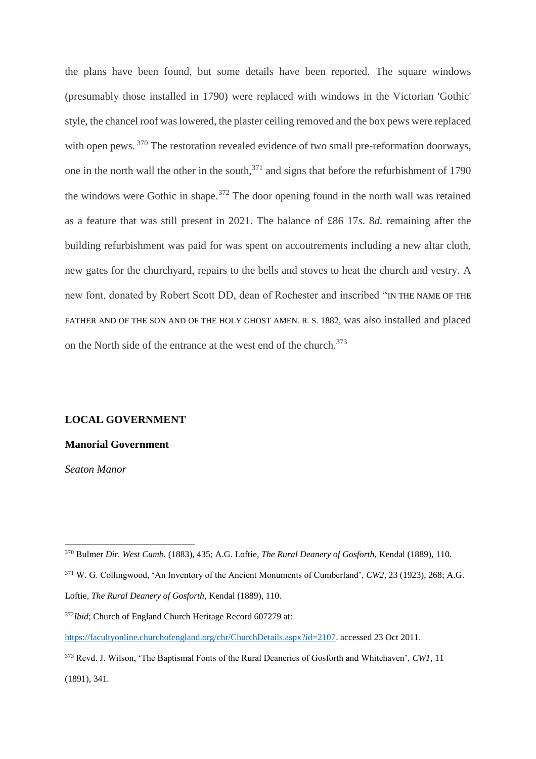the plans have been found, but some details have been reported. The square windows (presumably those installed in 1790) were replaced with windows in the Victorian 'Gothic' style, the chancel roof was lowered, the plaster ceiling removed and the box pews were replaced with open pews.[370] The restoration revealed evidence of two small pre-reformation doorways, one in the north wall the other in the south,[371] and signs that before the refurbishment of 1790 the windows were Gothic in shape.[372] The door opening found in the north wall was retained as a feature that was still present in 2021. The balance of £86 17*s*. 8*d.* remaining after the building refurbishment was paid for was spent on accoutrements including a new altar cloth, new gates for the churchyard, repairs to the bells and stoves to heat the church and vestry. A new font, donated by Robert Scott DD, dean of Rochester and inscribed "IN THE NAME OF THE FATHER AND OF THE SON AND OF THE HOLY GHOST AMEN. R. S. 1882, was also installed and placed on the North side of the entrance at the west end of the church.[373]

## LOCAL GOVERNMENT

### Manorial Government

*Seaton Manor*

---

[370] Bulmer *Dir. West Cumb.* (1883), 435; A.G. Loftie, *The Rural Deanery of Gosforth,* Kendal (1889), 110.

[371] W. G. Collingwood, 'An Inventory of the Ancient Monuments of Cumberland', *CW2,* 23 (1923), 268; A.G. Loftie, *The Rural Deanery of Gosforth,* Kendal (1889), 110.

[372] *Ibid*; Church of England Church Heritage Record 607279 at: https://facultyonline.churchofengland.org/chr/ChurchDetails.aspx?id=2107. accessed 23 Oct 2011.

[373] Revd. J. Wilson, 'The Baptismal Fonts of the Rural Deaneries of Gosforth and Whitehaven', *CW1*, 11 (1891), 341.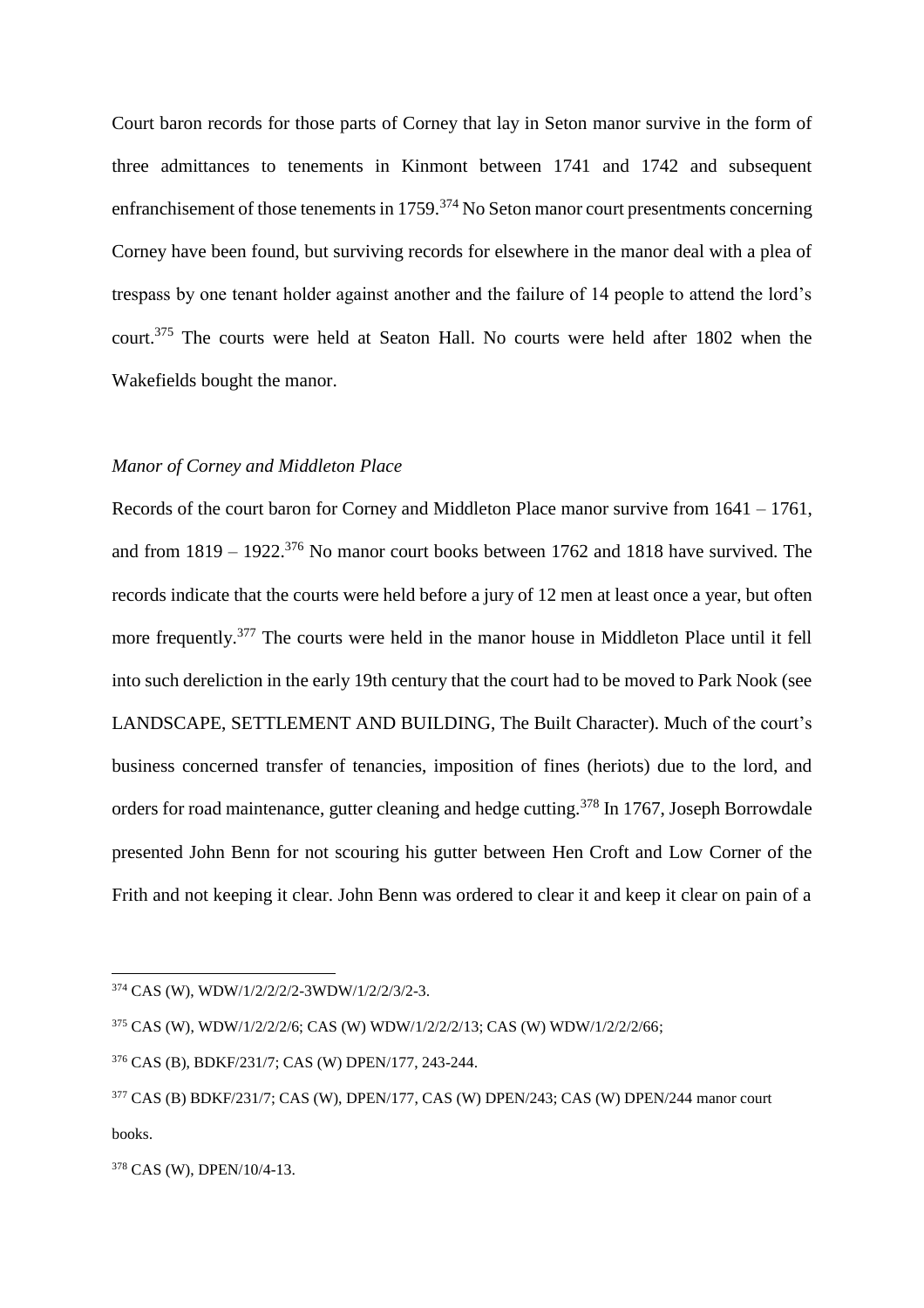Court baron records for those parts of Corney that lay in Seton manor survive in the form of three admittances to tenements in Kinmont between 1741 and 1742 and subsequent enfranchisement of those tenements in 1759.[374] No Seton manor court presentments concerning Corney have been found, but surviving records for elsewhere in the manor deal with a plea of trespass by one tenant holder against another and the failure of 14 people to attend the lord's court.[375] The courts were held at Seaton Hall. No courts were held after 1802 when the Wakefields bought the manor.

*Manor of Corney and Middleton Place*

Records of the court baron for Corney and Middleton Place manor survive from 1641 – 1761, and from 1819 – 1922.[376] No manor court books between 1762 and 1818 have survived. The records indicate that the courts were held before a jury of 12 men at least once a year, but often more frequently.[377] The courts were held in the manor house in Middleton Place until it fell into such dereliction in the early 19th century that the court had to be moved to Park Nook (see LANDSCAPE, SETTLEMENT AND BUILDING, The Built Character). Much of the court's business concerned transfer of tenancies, imposition of fines (heriots) due to the lord, and orders for road maintenance, gutter cleaning and hedge cutting.[378] In 1767, Joseph Borrowdale presented John Benn for not scouring his gutter between Hen Croft and Low Corner of the Frith and not keeping it clear. John Benn was ordered to clear it and keep it clear on pain of a

---

[374] CAS (W), WDW/1/2/2/2/2-3WDW/1/2/2/3/2-3.

[375] CAS (W), WDW/1/2/2/2/6; CAS (W) WDW/1/2/2/2/13; CAS (W) WDW/1/2/2/2/66;

[376] CAS (B), BDKF/231/7; CAS (W) DPEN/177, 243-244.

[377] CAS (B) BDKF/231/7; CAS (W), DPEN/177, CAS (W) DPEN/243; CAS (W) DPEN/244 manor court books.

[378] CAS (W), DPEN/10/4-13.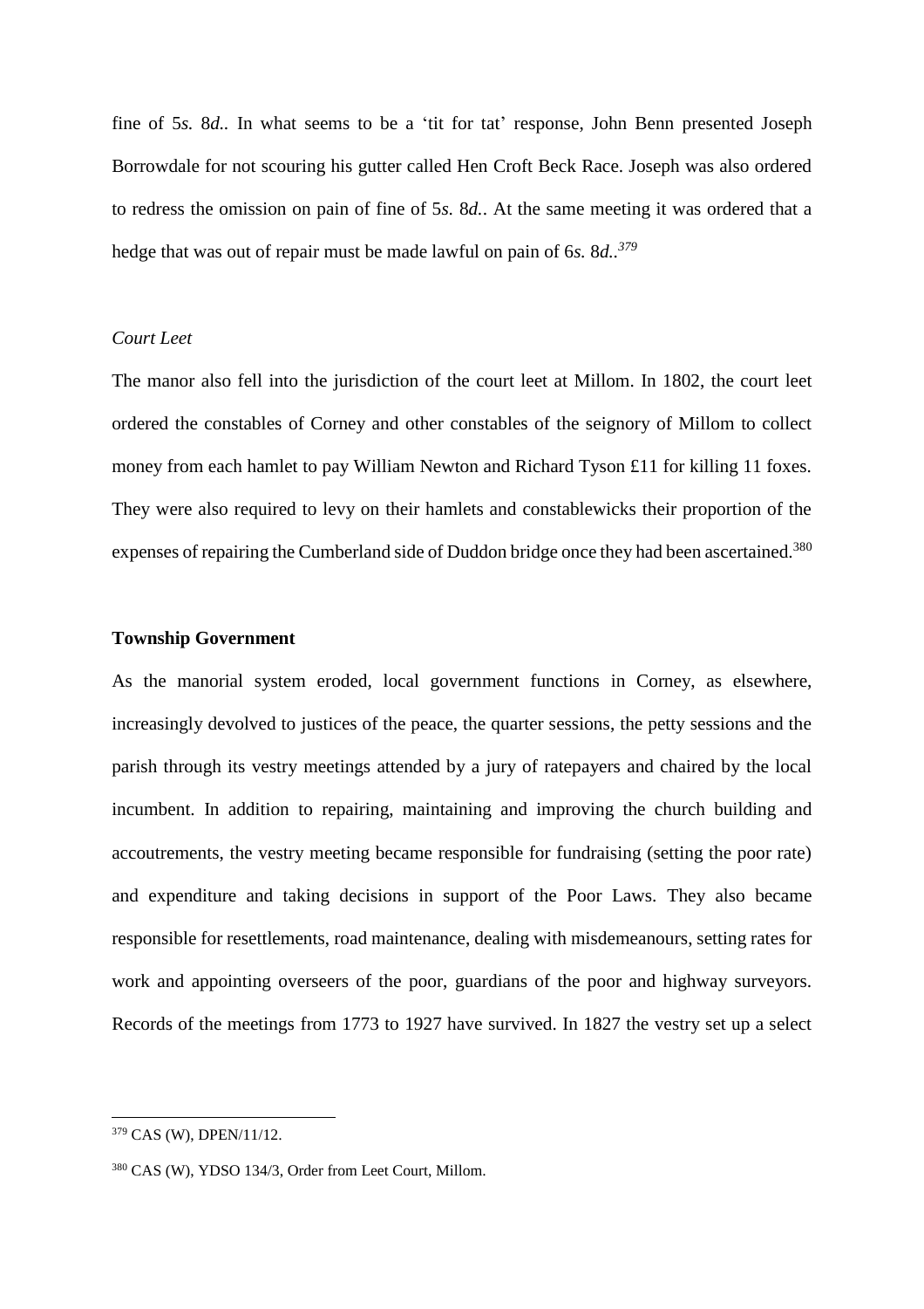fine of 5*s.* 8*d.*. In what seems to be a 'tit for tat' response, John Benn presented Joseph Borrowdale for not scouring his gutter called Hen Croft Beck Race. Joseph was also ordered to redress the omission on pain of fine of 5*s.* 8*d.*. At the same meeting it was ordered that a hedge that was out of repair must be made lawful on pain of 6*s.* 8*d.*.[379]

*Court Leet*

The manor also fell into the jurisdiction of the court leet at Millom. In 1802, the court leet ordered the constables of Corney and other constables of the seignory of Millom to collect money from each hamlet to pay William Newton and Richard Tyson £11 for killing 11 foxes. They were also required to levy on their hamlets and constablewicks their proportion of the expenses of repairing the Cumberland side of Duddon bridge once they had been ascertained.[380]

**Township Government**

As the manorial system eroded, local government functions in Corney, as elsewhere, increasingly devolved to justices of the peace, the quarter sessions, the petty sessions and the parish through its vestry meetings attended by a jury of ratepayers and chaired by the local incumbent. In addition to repairing, maintaining and improving the church building and accoutrements, the vestry meeting became responsible for fundraising (setting the poor rate) and expenditure and taking decisions in support of the Poor Laws. They also became responsible for resettlements, road maintenance, dealing with misdemeanours, setting rates for work and appointing overseers of the poor, guardians of the poor and highway surveyors. Records of the meetings from 1773 to 1927 have survived. In 1827 the vestry set up a select

---

[379] CAS (W), DPEN/11/12.

[380] CAS (W), YDSO 134/3, Order from Leet Court, Millom.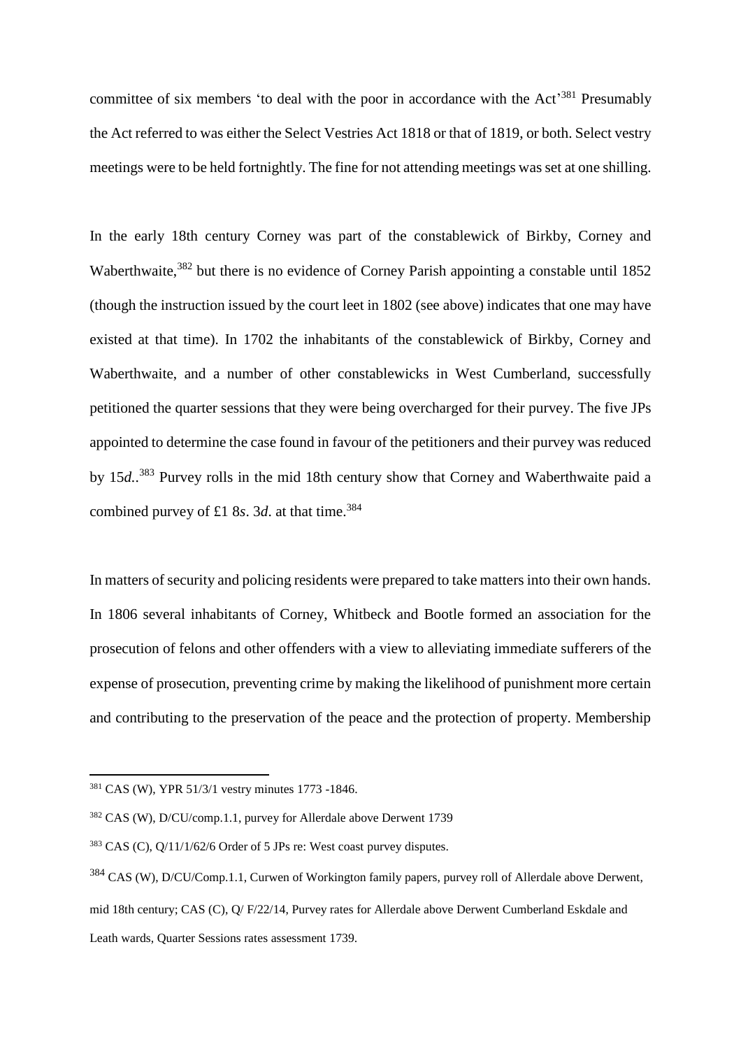committee of six members 'to deal with the poor in accordance with the Act'[381] Presumably the Act referred to was either the Select Vestries Act 1818 or that of 1819, or both. Select vestry meetings were to be held fortnightly. The fine for not attending meetings was set at one shilling.

In the early 18th century Corney was part of the constablewick of Birkby, Corney and Waberthwaite,[382] but there is no evidence of Corney Parish appointing a constable until 1852 (though the instruction issued by the court leet in 1802 (see above) indicates that one may have existed at that time). In 1702 the inhabitants of the constablewick of Birkby, Corney and Waberthwaite, and a number of other constablewicks in West Cumberland, successfully petitioned the quarter sessions that they were being overcharged for their purvey. The five JPs appointed to determine the case found in favour of the petitioners and their purvey was reduced by 15*d.*.[383] Purvey rolls in the mid 18th century show that Corney and Waberthwaite paid a combined purvey of £1 8*s*. 3*d*. at that time.[384]

In matters of security and policing residents were prepared to take matters into their own hands. In 1806 several inhabitants of Corney, Whitbeck and Bootle formed an association for the prosecution of felons and other offenders with a view to alleviating immediate sufferers of the expense of prosecution, preventing crime by making the likelihood of punishment more certain and contributing to the preservation of the peace and the protection of property. Membership

---

[381] CAS (W), YPR 51/3/1 vestry minutes 1773 -1846.

[382] CAS (W), D/CU/comp.1.1, purvey for Allerdale above Derwent 1739

[383] CAS (C), Q/11/1/62/6 Order of 5 JPs re: West coast purvey disputes.

[384] CAS (W), D/CU/Comp.1.1, Curwen of Workington family papers, purvey roll of Allerdale above Derwent, mid 18th century; CAS (C), Q/ F/22/14, Purvey rates for Allerdale above Derwent Cumberland Eskdale and Leath wards, Quarter Sessions rates assessment 1739.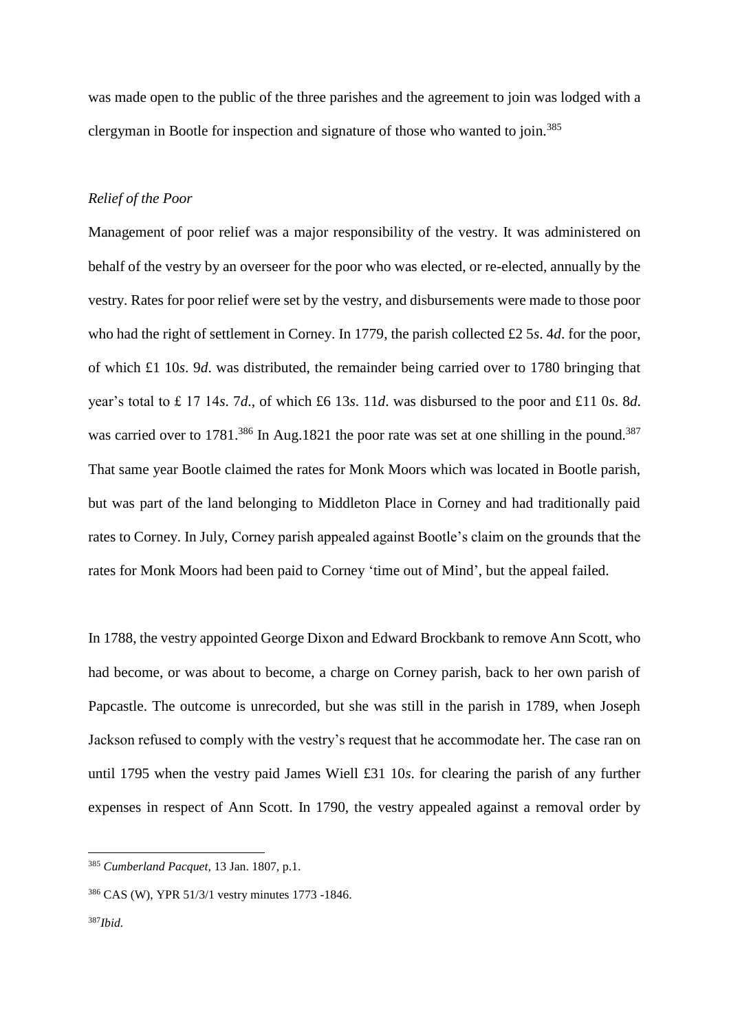was made open to the public of the three parishes and the agreement to join was lodged with a clergyman in Bootle for inspection and signature of those who wanted to join.[385]

*Relief of the Poor*

Management of poor relief was a major responsibility of the vestry. It was administered on behalf of the vestry by an overseer for the poor who was elected, or re-elected, annually by the vestry. Rates for poor relief were set by the vestry, and disbursements were made to those poor who had the right of settlement in Corney. In 1779, the parish collected £2 5*s*. 4*d*. for the poor, of which £1 10*s*. 9*d*. was distributed, the remainder being carried over to 1780 bringing that year's total to £ 17 14*s*. 7*d*., of which £6 13*s*. 11*d*. was disbursed to the poor and £11 0*s*. 8*d*. was carried over to 1781.[386] In Aug.1821 the poor rate was set at one shilling in the pound.[387] That same year Bootle claimed the rates for Monk Moors which was located in Bootle parish, but was part of the land belonging to Middleton Place in Corney and had traditionally paid rates to Corney. In July, Corney parish appealed against Bootle's claim on the grounds that the rates for Monk Moors had been paid to Corney 'time out of Mind', but the appeal failed.

In 1788, the vestry appointed George Dixon and Edward Brockbank to remove Ann Scott, who had become, or was about to become, a charge on Corney parish, back to her own parish of Papcastle. The outcome is unrecorded, but she was still in the parish in 1789, when Joseph Jackson refused to comply with the vestry's request that he accommodate her. The case ran on until 1795 when the vestry paid James Wiell £31 10*s*. for clearing the parish of any further expenses in respect of Ann Scott. In 1790, the vestry appealed against a removal order by

[385] *Cumberland Pacquet*, 13 Jan. 1807, p.1.

[386] CAS (W), YPR 51/3/1 vestry minutes 1773 -1846.

[387] *Ibid.*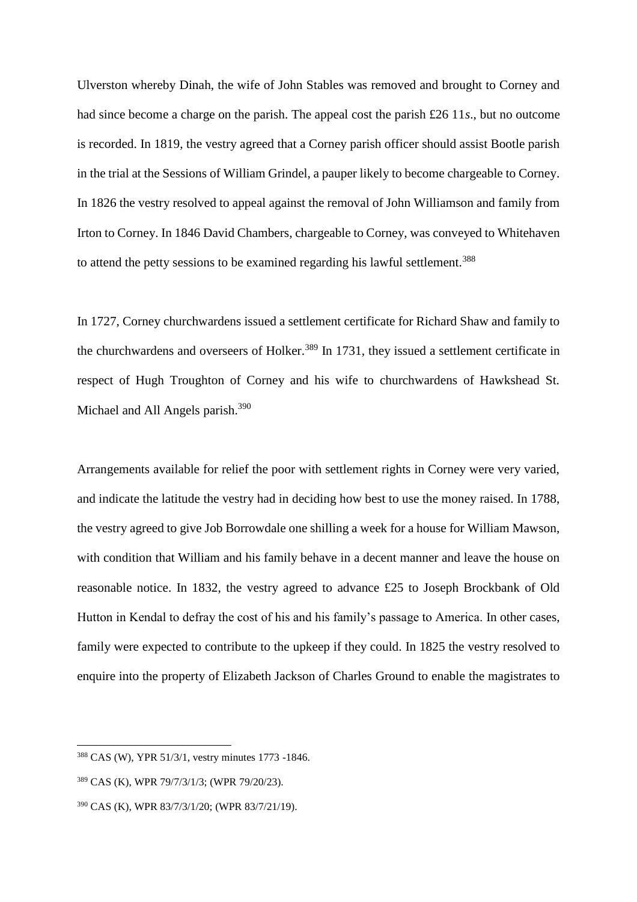Ulverston whereby Dinah, the wife of John Stables was removed and brought to Corney and had since become a charge on the parish. The appeal cost the parish £26 11*s*., but no outcome is recorded. In 1819, the vestry agreed that a Corney parish officer should assist Bootle parish in the trial at the Sessions of William Grindel, a pauper likely to become chargeable to Corney. In 1826 the vestry resolved to appeal against the removal of John Williamson and family from Irton to Corney. In 1846 David Chambers, chargeable to Corney, was conveyed to Whitehaven to attend the petty sessions to be examined regarding his lawful settlement.[388]

In 1727, Corney churchwardens issued a settlement certificate for Richard Shaw and family to the churchwardens and overseers of Holker.[389] In 1731, they issued a settlement certificate in respect of Hugh Troughton of Corney and his wife to churchwardens of Hawkshead St. Michael and All Angels parish.[390]

Arrangements available for relief the poor with settlement rights in Corney were very varied, and indicate the latitude the vestry had in deciding how best to use the money raised. In 1788, the vestry agreed to give Job Borrowdale one shilling a week for a house for William Mawson, with condition that William and his family behave in a decent manner and leave the house on reasonable notice. In 1832, the vestry agreed to advance £25 to Joseph Brockbank of Old Hutton in Kendal to defray the cost of his and his family's passage to America. In other cases, family were expected to contribute to the upkeep if they could. In 1825 the vestry resolved to enquire into the property of Elizabeth Jackson of Charles Ground to enable the magistrates to

---

[388] CAS (W), YPR 51/3/1, vestry minutes 1773 -1846.

[389] CAS (K), WPR 79/7/3/1/3; (WPR 79/20/23).

[390] CAS (K), WPR 83/7/3/1/20; (WPR 83/7/21/19).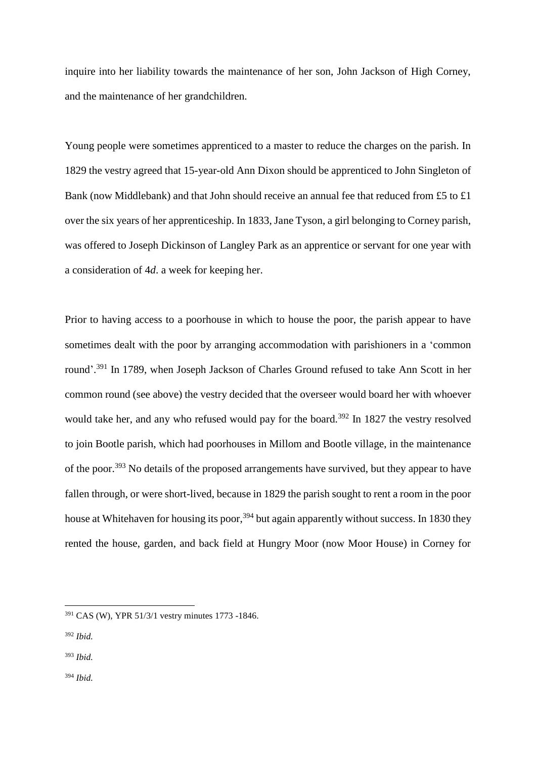inquire into her liability towards the maintenance of her son, John Jackson of High Corney, and the maintenance of her grandchildren.

Young people were sometimes apprenticed to a master to reduce the charges on the parish. In 1829 the vestry agreed that 15-year-old Ann Dixon should be apprenticed to John Singleton of Bank (now Middlebank) and that John should receive an annual fee that reduced from £5 to £1 over the six years of her apprenticeship. In 1833, Jane Tyson, a girl belonging to Corney parish, was offered to Joseph Dickinson of Langley Park as an apprentice or servant for one year with a consideration of 4*d*. a week for keeping her.

Prior to having access to a poorhouse in which to house the poor, the parish appear to have sometimes dealt with the poor by arranging accommodation with parishioners in a 'common round'.[391] In 1789, when Joseph Jackson of Charles Ground refused to take Ann Scott in her common round (see above) the vestry decided that the overseer would board her with whoever would take her, and any who refused would pay for the board.[392] In 1827 the vestry resolved to join Bootle parish, which had poorhouses in Millom and Bootle village, in the maintenance of the poor.[393] No details of the proposed arrangements have survived, but they appear to have fallen through, or were short-lived, because in 1829 the parish sought to rent a room in the poor house at Whitehaven for housing its poor,[394] but again apparently without success. In 1830 they rented the house, garden, and back field at Hungry Moor (now Moor House) in Corney for

---

[391] CAS (W), YPR 51/3/1 vestry minutes 1773 -1846.

[392] *Ibid.*

[393] *Ibid.*

[394] *Ibid.*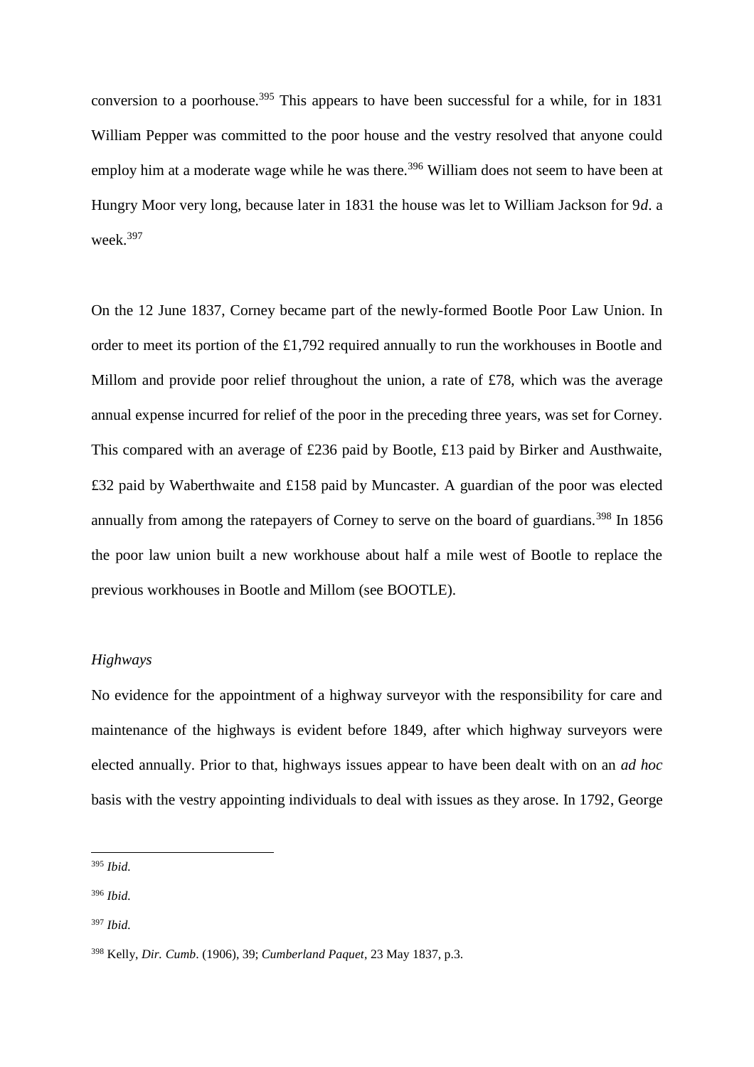conversion to a poorhouse.[395] This appears to have been successful for a while, for in 1831 William Pepper was committed to the poor house and the vestry resolved that anyone could employ him at a moderate wage while he was there.[396] William does not seem to have been at Hungry Moor very long, because later in 1831 the house was let to William Jackson for 9*d*. a week.[397]

On the 12 June 1837, Corney became part of the newly-formed Bootle Poor Law Union. In order to meet its portion of the £1,792 required annually to run the workhouses in Bootle and Millom and provide poor relief throughout the union, a rate of £78, which was the average annual expense incurred for relief of the poor in the preceding three years, was set for Corney. This compared with an average of £236 paid by Bootle, £13 paid by Birker and Austhwaite, £32 paid by Waberthwaite and £158 paid by Muncaster. A guardian of the poor was elected annually from among the ratepayers of Corney to serve on the board of guardians.[398] In 1856 the poor law union built a new workhouse about half a mile west of Bootle to replace the previous workhouses in Bootle and Millom (see BOOTLE).

*Highways*

No evidence for the appointment of a highway surveyor with the responsibility for care and maintenance of the highways is evident before 1849, after which highway surveyors were elected annually. Prior to that, highways issues appear to have been dealt with on an *ad hoc* basis with the vestry appointing individuals to deal with issues as they arose. In 1792, George

---

[395] *Ibid.*

[396] *Ibid.*

[397] *Ibid.*

[398] Kelly, *Dir. Cumb*. (1906), 39; *Cumberland Paquet*, 23 May 1837, p.3.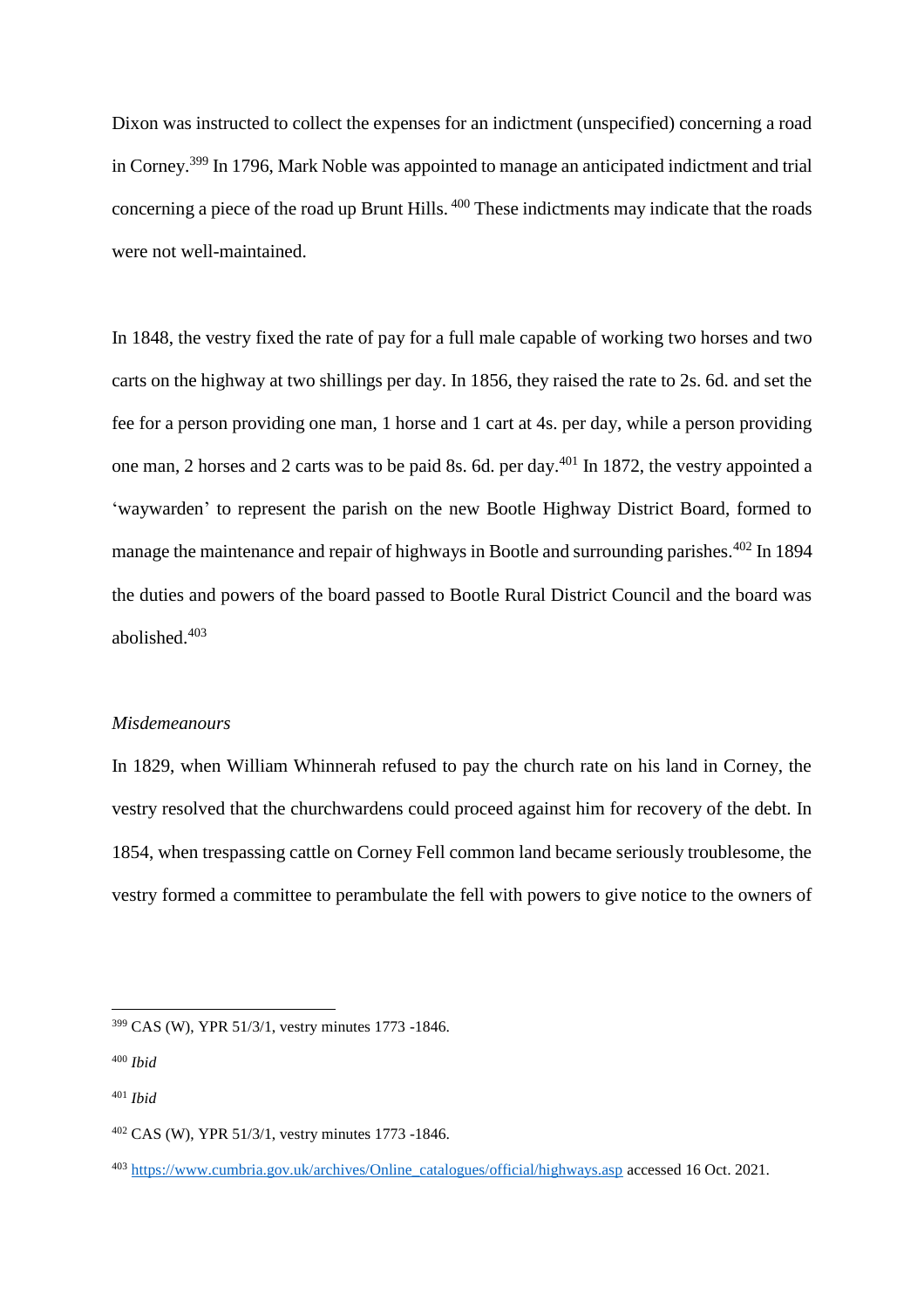Dixon was instructed to collect the expenses for an indictment (unspecified) concerning a road in Corney.[399] In 1796, Mark Noble was appointed to manage an anticipated indictment and trial concerning a piece of the road up Brunt Hills. [400] These indictments may indicate that the roads were not well-maintained.

In 1848, the vestry fixed the rate of pay for a full male capable of working two horses and two carts on the highway at two shillings per day. In 1856, they raised the rate to 2s. 6d. and set the fee for a person providing one man, 1 horse and 1 cart at 4s. per day, while a person providing one man, 2 horses and 2 carts was to be paid 8s. 6d. per day.[401] In 1872, the vestry appointed a 'waywarden' to represent the parish on the new Bootle Highway District Board, formed to manage the maintenance and repair of highways in Bootle and surrounding parishes.[402] In 1894 the duties and powers of the board passed to Bootle Rural District Council and the board was abolished.[403]

*Misdemeanours*

In 1829, when William Whinnerah refused to pay the church rate on his land in Corney, the vestry resolved that the churchwardens could proceed against him for recovery of the debt. In 1854, when trespassing cattle on Corney Fell common land became seriously troublesome, the vestry formed a committee to perambulate the fell with powers to give notice to the owners of

---

[399] CAS (W), YPR 51/3/1, vestry minutes 1773 -1846.

[400] *Ibid*

[401] *Ibid*

[402] CAS (W), YPR 51/3/1, vestry minutes 1773 -1846.

[403] https://www.cumbria.gov.uk/archives/Online_catalogues/official/highways.asp accessed 16 Oct. 2021.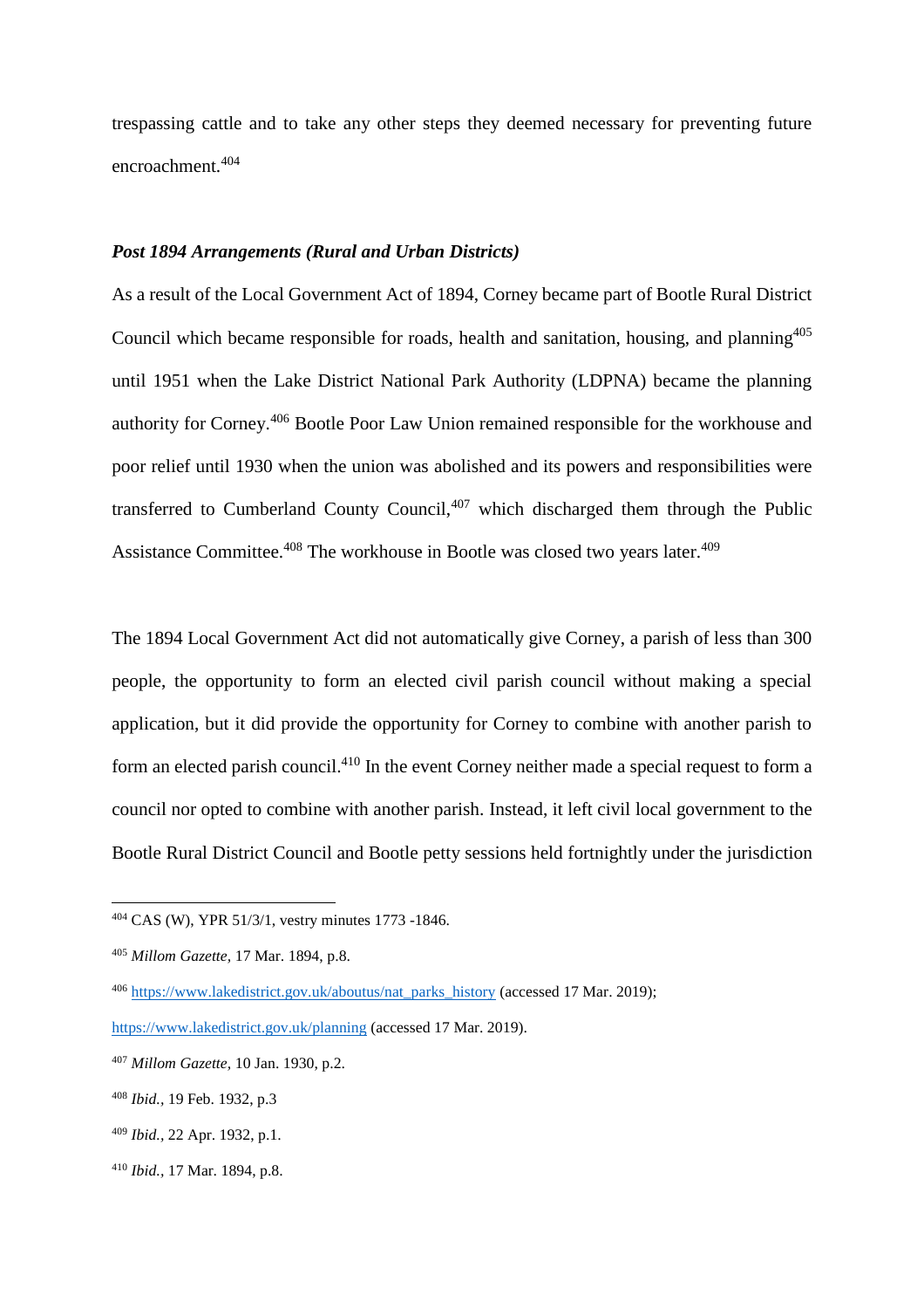trespassing cattle and to take any other steps they deemed necessary for preventing future encroachment.[404]

***Post 1894 Arrangements (Rural and Urban Districts)***

As a result of the Local Government Act of 1894, Corney became part of Bootle Rural District Council which became responsible for roads, health and sanitation, housing, and planning[405] until 1951 when the Lake District National Park Authority (LDPNA) became the planning authority for Corney.[406] Bootle Poor Law Union remained responsible for the workhouse and poor relief until 1930 when the union was abolished and its powers and responsibilities were transferred to Cumberland County Council,[407] which discharged them through the Public Assistance Committee.[408] The workhouse in Bootle was closed two years later.[409]

The 1894 Local Government Act did not automatically give Corney, a parish of less than 300 people, the opportunity to form an elected civil parish council without making a special application, but it did provide the opportunity for Corney to combine with another parish to form an elected parish council.[410] In the event Corney neither made a special request to form a council nor opted to combine with another parish. Instead, it left civil local government to the Bootle Rural District Council and Bootle petty sessions held fortnightly under the jurisdiction

---

[404] CAS (W), YPR 51/3/1, vestry minutes 1773 -1846.

[405] *Millom Gazette,* 17 Mar. 1894, p.8.

[406] https://www.lakedistrict.gov.uk/aboutus/nat_parks_history (accessed 17 Mar. 2019); https://www.lakedistrict.gov.uk/planning (accessed 17 Mar. 2019).

[407] *Millom Gazette,* 10 Jan. 1930, p.2.

[408] *Ibid.,* 19 Feb. 1932, p.3

[409] *Ibid.,* 22 Apr. 1932, p.1.

[410] *Ibid.,* 17 Mar. 1894, p.8.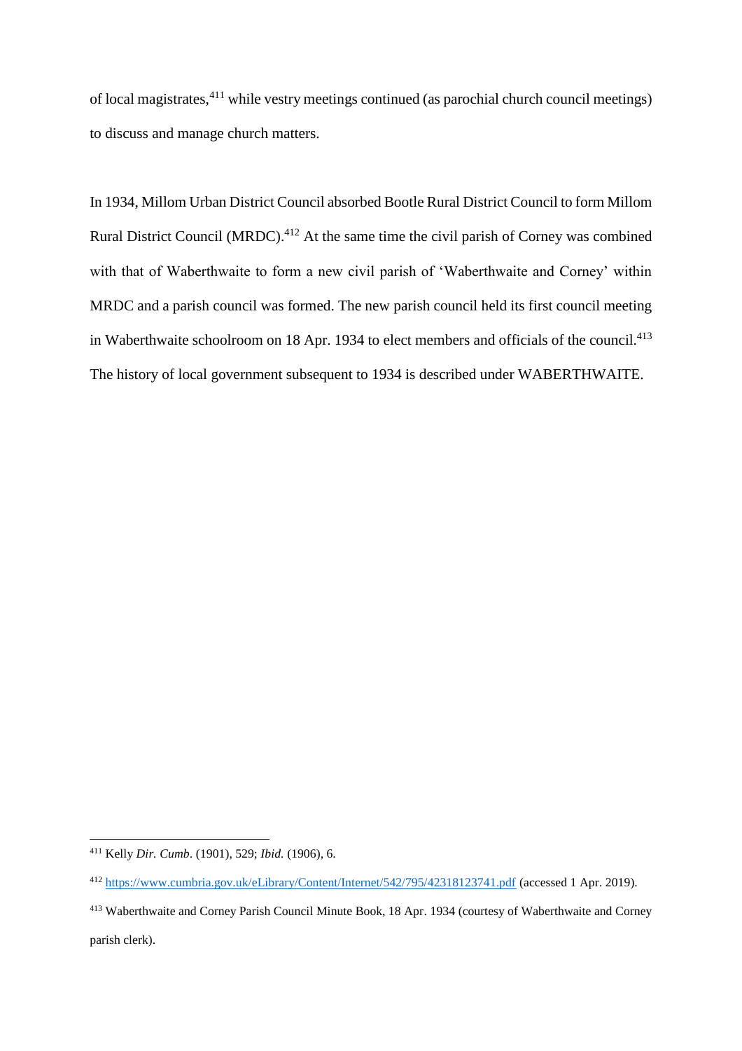of local magistrates,[411] while vestry meetings continued (as parochial church council meetings) to discuss and manage church matters.

In 1934, Millom Urban District Council absorbed Bootle Rural District Council to form Millom Rural District Council (MRDC).[412] At the same time the civil parish of Corney was combined with that of Waberthwaite to form a new civil parish of 'Waberthwaite and Corney' within MRDC and a parish council was formed. The new parish council held its first council meeting in Waberthwaite schoolroom on 18 Apr. 1934 to elect members and officials of the council.[413] The history of local government subsequent to 1934 is described under WABERTHWAITE.

---

[411] Kelly *Dir. Cumb*. (1901), 529; *Ibid.* (1906), 6.

[412] https://www.cumbria.gov.uk/eLibrary/Content/Internet/542/795/42318123741.pdf (accessed 1 Apr. 2019).

[413] Waberthwaite and Corney Parish Council Minute Book, 18 Apr. 1934 (courtesy of Waberthwaite and Corney parish clerk).